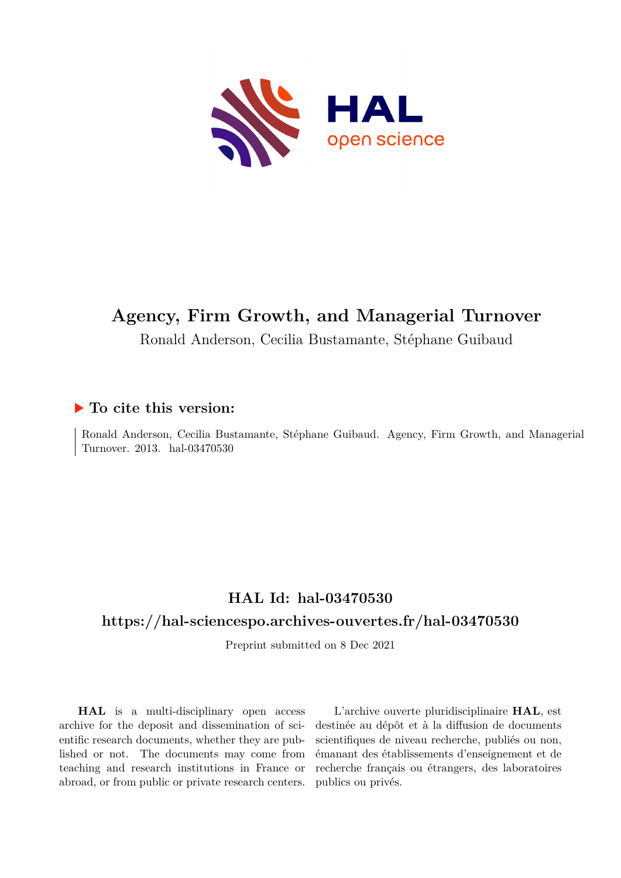# Agency, Firm Growth, and Managerial Turnover

Ronald Anderson, Cecilia Bustamante, Stéphane Guibaud

## ▶ To cite this version:

Ronald Anderson, Cecilia Bustamante, Stéphane Guibaud. Agency, Firm Growth, and Managerial Turnover. 2013. hal-03470530

## HAL Id: hal-03470530

## https://hal-sciencespo.archives-ouvertes.fr/hal-03470530

Preprint submitted on 8 Dec 2021

**HAL** is a multi-disciplinary open access archive for the deposit and dissemination of scientific research documents, whether they are published or not. The documents may come from teaching and research institutions in France or abroad, or from public or private research centers.

L'archive ouverte pluridisciplinaire **HAL**, est destinée au dépôt et à la diffusion de documents scientifiques de niveau recherche, publiés ou non, émanant des établissements d'enseignement et de recherche français ou étrangers, des laboratoires publics ou privés.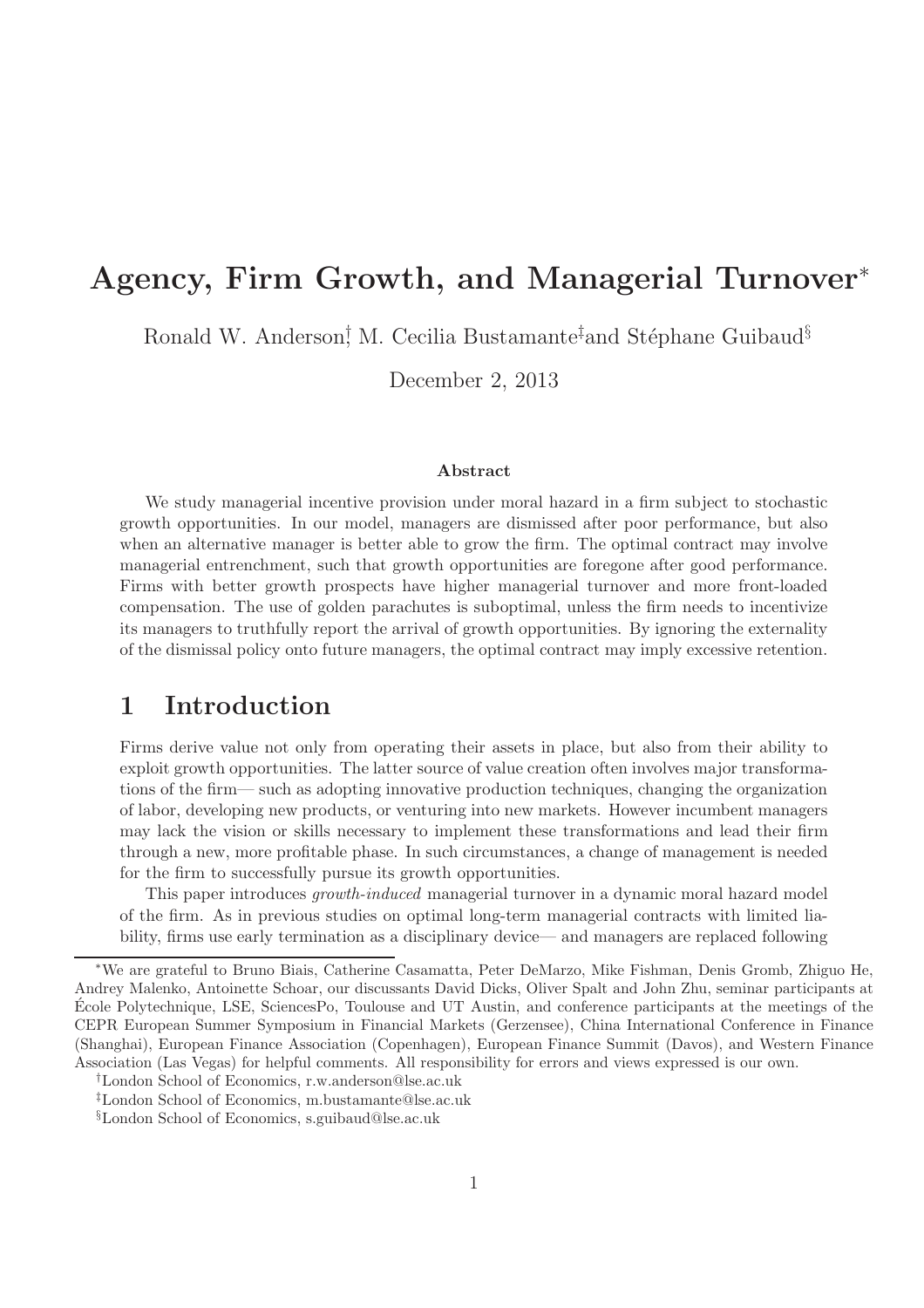# Agency, Firm Growth, and Managerial Turnover*

Ronald W. Anderson[†], M. Cecilia Bustamante[‡] and Stéphane Guibaud[§]

December 2, 2013

### Abstract

We study managerial incentive provision under moral hazard in a firm subject to stochastic growth opportunities. In our model, managers are dismissed after poor performance, but also when an alternative manager is better able to grow the firm. The optimal contract may involve managerial entrenchment, such that growth opportunities are foregone after good performance. Firms with better growth prospects have higher managerial turnover and more front-loaded compensation. The use of golden parachutes is suboptimal, unless the firm needs to incentivize its managers to truthfully report the arrival of growth opportunities. By ignoring the externality of the dismissal policy onto future managers, the optimal contract may imply excessive retention.

## 1 Introduction

Firms derive value not only from operating their assets in place, but also from their ability to exploit growth opportunities. The latter source of value creation often involves major transformations of the firm— such as adopting innovative production techniques, changing the organization of labor, developing new products, or venturing into new markets. However incumbent managers may lack the vision or skills necessary to implement these transformations and lead their firm through a new, more profitable phase. In such circumstances, a change of management is needed for the firm to successfully pursue its growth opportunities.

This paper introduces *growth-induced* managerial turnover in a dynamic moral hazard model of the firm. As in previous studies on optimal long-term managerial contracts with limited liability, firms use early termination as a disciplinary device— and managers are replaced following

---

*We are grateful to Bruno Biais, Catherine Casamatta, Peter DeMarzo, Mike Fishman, Denis Gromb, Zhiguo He, Andrey Malenko, Antoinette Schoar, our discussants David Dicks, Oliver Spalt and John Zhu, seminar participants at École Polytechnique, LSE, SciencesPo, Toulouse and UT Austin, and conference participants at the meetings of the CEPR European Summer Symposium in Financial Markets (Gerzensee), China International Conference in Finance (Shanghai), European Finance Association (Copenhagen), European Finance Summit (Davos), and Western Finance Association (Las Vegas) for helpful comments. All responsibility for errors and views expressed is our own.

[†]London School of Economics, r.w.anderson@lse.ac.uk

[‡]London School of Economics, m.bustamante@lse.ac.uk

[§]London School of Economics, s.guibaud@lse.ac.uk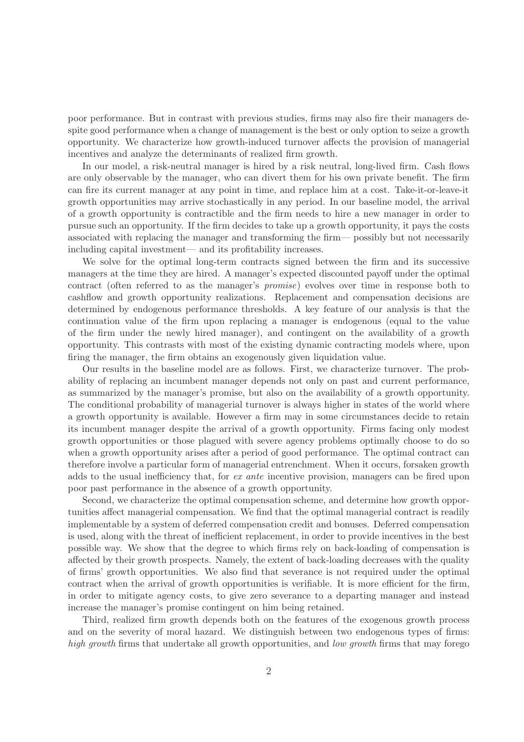poor performance. But in contrast with previous studies, firms may also fire their managers despite good performance when a change of management is the best or only option to seize a growth opportunity. We characterize how growth-induced turnover affects the provision of managerial incentives and analyze the determinants of realized firm growth.

In our model, a risk-neutral manager is hired by a risk neutral, long-lived firm. Cash flows are only observable by the manager, who can divert them for his own private benefit. The firm can fire its current manager at any point in time, and replace him at a cost. Take-it-or-leave-it growth opportunities may arrive stochastically in any period. In our baseline model, the arrival of a growth opportunity is contractible and the firm needs to hire a new manager in order to pursue such an opportunity. If the firm decides to take up a growth opportunity, it pays the costs associated with replacing the manager and transforming the firm— possibly but not necessarily including capital investment— and its profitability increases.

We solve for the optimal long-term contracts signed between the firm and its successive managers at the time they are hired. A manager's expected discounted payoff under the optimal contract (often referred to as the manager's *promise*) evolves over time in response both to cashflow and growth opportunity realizations. Replacement and compensation decisions are determined by endogenous performance thresholds. A key feature of our analysis is that the continuation value of the firm upon replacing a manager is endogenous (equal to the value of the firm under the newly hired manager), and contingent on the availability of a growth opportunity. This contrasts with most of the existing dynamic contracting models where, upon firing the manager, the firm obtains an exogenously given liquidation value.

Our results in the baseline model are as follows. First, we characterize turnover. The probability of replacing an incumbent manager depends not only on past and current performance, as summarized by the manager's promise, but also on the availability of a growth opportunity. The conditional probability of managerial turnover is always higher in states of the world where a growth opportunity is available. However a firm may in some circumstances decide to retain its incumbent manager despite the arrival of a growth opportunity. Firms facing only modest growth opportunities or those plagued with severe agency problems optimally choose to do so when a growth opportunity arises after a period of good performance. The optimal contract can therefore involve a particular form of managerial entrenchment. When it occurs, forsaken growth adds to the usual inefficiency that, for *ex ante* incentive provision, managers can be fired upon poor past performance in the absence of a growth opportunity.

Second, we characterize the optimal compensation scheme, and determine how growth opportunities affect managerial compensation. We find that the optimal managerial contract is readily implementable by a system of deferred compensation credit and bonuses. Deferred compensation is used, along with the threat of inefficient replacement, in order to provide incentives in the best possible way. We show that the degree to which firms rely on back-loading of compensation is affected by their growth prospects. Namely, the extent of back-loading decreases with the quality of firms' growth opportunities. We also find that severance is not required under the optimal contract when the arrival of growth opportunities is verifiable. It is more efficient for the firm, in order to mitigate agency costs, to give zero severance to a departing manager and instead increase the manager's promise contingent on him being retained.

Third, realized firm growth depends both on the features of the exogenous growth process and on the severity of moral hazard. We distinguish between two endogenous types of firms: *high growth* firms that undertake all growth opportunities, and *low growth* firms that may forego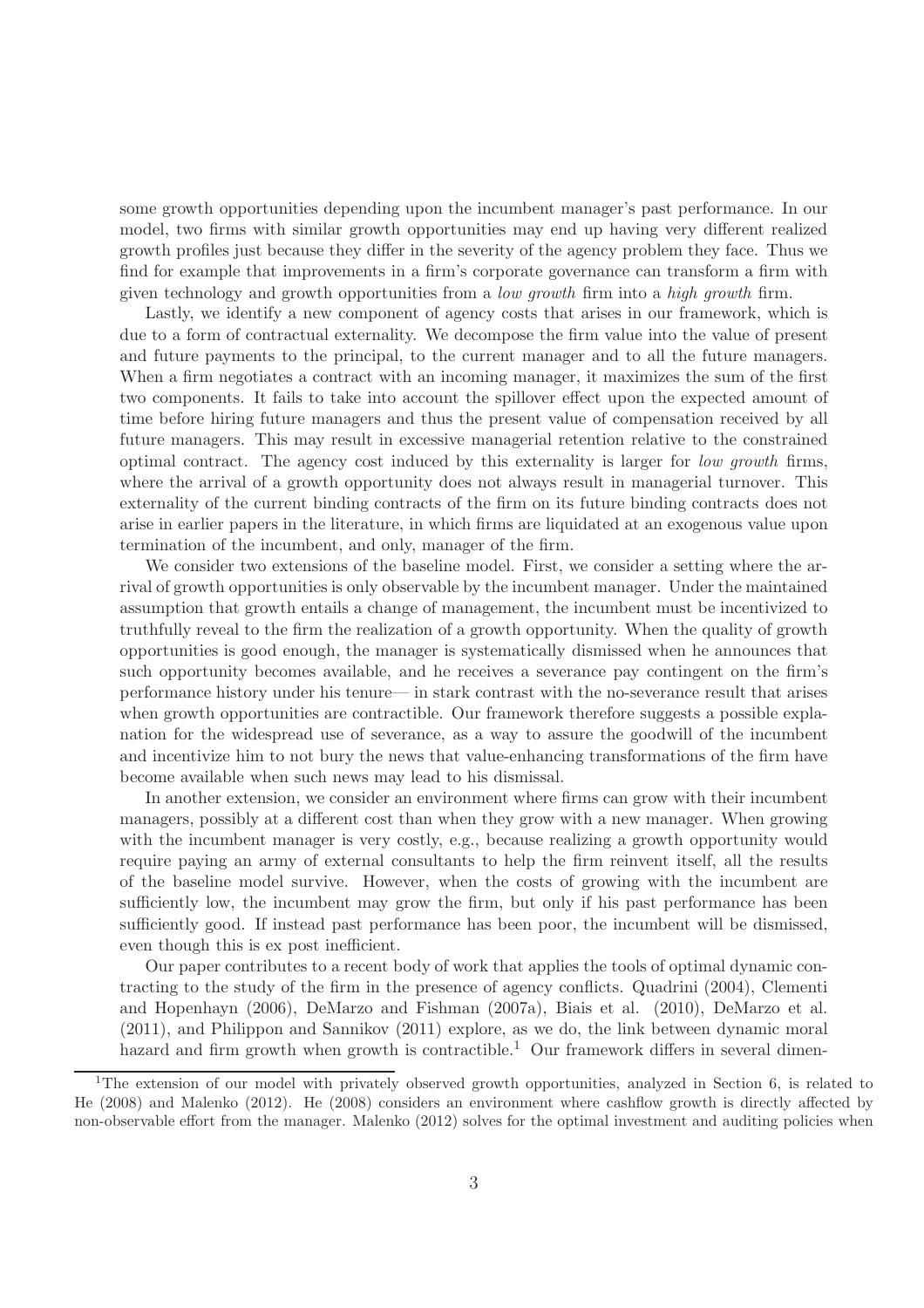some growth opportunities depending upon the incumbent manager's past performance. In our model, two firms with similar growth opportunities may end up having very different realized growth profiles just because they differ in the severity of the agency problem they face. Thus we find for example that improvements in a firm's corporate governance can transform a firm with given technology and growth opportunities from a *low growth* firm into a *high growth* firm.

Lastly, we identify a new component of agency costs that arises in our framework, which is due to a form of contractual externality. We decompose the firm value into the value of present and future payments to the principal, to the current manager and to all the future managers. When a firm negotiates a contract with an incoming manager, it maximizes the sum of the first two components. It fails to take into account the spillover effect upon the expected amount of time before hiring future managers and thus the present value of compensation received by all future managers. This may result in excessive managerial retention relative to the constrained optimal contract. The agency cost induced by this externality is larger for *low growth* firms, where the arrival of a growth opportunity does not always result in managerial turnover. This externality of the current binding contracts of the firm on its future binding contracts does not arise in earlier papers in the literature, in which firms are liquidated at an exogenous value upon termination of the incumbent, and only, manager of the firm.

We consider two extensions of the baseline model. First, we consider a setting where the arrival of growth opportunities is only observable by the incumbent manager. Under the maintained assumption that growth entails a change of management, the incumbent must be incentivized to truthfully reveal to the firm the realization of a growth opportunity. When the quality of growth opportunities is good enough, the manager is systematically dismissed when he announces that such opportunity becomes available, and he receives a severance pay contingent on the firm's performance history under his tenure— in stark contrast with the no-severance result that arises when growth opportunities are contractible. Our framework therefore suggests a possible explanation for the widespread use of severance, as a way to assure the goodwill of the incumbent and incentivize him to not bury the news that value-enhancing transformations of the firm have become available when such news may lead to his dismissal.

In another extension, we consider an environment where firms can grow with their incumbent managers, possibly at a different cost than when they grow with a new manager. When growing with the incumbent manager is very costly, e.g., because realizing a growth opportunity would require paying an army of external consultants to help the firm reinvent itself, all the results of the baseline model survive. However, when the costs of growing with the incumbent are sufficiently low, the incumbent may grow the firm, but only if his past performance has been sufficiently good. If instead past performance has been poor, the incumbent will be dismissed, even though this is ex post inefficient.

Our paper contributes to a recent body of work that applies the tools of optimal dynamic contracting to the study of the firm in the presence of agency conflicts. Quadrini (2004), Clementi and Hopenhayn (2006), DeMarzo and Fishman (2007a), Biais et al. (2010), DeMarzo et al. (2011), and Philippon and Sannikov (2011) explore, as we do, the link between dynamic moral hazard and firm growth when growth is contractible.[1] Our framework differs in several dimen-

[1]The extension of our model with privately observed growth opportunities, analyzed in Section 6, is related to He (2008) and Malenko (2012). He (2008) considers an environment where cashflow growth is directly affected by non-observable effort from the manager. Malenko (2012) solves for the optimal investment and auditing policies when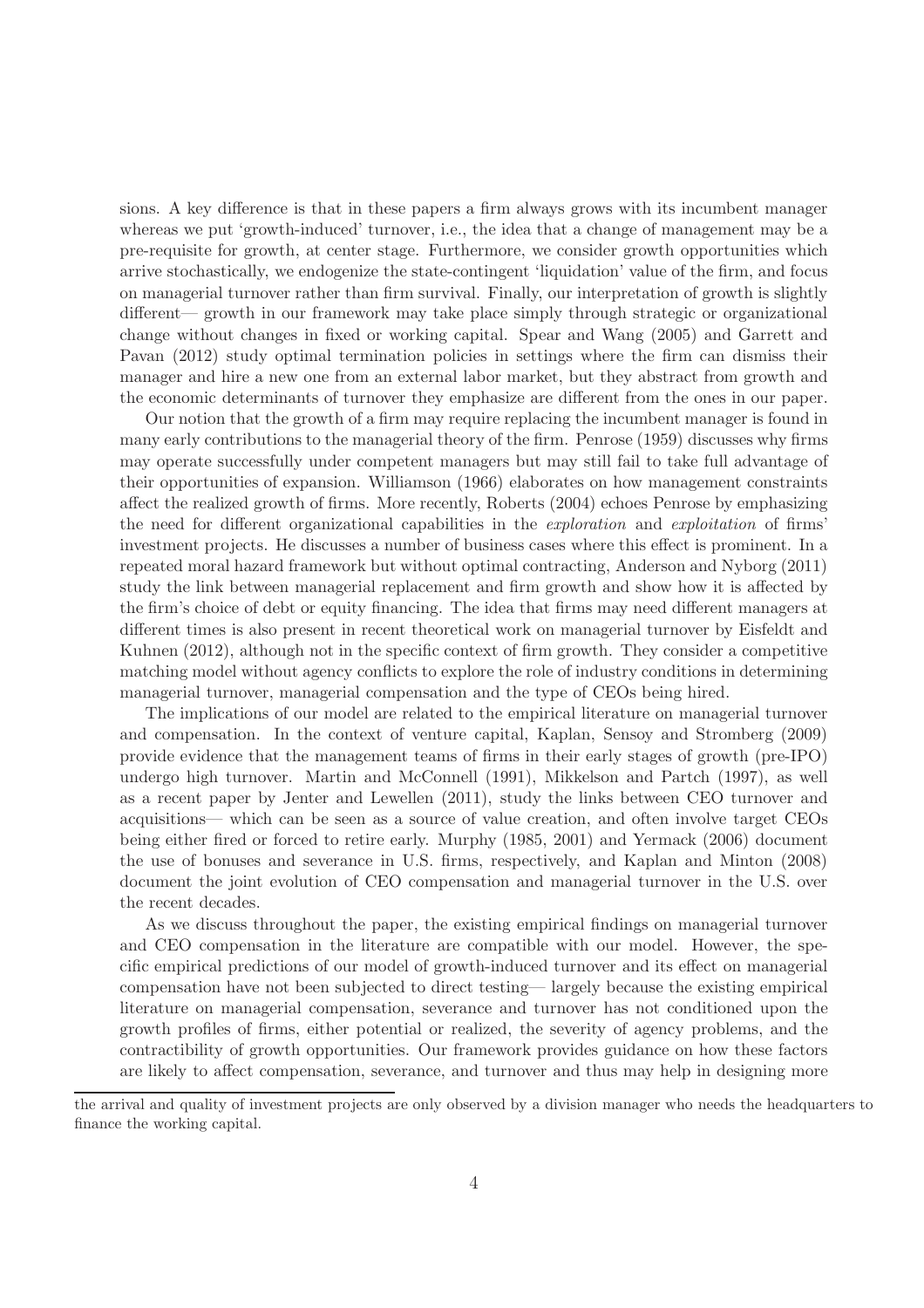sions. A key difference is that in these papers a firm always grows with its incumbent manager whereas we put 'growth-induced' turnover, i.e., the idea that a change of management may be a pre-requisite for growth, at center stage. Furthermore, we consider growth opportunities which arrive stochastically, we endogenize the state-contingent 'liquidation' value of the firm, and focus on managerial turnover rather than firm survival. Finally, our interpretation of growth is slightly different— growth in our framework may take place simply through strategic or organizational change without changes in fixed or working capital. Spear and Wang (2005) and Garrett and Pavan (2012) study optimal termination policies in settings where the firm can dismiss their manager and hire a new one from an external labor market, but they abstract from growth and the economic determinants of turnover they emphasize are different from the ones in our paper.

Our notion that the growth of a firm may require replacing the incumbent manager is found in many early contributions to the managerial theory of the firm. Penrose (1959) discusses why firms may operate successfully under competent managers but may still fail to take full advantage of their opportunities of expansion. Williamson (1966) elaborates on how management constraints affect the realized growth of firms. More recently, Roberts (2004) echoes Penrose by emphasizing the need for different organizational capabilities in the *exploration* and *exploitation* of firms' investment projects. He discusses a number of business cases where this effect is prominent. In a repeated moral hazard framework but without optimal contracting, Anderson and Nyborg (2011) study the link between managerial replacement and firm growth and show how it is affected by the firm's choice of debt or equity financing. The idea that firms may need different managers at different times is also present in recent theoretical work on managerial turnover by Eisfeldt and Kuhnen (2012), although not in the specific context of firm growth. They consider a competitive matching model without agency conflicts to explore the role of industry conditions in determining managerial turnover, managerial compensation and the type of CEOs being hired.

The implications of our model are related to the empirical literature on managerial turnover and compensation. In the context of venture capital, Kaplan, Sensoy and Stromberg (2009) provide evidence that the management teams of firms in their early stages of growth (pre-IPO) undergo high turnover. Martin and McConnell (1991), Mikkelson and Partch (1997), as well as a recent paper by Jenter and Lewellen (2011), study the links between CEO turnover and acquisitions— which can be seen as a source of value creation, and often involve target CEOs being either fired or forced to retire early. Murphy (1985, 2001) and Yermack (2006) document the use of bonuses and severance in U.S. firms, respectively, and Kaplan and Minton (2008) document the joint evolution of CEO compensation and managerial turnover in the U.S. over the recent decades.

As we discuss throughout the paper, the existing empirical findings on managerial turnover and CEO compensation in the literature are compatible with our model. However, the specific empirical predictions of our model of growth-induced turnover and its effect on managerial compensation have not been subjected to direct testing— largely because the existing empirical literature on managerial compensation, severance and turnover has not conditioned upon the growth profiles of firms, either potential or realized, the severity of agency problems, and the contractibility of growth opportunities. Our framework provides guidance on how these factors are likely to affect compensation, severance, and turnover and thus may help in designing more

the arrival and quality of investment projects are only observed by a division manager who needs the headquarters to finance the working capital.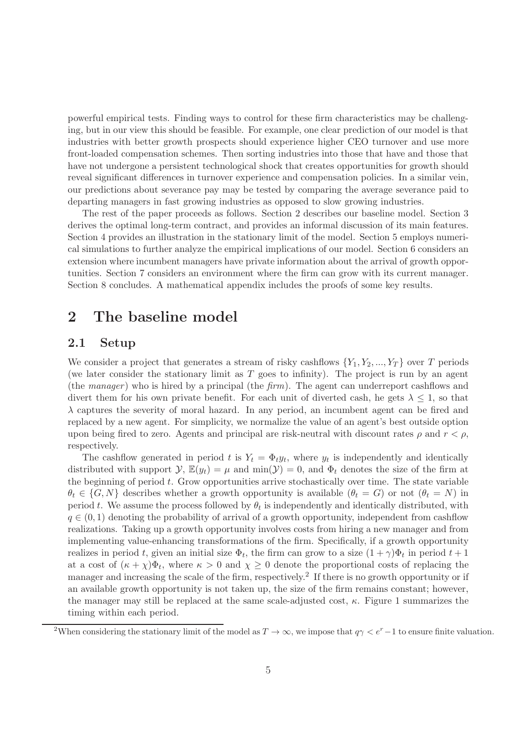powerful empirical tests. Finding ways to control for these firm characteristics may be challenging, but in our view this should be feasible. For example, one clear prediction of our model is that industries with better growth prospects should experience higher CEO turnover and use more front-loaded compensation schemes. Then sorting industries into those that have and those that have not undergone a persistent technological shock that creates opportunities for growth should reveal significant differences in turnover experience and compensation policies. In a similar vein, our predictions about severance pay may be tested by comparing the average severance paid to departing managers in fast growing industries as opposed to slow growing industries.

The rest of the paper proceeds as follows. Section 2 describes our baseline model. Section 3 derives the optimal long-term contract, and provides an informal discussion of its main features. Section 4 provides an illustration in the stationary limit of the model. Section 5 employs numerical simulations to further analyze the empirical implications of our model. Section 6 considers an extension where incumbent managers have private information about the arrival of growth opportunities. Section 7 considers an environment where the firm can grow with its current manager. Section 8 concludes. A mathematical appendix includes the proofs of some key results.

# 2 The baseline model

## 2.1 Setup

We consider a project that generates a stream of risky cashflows $\{Y_1, Y_2, ..., Y_T\}$ over $T$ periods (we later consider the stationary limit as $T$ goes to infinity). The project is run by an agent (the *manager*) who is hired by a principal (the *firm*). The agent can underreport cashflows and divert them for his own private benefit. For each unit of diverted cash, he gets $\lambda \leq 1$, so that $\lambda$ captures the severity of moral hazard. In any period, an incumbent agent can be fired and replaced by a new agent. For simplicity, we normalize the value of an agent's best outside option upon being fired to zero. Agents and principal are risk-neutral with discount rates $\rho$ and $r < \rho$, respectively.

The cashflow generated in period $t$ is $Y_t = \Phi_t y_t$, where $y_t$ is independently and identically distributed with support $\mathcal{Y}$, $\mathbb{E}(y_t) = \mu$ and $\min(\mathcal{Y}) = 0$, and $\Phi_t$ denotes the size of the firm at the beginning of period $t$. Grow opportunities arrive stochastically over time. The state variable $\theta_t \in \{G, N\}$ describes whether a growth opportunity is available ($\theta_t = G$) or not ($\theta_t = N$) in period $t$. We assume the process followed by $\theta_t$ is independently and identically distributed, with $q \in (0, 1)$ denoting the probability of arrival of a growth opportunity, independent from cashflow realizations. Taking up a growth opportunity involves costs from hiring a new manager and from implementing value-enhancing transformations of the firm. Specifically, if a growth opportunity realizes in period $t$, given an initial size $\Phi_t$, the firm can grow to a size $(1 + \gamma)\Phi_t$ in period $t + 1$ at a cost of $(\kappa + \chi)\Phi_t$, where $\kappa > 0$ and $\chi \geq 0$ denote the proportional costs of replacing the manager and increasing the scale of the firm, respectively.[2] If there is no growth opportunity or if an available growth opportunity is not taken up, the size of the firm remains constant; however, the manager may still be replaced at the same scale-adjusted cost, $\kappa$. Figure 1 summarizes the timing within each period.

[2]When considering the stationary limit of the model as $T \to \infty$, we impose that $q\gamma < e^r - 1$ to ensure finite valuation.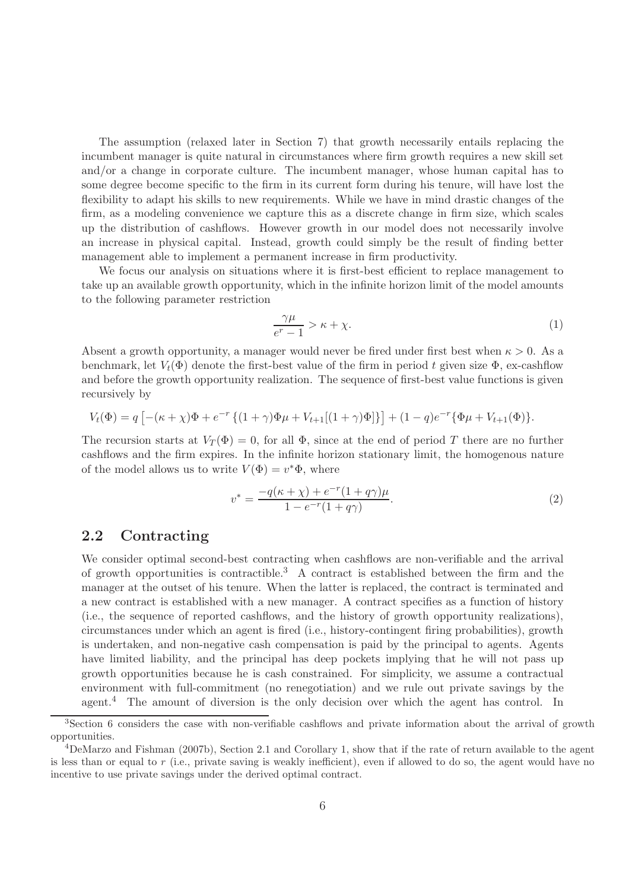The assumption (relaxed later in Section 7) that growth necessarily entails replacing the incumbent manager is quite natural in circumstances where firm growth requires a new skill set and/or a change in corporate culture. The incumbent manager, whose human capital has to some degree become specific to the firm in its current form during his tenure, will have lost the flexibility to adapt his skills to new requirements. While we have in mind drastic changes of the firm, as a modeling convenience we capture this as a discrete change in firm size, which scales up the distribution of cashflows. However growth in our model does not necessarily involve an increase in physical capital. Instead, growth could simply be the result of finding better management able to implement a permanent increase in firm productivity.

We focus our analysis on situations where it is first-best efficient to replace management to take up an available growth opportunity, which in the infinite horizon limit of the model amounts to the following parameter restriction

$$\frac{\gamma\mu}{e^r - 1} > \kappa + \chi. \tag{1}$$

Absent a growth opportunity, a manager would never be fired under first best when $\kappa > 0$. As a benchmark, let $V_t(\Phi)$ denote the first-best value of the firm in period $t$ given size $\Phi$, ex-cashflow and before the growth opportunity realization. The sequence of first-best value functions is given recursively by

$$V_t(\Phi) = q\left[-(\kappa+\chi)\Phi + e^{-r}\left\{(1+\gamma)\Phi\mu + V_{t+1}[(1+\gamma)\Phi]\right\}\right] + (1-q)e^{-r}\{\Phi\mu + V_{t+1}(\Phi)\}.$$

The recursion starts at $V_T(\Phi) = 0$, for all $\Phi$, since at the end of period $T$ there are no further cashflows and the firm expires. In the infinite horizon stationary limit, the homogenous nature of the model allows us to write $V(\Phi) = v^*\Phi$, where

$$v^* = \frac{-q(\kappa+\chi) + e^{-r}(1+q\gamma)\mu}{1 - e^{-r}(1+q\gamma)}. \tag{2}$$

## 2.2 Contracting

We consider optimal second-best contracting when cashflows are non-verifiable and the arrival of growth opportunities is contractible.[3] A contract is established between the firm and the manager at the outset of his tenure. When the latter is replaced, the contract is terminated and a new contract is established with a new manager. A contract specifies as a function of history (i.e., the sequence of reported cashflows, and the history of growth opportunity realizations), circumstances under which an agent is fired (i.e., history-contingent firing probabilities), growth is undertaken, and non-negative cash compensation is paid by the principal to agents. Agents have limited liability, and the principal has deep pockets implying that he will not pass up growth opportunities because he is cash constrained. For simplicity, we assume a contractual environment with full-commitment (no renegotiation) and we rule out private savings by the agent.[4] The amount of diversion is the only decision over which the agent has control. In

[3]Section 6 considers the case with non-verifiable cashflows and private information about the arrival of growth opportunities.

[4]DeMarzo and Fishman (2007b), Section 2.1 and Corollary 1, show that if the rate of return available to the agent is less than or equal to $r$ (i.e., private saving is weakly inefficient), even if allowed to do so, the agent would have no incentive to use private savings under the derived optimal contract.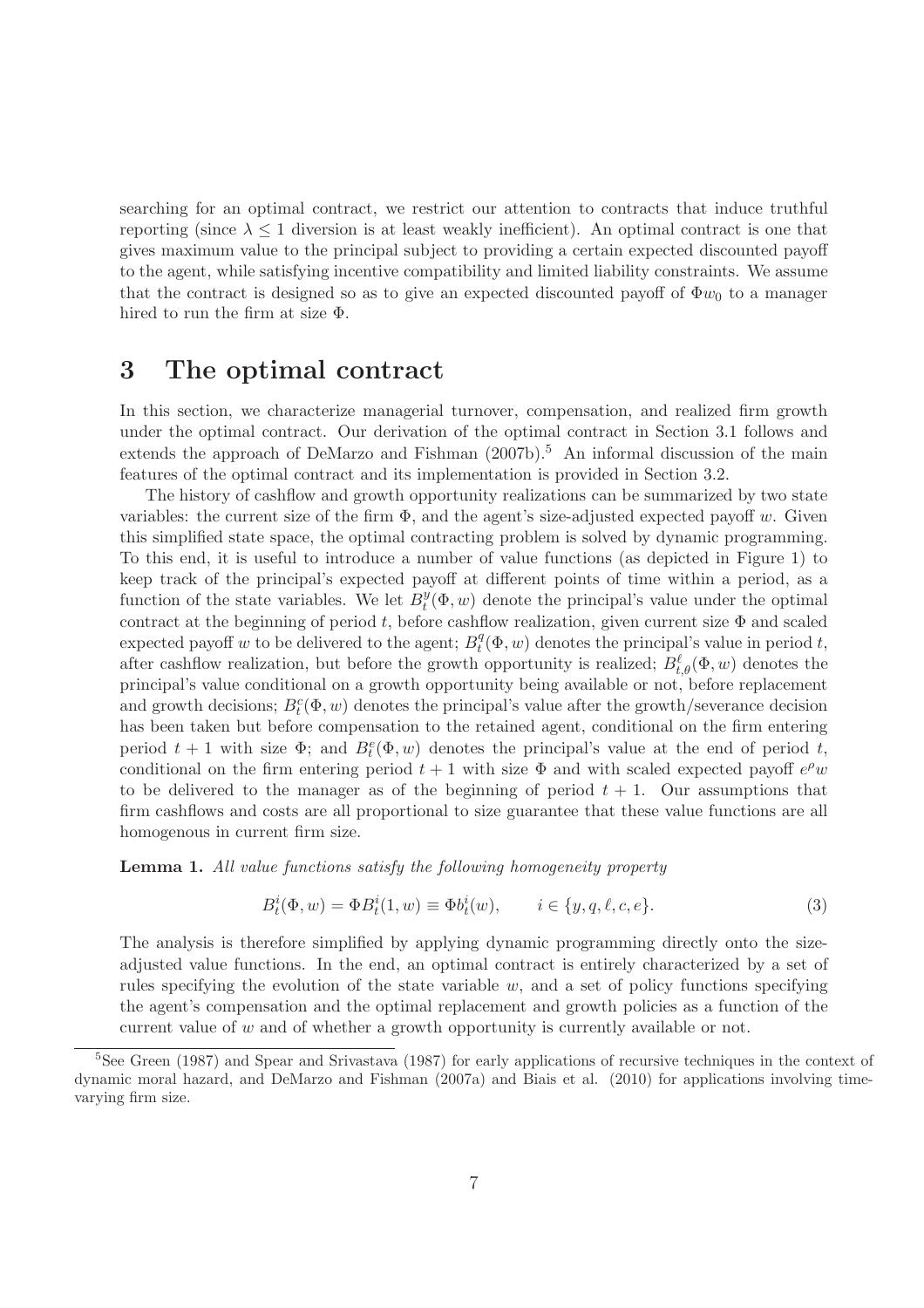searching for an optimal contract, we restrict our attention to contracts that induce truthful reporting (since $\lambda \leq 1$ diversion is at least weakly inefficient). An optimal contract is one that gives maximum value to the principal subject to providing a certain expected discounted payoff to the agent, while satisfying incentive compatibility and limited liability constraints. We assume that the contract is designed so as to give an expected discounted payoff of $\Phi w_0$ to a manager hired to run the firm at size $\Phi$.

# 3 The optimal contract

In this section, we characterize managerial turnover, compensation, and realized firm growth under the optimal contract. Our derivation of the optimal contract in Section 3.1 follows and extends the approach of DeMarzo and Fishman (2007b).[5] An informal discussion of the main features of the optimal contract and its implementation is provided in Section 3.2.

The history of cashflow and growth opportunity realizations can be summarized by two state variables: the current size of the firm $\Phi$, and the agent's size-adjusted expected payoff $w$. Given this simplified state space, the optimal contracting problem is solved by dynamic programming. To this end, it is useful to introduce a number of value functions (as depicted in Figure 1) to keep track of the principal's expected payoff at different points of time within a period, as a function of the state variables. We let $B_t^y(\Phi, w)$ denote the principal's value under the optimal contract at the beginning of period $t$, before cashflow realization, given current size $\Phi$ and scaled expected payoff $w$ to be delivered to the agent; $B_t^q(\Phi, w)$ denotes the principal's value in period $t$, after cashflow realization, but before the growth opportunity is realized; $B_{t,\theta}^{\ell}(\Phi, w)$ denotes the principal's value conditional on a growth opportunity being available or not, before replacement and growth decisions; $B_t^c(\Phi, w)$ denotes the principal's value after the growth/severance decision has been taken but before compensation to the retained agent, conditional on the firm entering period $t+1$ with size $\Phi$; and $B_t^e(\Phi, w)$ denotes the principal's value at the end of period $t$, conditional on the firm entering period $t+1$ with size $\Phi$ and with scaled expected payoff $e^{\rho} w$ to be delivered to the manager as of the beginning of period $t+1$. Our assumptions that firm cashflows and costs are all proportional to size guarantee that these value functions are all homogenous in current firm size.

**Lemma 1.** *All value functions satisfy the following homogeneity property*

$$B_t^i(\Phi, w) = \Phi B_t^i(1, w) \equiv \Phi b_t^i(w), \qquad i \in \{y, q, \ell, c, e\}. \tag{3}$$

The analysis is therefore simplified by applying dynamic programming directly onto the size-adjusted value functions. In the end, an optimal contract is entirely characterized by a set of rules specifying the evolution of the state variable $w$, and a set of policy functions specifying the agent's compensation and the optimal replacement and growth policies as a function of the current value of $w$ and of whether a growth opportunity is currently available or not.

[5] See Green (1987) and Spear and Srivastava (1987) for early applications of recursive techniques in the context of dynamic moral hazard, and DeMarzo and Fishman (2007a) and Biais et al. (2010) for applications involving time-varying firm size.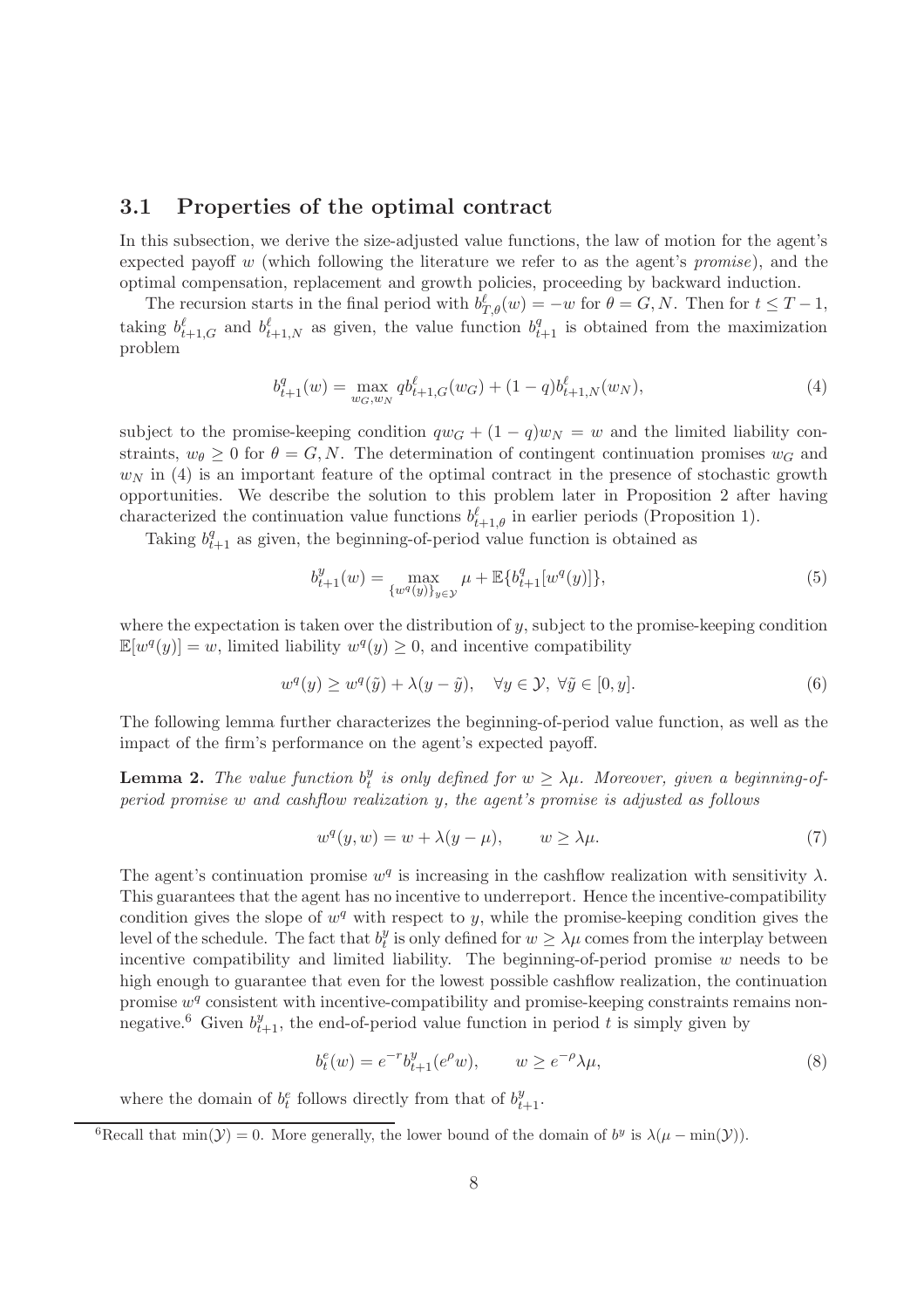### 3.1 Properties of the optimal contract

In this subsection, we derive the size-adjusted value functions, the law of motion for the agent's expected payoff $w$ (which following the literature we refer to as the agent's *promise*), and the optimal compensation, replacement and growth policies, proceeding by backward induction.

The recursion starts in the final period with $b^{\ell}_{T,\theta}(w) = -w$ for $\theta = G, N$. Then for $t \leq T-1$, taking $b^{\ell}_{t+1,G}$ and $b^{\ell}_{t+1,N}$ as given, the value function $b^{q}_{t+1}$ is obtained from the maximization problem

$$b^{q}_{t+1}(w) = \max_{w_G, w_N} q b^{\ell}_{t+1,G}(w_G) + (1-q) b^{\ell}_{t+1,N}(w_N), \tag{4}$$

subject to the promise-keeping condition $qw_G + (1-q)w_N = w$ and the limited liability constraints, $w_\theta \geq 0$ for $\theta = G, N$. The determination of contingent continuation promises $w_G$ and $w_N$ in (4) is an important feature of the optimal contract in the presence of stochastic growth opportunities. We describe the solution to this problem later in Proposition 2 after having characterized the continuation value functions $b^{\ell}_{t+1,\theta}$ in earlier periods (Proposition 1).

Taking $b^{q}_{t+1}$ as given, the beginning-of-period value function is obtained as

$$b^{y}_{t+1}(w) = \max_{\{w^q(y)\}_{y \in \mathcal{Y}}} \mu + \mathbb{E}\{b^{q}_{t+1}[w^q(y)]\}, \tag{5}$$

where the expectation is taken over the distribution of $y$, subject to the promise-keeping condition $\mathbb{E}[w^q(y)] = w$, limited liability $w^q(y) \geq 0$, and incentive compatibility

$$w^q(y) \geq w^q(\tilde{y}) + \lambda(y - \tilde{y}), \quad \forall y \in \mathcal{Y},\ \forall \tilde{y} \in [0, y]. \tag{6}$$

The following lemma further characterizes the beginning-of-period value function, as well as the impact of the firm's performance on the agent's expected payoff.

**Lemma 2.** *The value function $b^y_t$ is only defined for $w \geq \lambda\mu$. Moreover, given a beginning-of-period promise $w$ and cashflow realization $y$, the agent's promise is adjusted as follows*

$$w^q(y, w) = w + \lambda(y - \mu), \qquad w \geq \lambda\mu. \tag{7}$$

The agent's continuation promise $w^q$ is increasing in the cashflow realization with sensitivity $\lambda$. This guarantees that the agent has no incentive to underreport. Hence the incentive-compatibility condition gives the slope of $w^q$ with respect to $y$, while the promise-keeping condition gives the level of the schedule. The fact that $b^y_t$ is only defined for $w \geq \lambda\mu$ comes from the interplay between incentive compatibility and limited liability. The beginning-of-period promise $w$ needs to be high enough to guarantee that even for the lowest possible cashflow realization, the continuation promise $w^q$ consistent with incentive-compatibility and promise-keeping constraints remains non-negative.[6] Given $b^y_{t+1}$, the end-of-period value function in period $t$ is simply given by

$$b^e_t(w) = e^{-r} b^y_{t+1}(e^{\rho} w), \qquad w \geq e^{-\rho}\lambda\mu, \tag{8}$$

where the domain of $b^e_t$ follows directly from that of $b^y_{t+1}$.

[6] Recall that $\min(\mathcal{Y}) = 0$. More generally, the lower bound of the domain of $b^y$ is $\lambda(\mu - \min(\mathcal{Y}))$.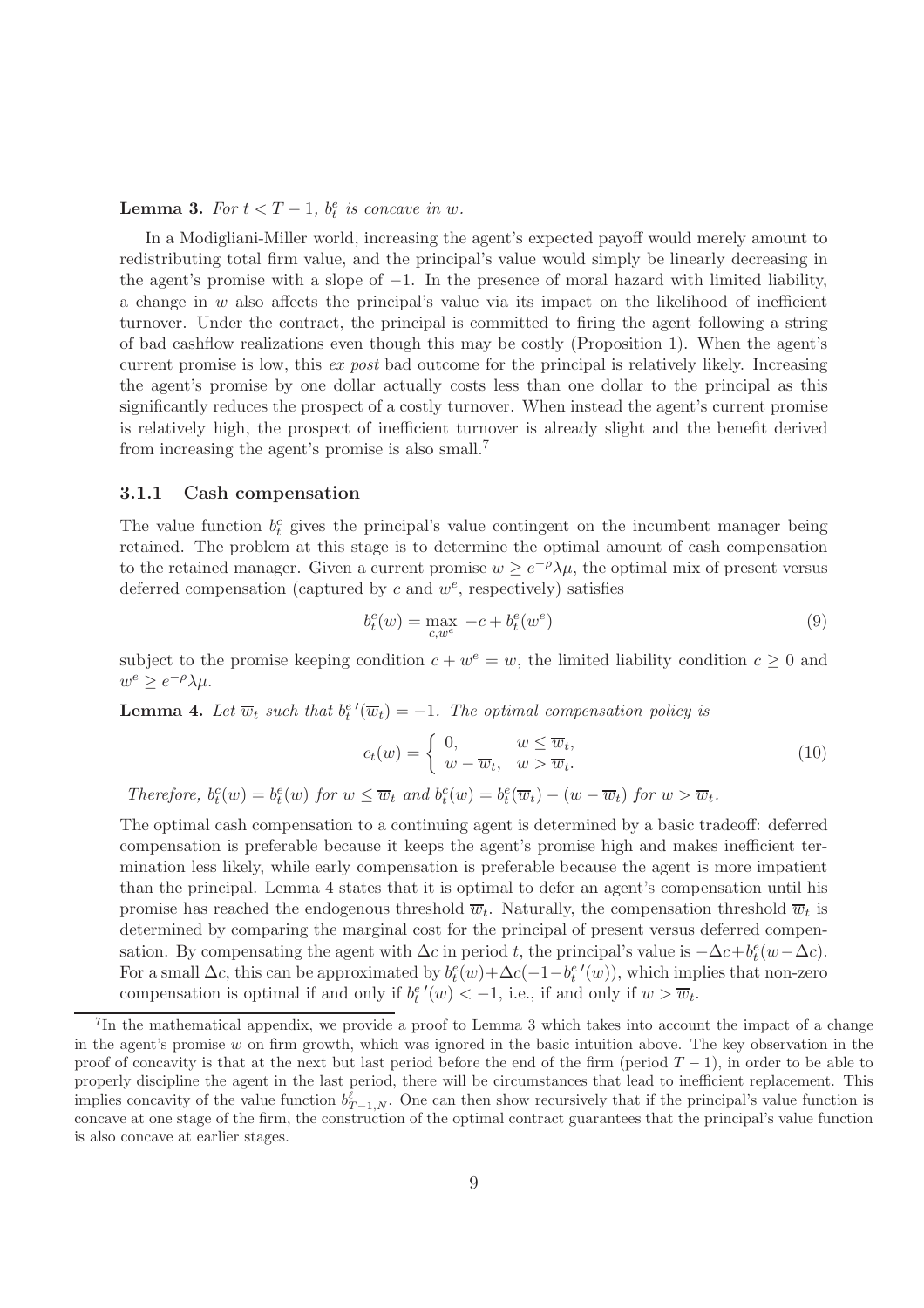**Lemma 3.** *For $t < T-1$, $b_t^e$ is concave in $w$.*

In a Modigliani-Miller world, increasing the agent's expected payoff would merely amount to redistributing total firm value, and the principal's value would simply be linearly decreasing in the agent's promise with a slope of $-1$. In the presence of moral hazard with limited liability, a change in $w$ also affects the principal's value via its impact on the likelihood of inefficient turnover. Under the contract, the principal is committed to firing the agent following a string of bad cashflow realizations even though this may be costly (Proposition 1). When the agent's current promise is low, this *ex post* bad outcome for the principal is relatively likely. Increasing the agent's promise by one dollar actually costs less than one dollar to the principal as this significantly reduces the prospect of a costly turnover. When instead the agent's current promise is relatively high, the prospect of inefficient turnover is already slight and the benefit derived from increasing the agent's promise is also small.[7]

### 3.1.1 Cash compensation

The value function $b_t^c$ gives the principal's value contingent on the incumbent manager being retained. The problem at this stage is to determine the optimal amount of cash compensation to the retained manager. Given a current promise $w \geq e^{-\rho}\lambda\mu$, the optimal mix of present versus deferred compensation (captured by $c$ and $w^e$, respectively) satisfies

$$b_t^c(w) = \max_{c, w^e} -c + b_t^e(w^e) \tag{9}$$

subject to the promise keeping condition $c + w^e = w$, the limited liability condition $c \geq 0$ and $w^e \geq e^{-\rho}\lambda\mu$.

**Lemma 4.** *Let $\overline{w}_t$ such that $b_t^{e\,\prime}(\overline{w}_t) = -1$. The optimal compensation policy is*

$$c_t(w) = \begin{cases} 0, & w \leq \overline{w}_t, \\ w - \overline{w}_t, & w > \overline{w}_t. \end{cases} \tag{10}$$

*Therefore, $b_t^c(w) = b_t^e(w)$ for $w \leq \overline{w}_t$ and $b_t^c(w) = b_t^e(\overline{w}_t) - (w - \overline{w}_t)$ for $w > \overline{w}_t$.*

The optimal cash compensation to a continuing agent is determined by a basic tradeoff: deferred compensation is preferable because it keeps the agent's promise high and makes inefficient termination less likely, while early compensation is preferable because the agent is more impatient than the principal. Lemma 4 states that it is optimal to defer an agent's compensation until his promise has reached the endogenous threshold $\overline{w}_t$. Naturally, the compensation threshold $\overline{w}_t$ is determined by comparing the marginal cost for the principal of present versus deferred compensation. By compensating the agent with $\Delta c$ in period $t$, the principal's value is $-\Delta c + b_t^e(w - \Delta c)$. For a small $\Delta c$, this can be approximated by $b_t^e(w) + \Delta c(-1 - b_t^{e\,\prime}(w))$, which implies that non-zero compensation is optimal if and only if $b_t^{e\,\prime}(w) < -1$, i.e., if and only if $w > \overline{w}_t$.

---

[7] In the mathematical appendix, we provide a proof to Lemma 3 which takes into account the impact of a change in the agent's promise $w$ on firm growth, which was ignored in the basic intuition above. The key observation in the proof of concavity is that at the next but last period before the end of the firm (period $T-1$), in order to be able to properly discipline the agent in the last period, there will be circumstances that lead to inefficient replacement. This implies concavity of the value function $b_{T-1,N}^{\ell}$. One can then show recursively that if the principal's value function is concave at one stage of the firm, the construction of the optimal contract guarantees that the principal's value function is also concave at earlier stages.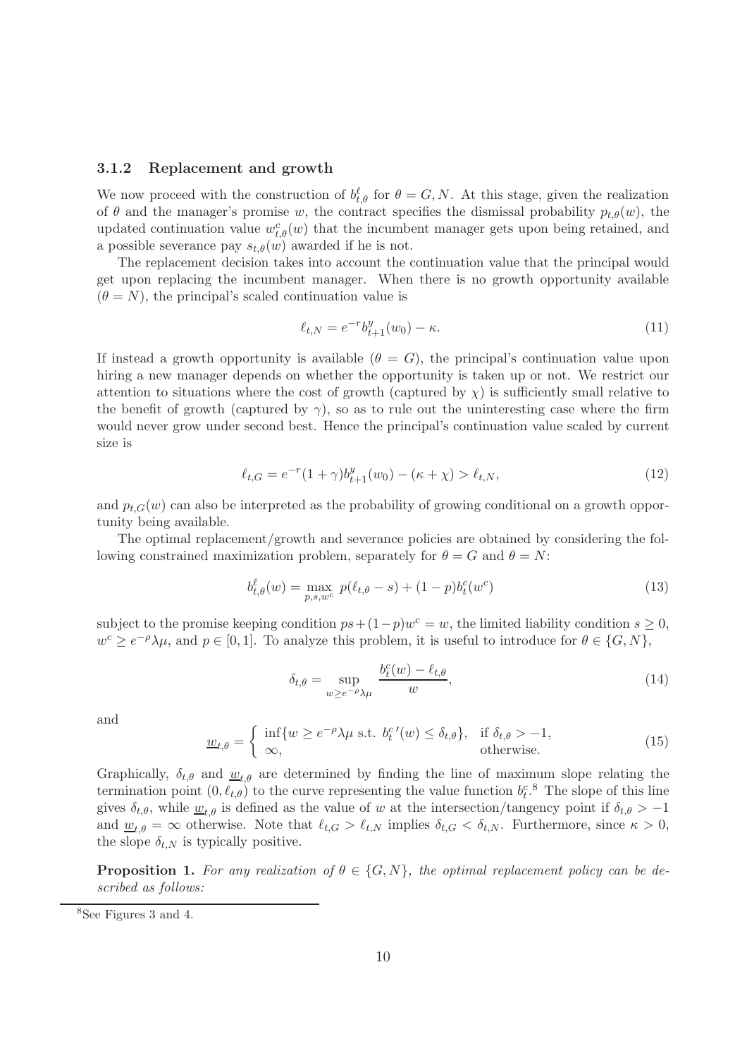### 3.1.2 Replacement and growth

We now proceed with the construction of $b^{\ell}_{t,\theta}$ for $\theta = G, N$. At this stage, given the realization of $\theta$ and the manager's promise $w$, the contract specifies the dismissal probability $p_{t,\theta}(w)$, the updated continuation value $w^c_{t,\theta}(w)$ that the incumbent manager gets upon being retained, and a possible severance pay $s_{t,\theta}(w)$ awarded if he is not.

The replacement decision takes into account the continuation value that the principal would get upon replacing the incumbent manager. When there is no growth opportunity available ($\theta = N$), the principal's scaled continuation value is

$$\ell_{t,N} = e^{-r} b^y_{t+1}(w_0) - \kappa. \tag{11}$$

If instead a growth opportunity is available ($\theta = G$), the principal's continuation value upon hiring a new manager depends on whether the opportunity is taken up or not. We restrict our attention to situations where the cost of growth (captured by $\chi$) is sufficiently small relative to the benefit of growth (captured by $\gamma$), so as to rule out the uninteresting case where the firm would never grow under second best. Hence the principal's continuation value scaled by current size is

$$\ell_{t,G} = e^{-r}(1+\gamma) b^y_{t+1}(w_0) - (\kappa + \chi) > \ell_{t,N}, \tag{12}$$

and $p_{t,G}(w)$ can also be interpreted as the probability of growing conditional on a growth opportunity being available.

The optimal replacement/growth and severance policies are obtained by considering the following constrained maximization problem, separately for $\theta = G$ and $\theta = N$:

$$b^{\ell}_{t,\theta}(w) = \max_{p,s,w^c} \; p(\ell_{t,\theta} - s) + (1-p) b^c_t(w^c) \tag{13}$$

subject to the promise keeping condition $ps + (1-p)w^c = w$, the limited liability condition $s \geq 0$, $w^c \geq e^{-\rho}\lambda\mu$, and $p \in [0,1]$. To analyze this problem, it is useful to introduce for $\theta \in \{G, N\}$,

$$\delta_{t,\theta} = \sup_{w \geq e^{-\rho}\lambda\mu} \frac{b^c_t(w) - \ell_{t,\theta}}{w}, \tag{14}$$

and

$$\underline{w}_{t,\theta} = \begin{cases} \inf\{w \geq e^{-\rho}\lambda\mu \text{ s.t. } {b^c_t}'(w) \leq \delta_{t,\theta}\}, & \text{if } \delta_{t,\theta} > -1, \\ \infty, & \text{otherwise.} \end{cases} \tag{15}$$

Graphically, $\delta_{t,\theta}$ and $\underline{w}_{t,\theta}$ are determined by finding the line of maximum slope relating the termination point $(0, \ell_{t,\theta})$ to the curve representing the value function $b^c_t$.[8] The slope of this line gives $\delta_{t,\theta}$, while $\underline{w}_{t,\theta}$ is defined as the value of $w$ at the intersection/tangency point if $\delta_{t,\theta} > -1$ and $\underline{w}_{t,\theta} = \infty$ otherwise. Note that $\ell_{t,G} > \ell_{t,N}$ implies $\delta_{t,G} < \delta_{t,N}$. Furthermore, since $\kappa > 0$, the slope $\delta_{t,N}$ is typically positive.

**Proposition 1.** *For any realization of $\theta \in \{G, N\}$, the optimal replacement policy can be described as follows:*

[8] See Figures 3 and 4.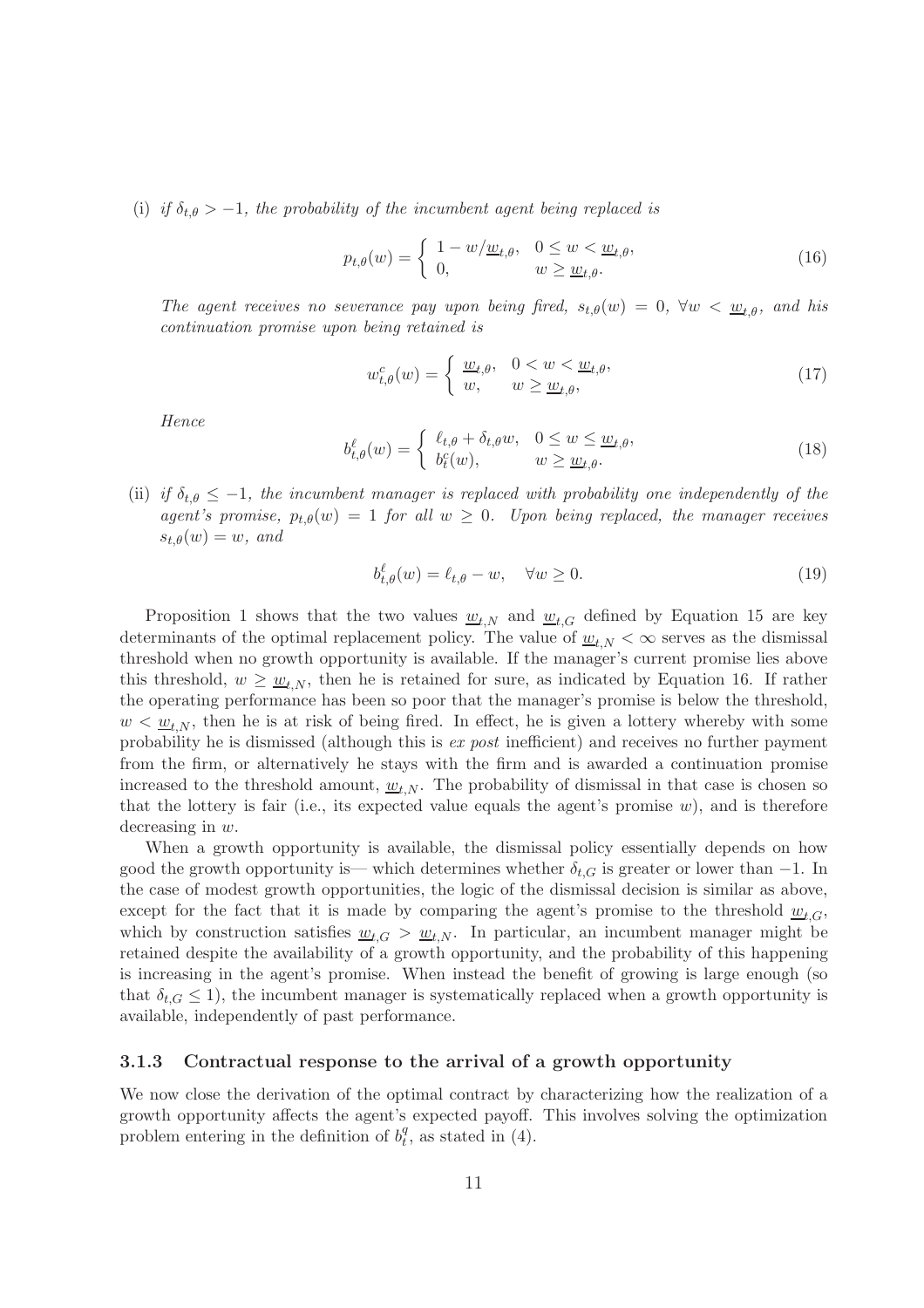(i) *if $\delta_{t,\theta} > -1$, the probability of the incumbent agent being replaced is*

$$p_{t,\theta}(w) = \begin{cases} 1 - w/\underline{w}_{t,\theta}, & 0 \le w < \underline{w}_{t,\theta}, \\ 0, & w \ge \underline{w}_{t,\theta}. \end{cases} \tag{16}$$

*The agent receives no severance pay upon being fired, $s_{t,\theta}(w) = 0$, $\forall w < \underline{w}_{t,\theta}$, and his continuation promise upon being retained is*

$$w^c_{t,\theta}(w) = \begin{cases} \underline{w}_{t,\theta}, & 0 < w < \underline{w}_{t,\theta}, \\ w, & w \ge \underline{w}_{t,\theta}, \end{cases} \tag{17}$$

*Hence*

$$b^\ell_{t,\theta}(w) = \begin{cases} \ell_{t,\theta} + \delta_{t,\theta} w, & 0 \le w \le \underline{w}_{t,\theta}, \\ b^c_t(w), & w \ge \underline{w}_{t,\theta}. \end{cases} \tag{18}$$

(ii) *if $\delta_{t,\theta} \le -1$, the incumbent manager is replaced with probability one independently of the agent's promise, $p_{t,\theta}(w) = 1$ for all $w \ge 0$. Upon being replaced, the manager receives $s_{t,\theta}(w) = w$, and*

$$b^\ell_{t,\theta}(w) = \ell_{t,\theta} - w, \quad \forall w \ge 0. \tag{19}$$

Proposition 1 shows that the two values $\underline{w}_{t,N}$ and $\underline{w}_{t,G}$ defined by Equation 15 are key determinants of the optimal replacement policy. The value of $\underline{w}_{t,N} < \infty$ serves as the dismissal threshold when no growth opportunity is available. If the manager's current promise lies above this threshold, $w \ge \underline{w}_{t,N}$, then he is retained for sure, as indicated by Equation 16. If rather the operating performance has been so poor that the manager's promise is below the threshold, $w < \underline{w}_{t,N}$, then he is at risk of being fired. In effect, he is given a lottery whereby with some probability he is dismissed (although this is *ex post* inefficient) and receives no further payment from the firm, or alternatively he stays with the firm and is awarded a continuation promise increased to the threshold amount, $\underline{w}_{t,N}$. The probability of dismissal in that case is chosen so that the lottery is fair (i.e., its expected value equals the agent's promise $w$), and is therefore decreasing in $w$.

When a growth opportunity is available, the dismissal policy essentially depends on how good the growth opportunity is— which determines whether $\delta_{t,G}$ is greater or lower than $-1$. In the case of modest growth opportunities, the logic of the dismissal decision is similar as above, except for the fact that it is made by comparing the agent's promise to the threshold $\underline{w}_{t,G}$, which by construction satisfies $\underline{w}_{t,G} > \underline{w}_{t,N}$. In particular, an incumbent manager might be retained despite the availability of a growth opportunity, and the probability of this happening is increasing in the agent's promise. When instead the benefit of growing is large enough (so that $\delta_{t,G} \le 1$), the incumbent manager is systematically replaced when a growth opportunity is available, independently of past performance.

### 3.1.3 Contractual response to the arrival of a growth opportunity

We now close the derivation of the optimal contract by characterizing how the realization of a growth opportunity affects the agent's expected payoff. This involves solving the optimization problem entering in the definition of $b^q_t$, as stated in (4).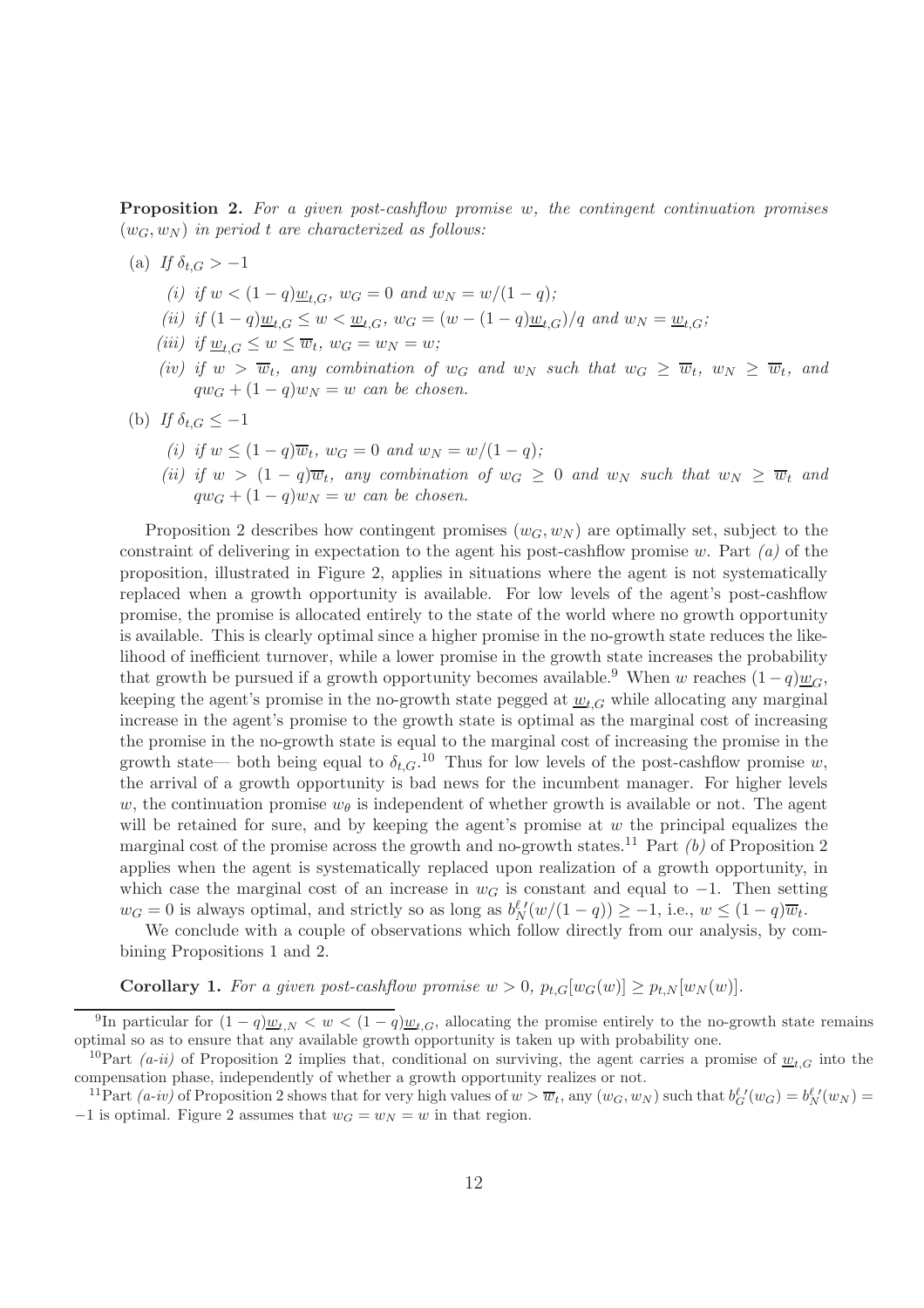**Proposition 2.** *For a given post-cashflow promise $w$, the contingent continuation promises $(w_G, w_N)$ in period $t$ are characterized as follows:*

(a) *If $\delta_{t,G} > -1$*

  *(i) if $w < (1-q)\underline{w}_{t,G}$, $w_G = 0$ and $w_N = w/(1-q)$;*

  *(ii) if $(1-q)\underline{w}_{t,G} \leq w < \underline{w}_{t,G}$, $w_G = (w - (1-q)\underline{w}_{t,G})/q$ and $w_N = \underline{w}_{t,G}$;*

  *(iii) if $\underline{w}_{t,G} \leq w \leq \overline{w}_t$, $w_G = w_N = w$;*

  *(iv) if $w > \overline{w}_t$, any combination of $w_G$ and $w_N$ such that $w_G \geq \overline{w}_t$, $w_N \geq \overline{w}_t$, and $qw_G + (1-q)w_N = w$ can be chosen.*

(b) *If $\delta_{t,G} \leq -1$*

  *(i) if $w \leq (1-q)\overline{w}_t$, $w_G = 0$ and $w_N = w/(1-q)$;*

  *(ii) if $w > (1-q)\overline{w}_t$, any combination of $w_G \geq 0$ and $w_N$ such that $w_N \geq \overline{w}_t$ and $qw_G + (1-q)w_N = w$ can be chosen.*

Proposition 2 describes how contingent promises $(w_G, w_N)$ are optimally set, subject to the constraint of delivering in expectation to the agent his post-cashflow promise $w$. Part *(a)* of the proposition, illustrated in Figure 2, applies in situations where the agent is not systematically replaced when a growth opportunity is available. For low levels of the agent's post-cashflow promise, the promise is allocated entirely to the state of the world where no growth opportunity is available. This is clearly optimal since a higher promise in the no-growth state reduces the likelihood of inefficient turnover, while a lower promise in the growth state increases the probability that growth be pursued if a growth opportunity becomes available.[9] When $w$ reaches $(1-q)\underline{w}_G$, keeping the agent's promise in the no-growth state pegged at $\underline{w}_{t,G}$ while allocating any marginal increase in the agent's promise to the growth state is optimal as the marginal cost of increasing the promise in the no-growth state is equal to the marginal cost of increasing the promise in the growth state— both being equal to $\delta_{t,G}$.[10] Thus for low levels of the post-cashflow promise $w$, the arrival of a growth opportunity is bad news for the incumbent manager. For higher levels $w$, the continuation promise $w_\theta$ is independent of whether growth is available or not. The agent will be retained for sure, and by keeping the agent's promise at $w$ the principal equalizes the marginal cost of the promise across the growth and no-growth states.[11] Part *(b)* of Proposition 2 applies when the agent is systematically replaced upon realization of a growth opportunity, in which case the marginal cost of an increase in $w_G$ is constant and equal to $-1$. Then setting $w_G = 0$ is always optimal, and strictly so as long as $b_N^{\ell\prime}(w/(1-q)) \geq -1$, i.e., $w \leq (1-q)\overline{w}_t$.

We conclude with a couple of observations which follow directly from our analysis, by combining Propositions 1 and 2.

**Corollary 1.** *For a given post-cashflow promise $w > 0$, $p_{t,G}[w_G(w)] \geq p_{t,N}[w_N(w)]$.*

---

[9] In particular for $(1-q)\underline{w}_{t,N} < w < (1-q)\underline{w}_{t,G}$, allocating the promise entirely to the no-growth state remains optimal so as to ensure that any available growth opportunity is taken up with probability one.

[10] Part *(a-ii)* of Proposition 2 implies that, conditional on surviving, the agent carries a promise of $\underline{w}_{t,G}$ into the compensation phase, independently of whether a growth opportunity realizes or not.

[11] Part *(a-iv)* of Proposition 2 shows that for very high values of $w > \overline{w}_t$, any $(w_G, w_N)$ such that $b_G^{\ell\prime}(w_G) = b_N^{\ell\prime}(w_N) = -1$ is optimal. Figure 2 assumes that $w_G = w_N = w$ in that region.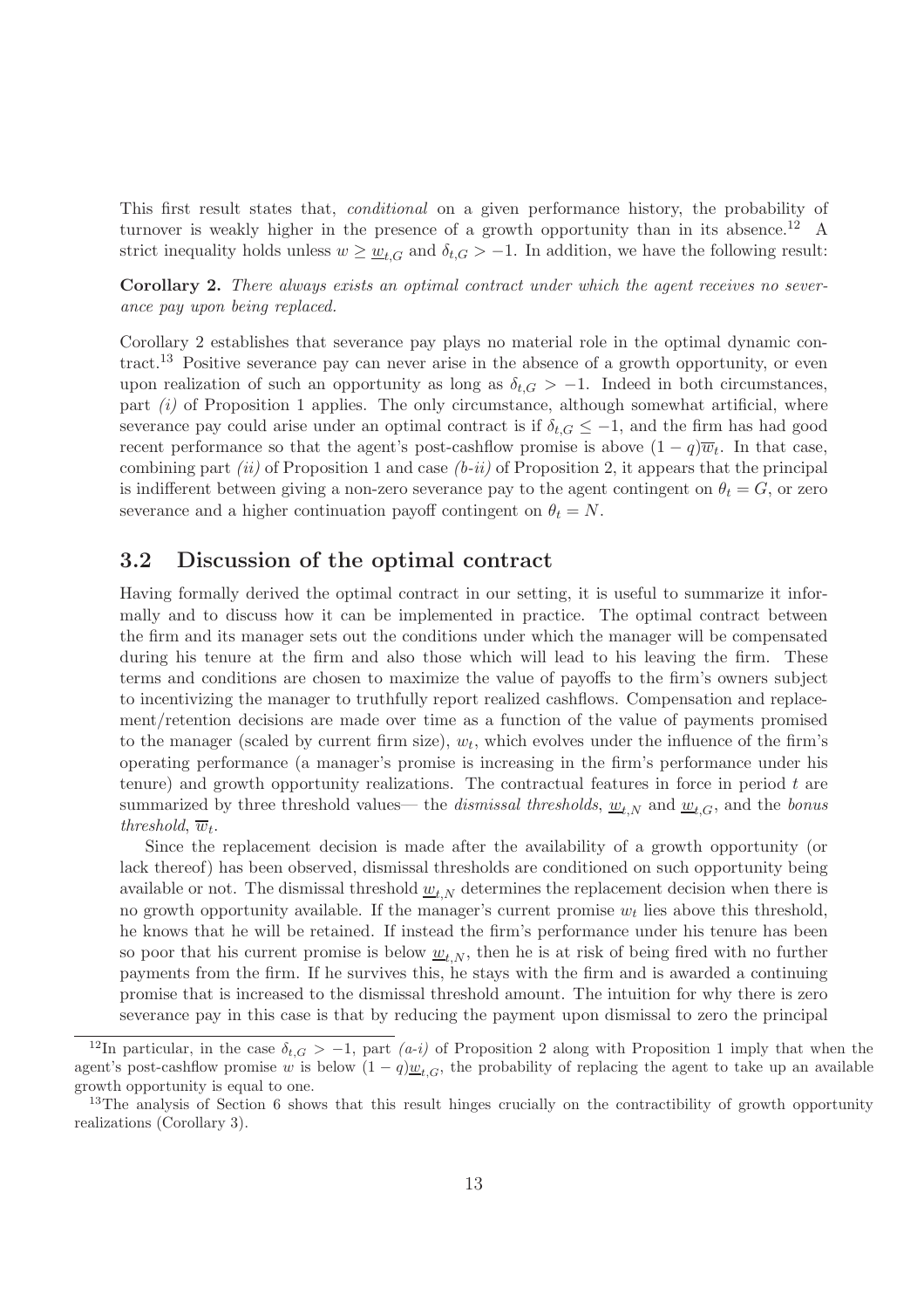This first result states that, *conditional* on a given performance history, the probability of turnover is weakly higher in the presence of a growth opportunity than in its absence.[12] A strict inequality holds unless $w \geq \underline{w}_{t,G}$ and $\delta_{t,G} > -1$. In addition, we have the following result:

**Corollary 2.** *There always exists an optimal contract under which the agent receives no severance pay upon being replaced.*

Corollary 2 establishes that severance pay plays no material role in the optimal dynamic contract.[13] Positive severance pay can never arise in the absence of a growth opportunity, or even upon realization of such an opportunity as long as $\delta_{t,G} > -1$. Indeed in both circumstances, part *(i)* of Proposition 1 applies. The only circumstance, although somewhat artificial, where severance pay could arise under an optimal contract is if $\delta_{t,G} \leq -1$, and the firm has had good recent performance so that the agent's post-cashflow promise is above $(1-q)\overline{w}_t$. In that case, combining part *(ii)* of Proposition 1 and case *(b-ii)* of Proposition 2, it appears that the principal is indifferent between giving a non-zero severance pay to the agent contingent on $\theta_t = G$, or zero severance and a higher continuation payoff contingent on $\theta_t = N$.

## 3.2 Discussion of the optimal contract

Having formally derived the optimal contract in our setting, it is useful to summarize it informally and to discuss how it can be implemented in practice. The optimal contract between the firm and its manager sets out the conditions under which the manager will be compensated during his tenure at the firm and also those which will lead to his leaving the firm. These terms and conditions are chosen to maximize the value of payoffs to the firm's owners subject to incentivizing the manager to truthfully report realized cashflows. Compensation and replacement/retention decisions are made over time as a function of the value of payments promised to the manager (scaled by current firm size), $w_t$, which evolves under the influence of the firm's operating performance (a manager's promise is increasing in the firm's performance under his tenure) and growth opportunity realizations. The contractual features in force in period $t$ are summarized by three threshold values— the *dismissal thresholds*, $\underline{w}_{t,N}$ and $\underline{w}_{t,G}$, and the *bonus threshold*, $\overline{w}_t$.

Since the replacement decision is made after the availability of a growth opportunity (or lack thereof) has been observed, dismissal thresholds are conditioned on such opportunity being available or not. The dismissal threshold $\underline{w}_{t,N}$ determines the replacement decision when there is no growth opportunity available. If the manager's current promise $w_t$ lies above this threshold, he knows that he will be retained. If instead the firm's performance under his tenure has been so poor that his current promise is below $\underline{w}_{t,N}$, then he is at risk of being fired with no further payments from the firm. If he survives this, he stays with the firm and is awarded a continuing promise that is increased to the dismissal threshold amount. The intuition for why there is zero severance pay in this case is that by reducing the payment upon dismissal to zero the principal

[12] In particular, in the case $\delta_{t,G} > -1$, part *(a-i)* of Proposition 2 along with Proposition 1 imply that when the agent's post-cashflow promise $w$ is below $(1-q)\underline{w}_{t,G}$, the probability of replacing the agent to take up an available growth opportunity is equal to one.

[13] The analysis of Section 6 shows that this result hinges crucially on the contractibility of growth opportunity realizations (Corollary 3).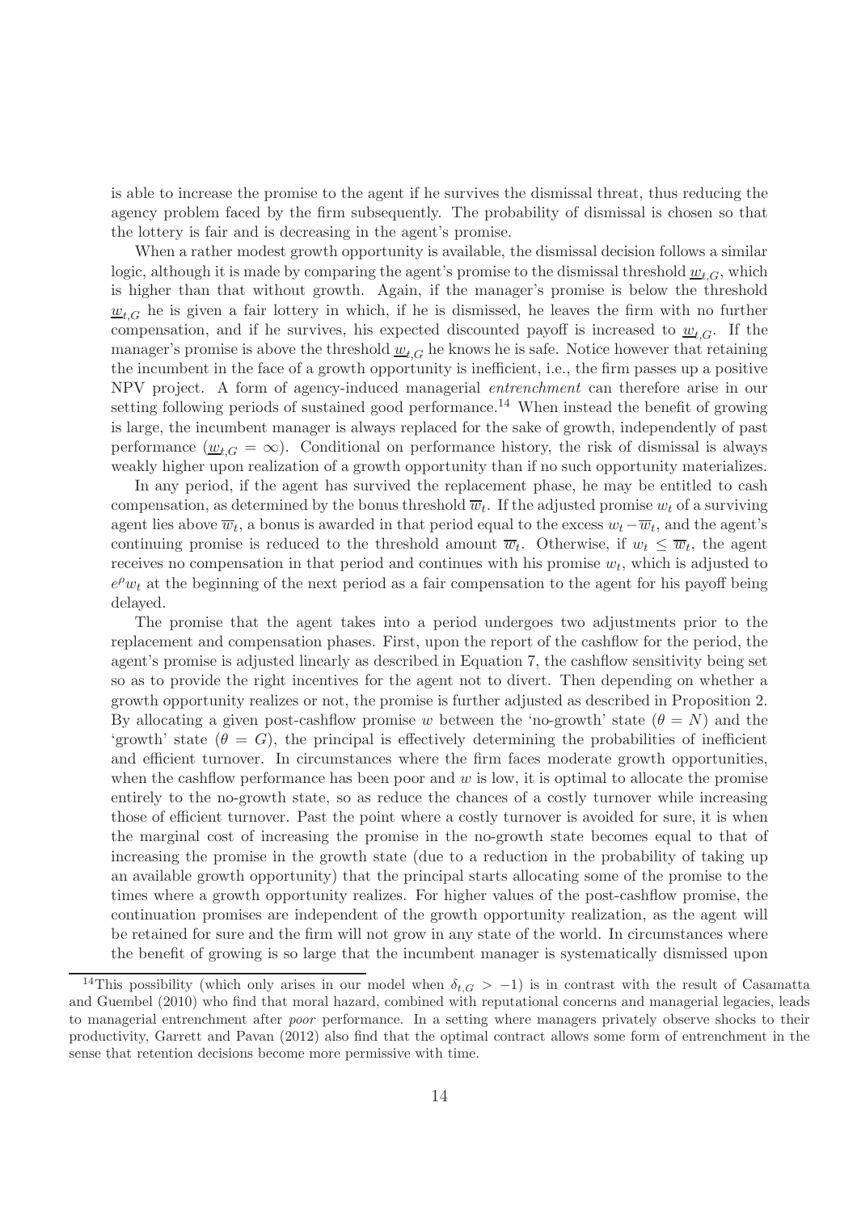is able to increase the promise to the agent if he survives the dismissal threat, thus reducing the agency problem faced by the firm subsequently. The probability of dismissal is chosen so that the lottery is fair and is decreasing in the agent's promise.

When a rather modest growth opportunity is available, the dismissal decision follows a similar logic, although it is made by comparing the agent's promise to the dismissal threshold $\underline{w}_{t,G}$, which is higher than that without growth. Again, if the manager's promise is below the threshold $\underline{w}_{t,G}$ he is given a fair lottery in which, if he is dismissed, he leaves the firm with no further compensation, and if he survives, his expected discounted payoff is increased to $\underline{w}_{t,G}$. If the manager's promise is above the threshold $\underline{w}_{t,G}$ he knows he is safe. Notice however that retaining the incumbent in the face of a growth opportunity is inefficient, i.e., the firm passes up a positive NPV project. A form of agency-induced managerial *entrenchment* can therefore arise in our setting following periods of sustained good performance.[14] When instead the benefit of growing is large, the incumbent manager is always replaced for the sake of growth, independently of past performance ($\underline{w}_{t,G} = \infty$). Conditional on performance history, the risk of dismissal is always weakly higher upon realization of a growth opportunity than if no such opportunity materializes.

In any period, if the agent has survived the replacement phase, he may be entitled to cash compensation, as determined by the bonus threshold $\overline{w}_t$. If the adjusted promise $w_t$ of a surviving agent lies above $\overline{w}_t$, a bonus is awarded in that period equal to the excess $w_t - \overline{w}_t$, and the agent's continuing promise is reduced to the threshold amount $\overline{w}_t$. Otherwise, if $w_t \leq \overline{w}_t$, the agent receives no compensation in that period and continues with his promise $w_t$, which is adjusted to $e^{\rho} w_t$ at the beginning of the next period as a fair compensation to the agent for his payoff being delayed.

The promise that the agent takes into a period undergoes two adjustments prior to the replacement and compensation phases. First, upon the report of the cashflow for the period, the agent's promise is adjusted linearly as described in Equation 7, the cashflow sensitivity being set so as to provide the right incentives for the agent not to divert. Then depending on whether a growth opportunity realizes or not, the promise is further adjusted as described in Proposition 2. By allocating a given post-cashflow promise $w$ between the 'no-growth' state ($\theta = N$) and the 'growth' state ($\theta = G$), the principal is effectively determining the probabilities of inefficient and efficient turnover. In circumstances where the firm faces moderate growth opportunities, when the cashflow performance has been poor and $w$ is low, it is optimal to allocate the promise entirely to the no-growth state, so as reduce the chances of a costly turnover while increasing those of efficient turnover. Past the point where a costly turnover is avoided for sure, it is when the marginal cost of increasing the promise in the no-growth state becomes equal to that of increasing the promise in the growth state (due to a reduction in the probability of taking up an available growth opportunity) that the principal starts allocating some of the promise to the times where a growth opportunity realizes. For higher values of the post-cashflow promise, the continuation promises are independent of the growth opportunity realization, as the agent will be retained for sure and the firm will not grow in any state of the world. In circumstances where the benefit of growing is so large that the incumbent manager is systematically dismissed upon

[14] This possibility (which only arises in our model when $\delta_{t,G} > -1$) is in contrast with the result of Casamatta and Guembel (2010) who find that moral hazard, combined with reputational concerns and managerial legacies, leads to managerial entrenchment after *poor* performance. In a setting where managers privately observe shocks to their productivity, Garrett and Pavan (2012) also find that the optimal contract allows some form of entrenchment in the sense that retention decisions become more permissive with time.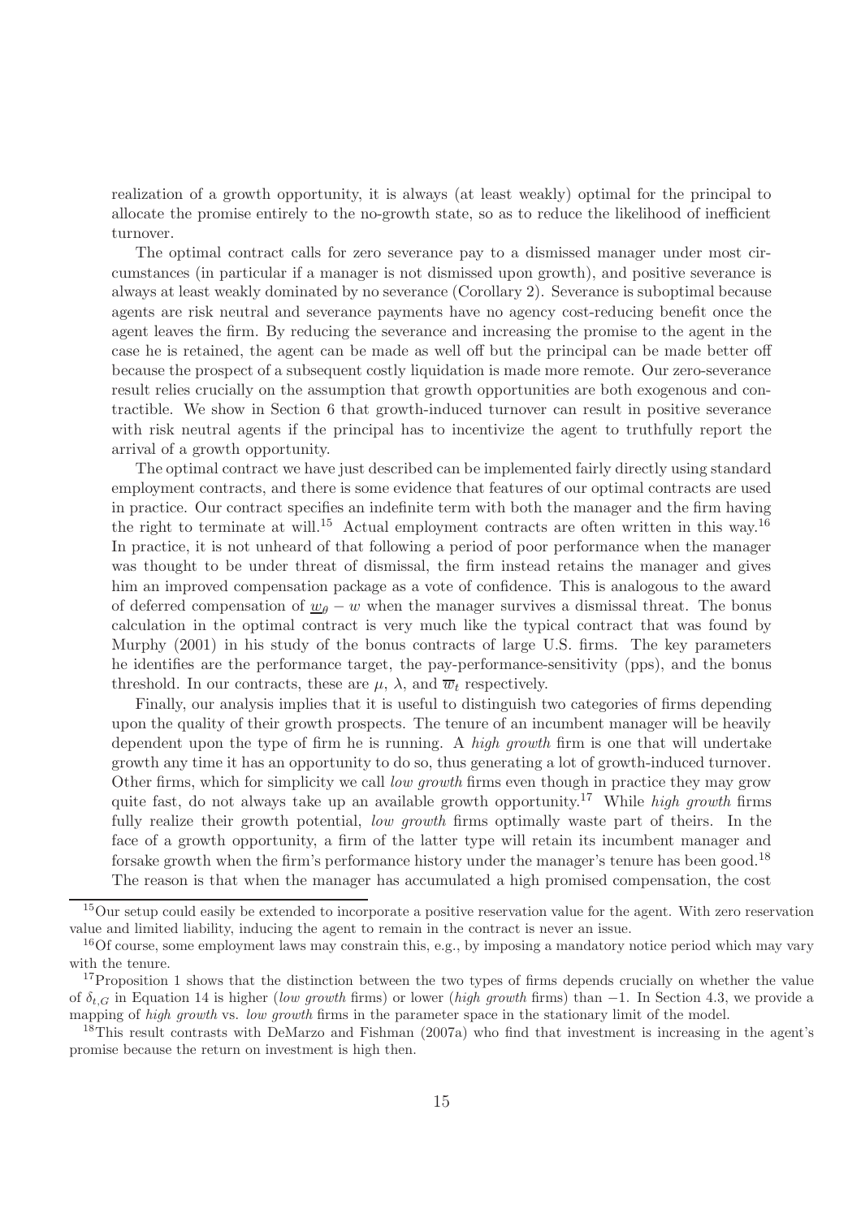realization of a growth opportunity, it is always (at least weakly) optimal for the principal to allocate the promise entirely to the no-growth state, so as to reduce the likelihood of inefficient turnover.

The optimal contract calls for zero severance pay to a dismissed manager under most circumstances (in particular if a manager is not dismissed upon growth), and positive severance is always at least weakly dominated by no severance (Corollary 2). Severance is suboptimal because agents are risk neutral and severance payments have no agency cost-reducing benefit once the agent leaves the firm. By reducing the severance and increasing the promise to the agent in the case he is retained, the agent can be made as well off but the principal can be made better off because the prospect of a subsequent costly liquidation is made more remote. Our zero-severance result relies crucially on the assumption that growth opportunities are both exogenous and contractible. We show in Section 6 that growth-induced turnover can result in positive severance with risk neutral agents if the principal has to incentivize the agent to truthfully report the arrival of a growth opportunity.

The optimal contract we have just described can be implemented fairly directly using standard employment contracts, and there is some evidence that features of our optimal contracts are used in practice. Our contract specifies an indefinite term with both the manager and the firm having the right to terminate at will.[15] Actual employment contracts are often written in this way.[16] In practice, it is not unheard of that following a period of poor performance when the manager was thought to be under threat of dismissal, the firm instead retains the manager and gives him an improved compensation package as a vote of confidence. This is analogous to the award of deferred compensation of $\underline{w}_\theta - w$ when the manager survives a dismissal threat. The bonus calculation in the optimal contract is very much like the typical contract that was found by Murphy (2001) in his study of the bonus contracts of large U.S. firms. The key parameters he identifies are the performance target, the pay-performance-sensitivity (pps), and the bonus threshold. In our contracts, these are $\mu$, $\lambda$, and $\overline{w}_t$ respectively.

Finally, our analysis implies that it is useful to distinguish two categories of firms depending upon the quality of their growth prospects. The tenure of an incumbent manager will be heavily dependent upon the type of firm he is running. A *high growth* firm is one that will undertake growth any time it has an opportunity to do so, thus generating a lot of growth-induced turnover. Other firms, which for simplicity we call *low growth* firms even though in practice they may grow quite fast, do not always take up an available growth opportunity.[17] While *high growth* firms fully realize their growth potential, *low growth* firms optimally waste part of theirs. In the face of a growth opportunity, a firm of the latter type will retain its incumbent manager and forsake growth when the firm's performance history under the manager's tenure has been good.[18] The reason is that when the manager has accumulated a high promised compensation, the cost

[15] Our setup could easily be extended to incorporate a positive reservation value for the agent. With zero reservation value and limited liability, inducing the agent to remain in the contract is never an issue.

[16] Of course, some employment laws may constrain this, e.g., by imposing a mandatory notice period which may vary with the tenure.

[17] Proposition 1 shows that the distinction between the two types of firms depends crucially on whether the value of $\delta_{t,G}$ in Equation 14 is higher (*low growth* firms) or lower (*high growth* firms) than $-1$. In Section 4.3, we provide a mapping of *high growth* vs. *low growth* firms in the parameter space in the stationary limit of the model.

[18] This result contrasts with DeMarzo and Fishman (2007a) who find that investment is increasing in the agent's promise because the return on investment is high then.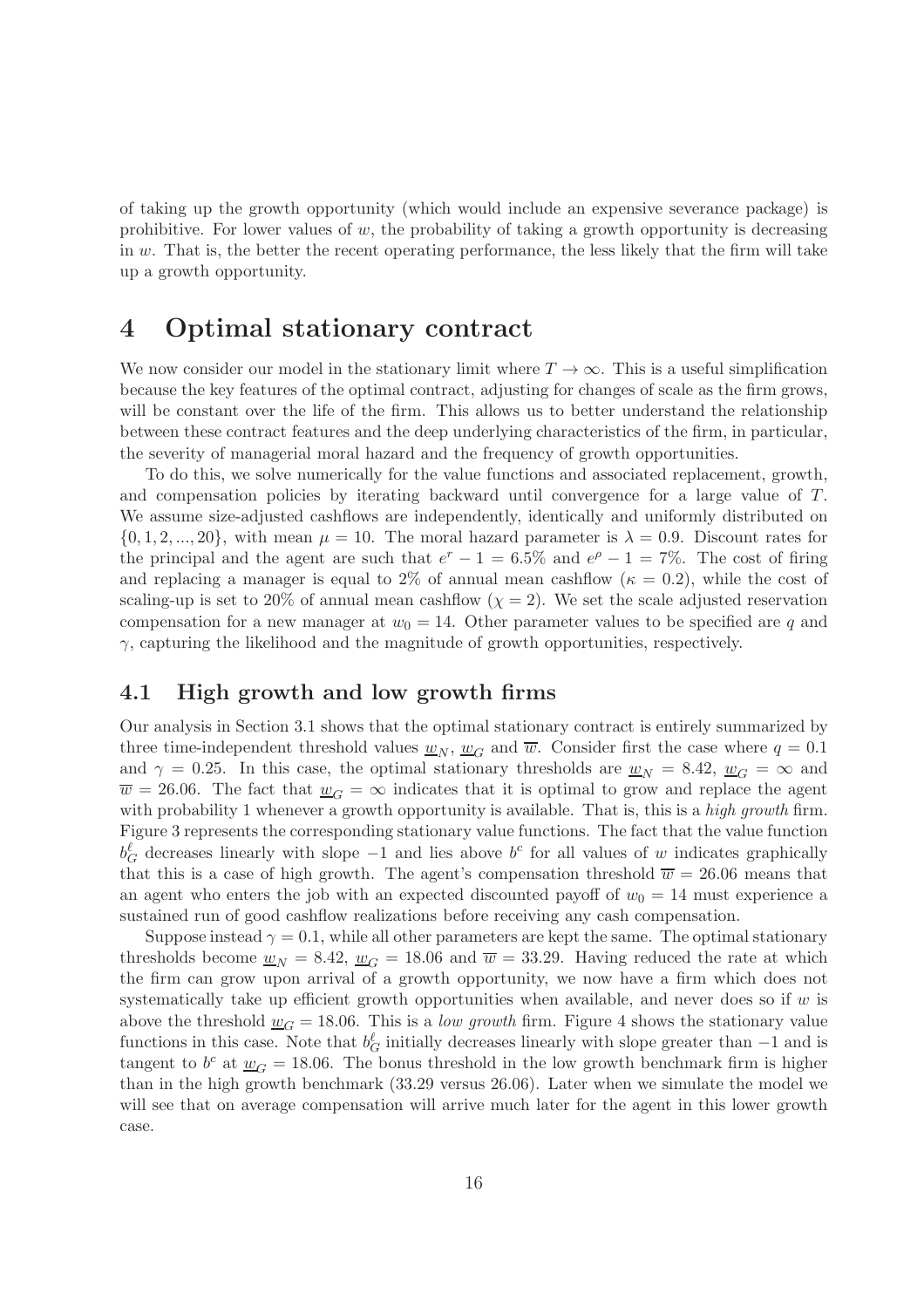of taking up the growth opportunity (which would include an expensive severance package) is prohibitive. For lower values of $w$, the probability of taking a growth opportunity is decreasing in $w$. That is, the better the recent operating performance, the less likely that the firm will take up a growth opportunity.

# 4 Optimal stationary contract

We now consider our model in the stationary limit where $T \to \infty$. This is a useful simplification because the key features of the optimal contract, adjusting for changes of scale as the firm grows, will be constant over the life of the firm. This allows us to better understand the relationship between these contract features and the deep underlying characteristics of the firm, in particular, the severity of managerial moral hazard and the frequency of growth opportunities.

To do this, we solve numerically for the value functions and associated replacement, growth, and compensation policies by iterating backward until convergence for a large value of $T$. We assume size-adjusted cashflows are independently, identically and uniformly distributed on $\{0, 1, 2, ..., 20\}$, with mean $\mu = 10$. The moral hazard parameter is $\lambda = 0.9$. Discount rates for the principal and the agent are such that $e^r - 1 = 6.5\%$ and $e^\rho - 1 = 7\%$. The cost of firing and replacing a manager is equal to 2% of annual mean cashflow ($\kappa = 0.2$), while the cost of scaling-up is set to 20% of annual mean cashflow ($\chi = 2$). We set the scale adjusted reservation compensation for a new manager at $w_0 = 14$. Other parameter values to be specified are $q$ and $\gamma$, capturing the likelihood and the magnitude of growth opportunities, respectively.

## 4.1 High growth and low growth firms

Our analysis in Section 3.1 shows that the optimal stationary contract is entirely summarized by three time-independent threshold values $\underline{w}_N$, $\underline{w}_G$ and $\overline{w}$. Consider first the case where $q = 0.1$ and $\gamma = 0.25$. In this case, the optimal stationary thresholds are $\underline{w}_N = 8.42$, $\underline{w}_G = \infty$ and $\overline{w} = 26.06$. The fact that $\underline{w}_G = \infty$ indicates that it is optimal to grow and replace the agent with probability 1 whenever a growth opportunity is available. That is, this is a *high growth* firm. Figure 3 represents the corresponding stationary value functions. The fact that the value function $b^\ell_G$ decreases linearly with slope $-1$ and lies above $b^c$ for all values of $w$ indicates graphically that this is a case of high growth. The agent's compensation threshold $\overline{w} = 26.06$ means that an agent who enters the job with an expected discounted payoff of $w_0 = 14$ must experience a sustained run of good cashflow realizations before receiving any cash compensation.

Suppose instead $\gamma = 0.1$, while all other parameters are kept the same. The optimal stationary thresholds become $\underline{w}_N = 8.42$, $\underline{w}_G = 18.06$ and $\overline{w} = 33.29$. Having reduced the rate at which the firm can grow upon arrival of a growth opportunity, we now have a firm which does not systematically take up efficient growth opportunities when available, and never does so if $w$ is above the threshold $\underline{w}_G = 18.06$. This is a *low growth* firm. Figure 4 shows the stationary value functions in this case. Note that $b^\ell_G$ initially decreases linearly with slope greater than $-1$ and is tangent to $b^c$ at $\underline{w}_G = 18.06$. The bonus threshold in the low growth benchmark firm is higher than in the high growth benchmark (33.29 versus 26.06). Later when we simulate the model we will see that on average compensation will arrive much later for the agent in this lower growth case.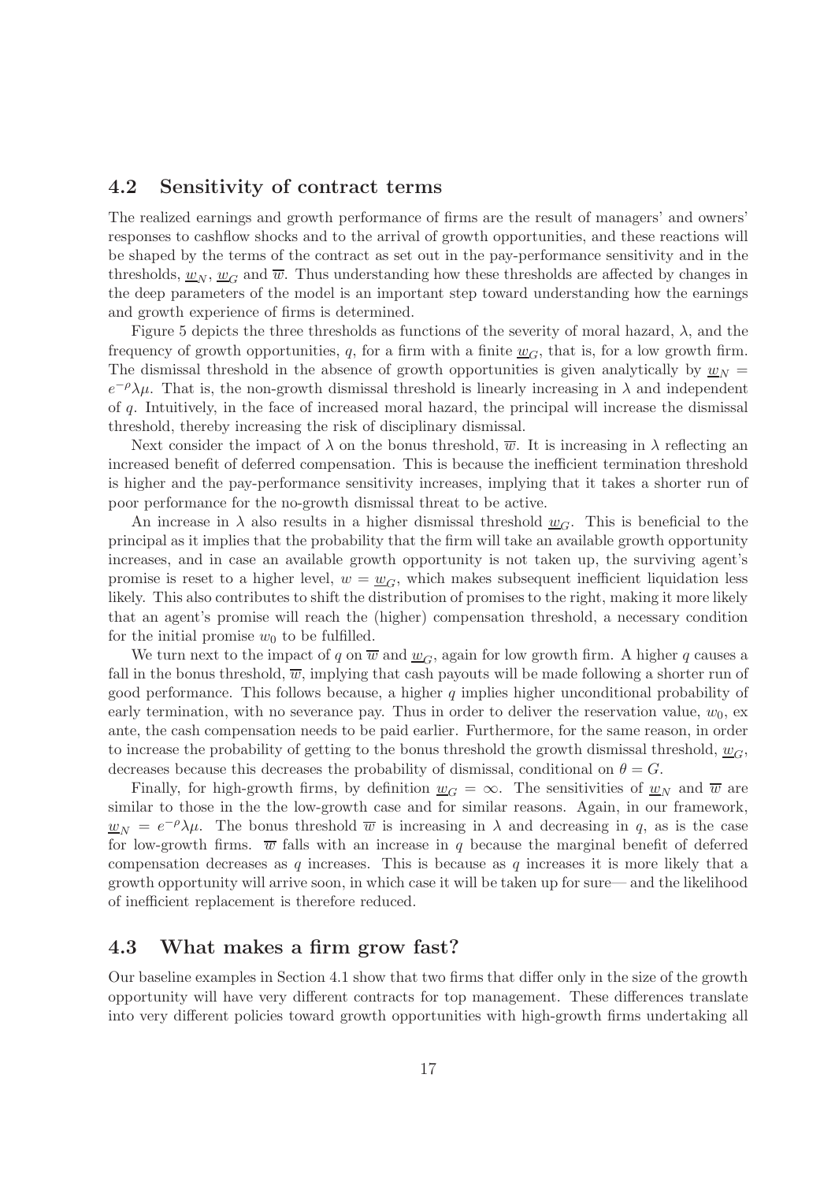## 4.2 Sensitivity of contract terms

The realized earnings and growth performance of firms are the result of managers' and owners' responses to cashflow shocks and to the arrival of growth opportunities, and these reactions will be shaped by the terms of the contract as set out in the pay-performance sensitivity and in the thresholds, $\underline{w}_N$, $\underline{w}_G$ and $\overline{w}$. Thus understanding how these thresholds are affected by changes in the deep parameters of the model is an important step toward understanding how the earnings and growth experience of firms is determined.

Figure 5 depicts the three thresholds as functions of the severity of moral hazard, $\lambda$, and the frequency of growth opportunities, $q$, for a firm with a finite $\underline{w}_G$, that is, for a low growth firm. The dismissal threshold in the absence of growth opportunities is given analytically by $\underline{w}_N = e^{-\rho}\lambda\mu$. That is, the non-growth dismissal threshold is linearly increasing in $\lambda$ and independent of $q$. Intuitively, in the face of increased moral hazard, the principal will increase the dismissal threshold, thereby increasing the risk of disciplinary dismissal.

Next consider the impact of $\lambda$ on the bonus threshold, $\overline{w}$. It is increasing in $\lambda$ reflecting an increased benefit of deferred compensation. This is because the inefficient termination threshold is higher and the pay-performance sensitivity increases, implying that it takes a shorter run of poor performance for the no-growth dismissal threat to be active.

An increase in $\lambda$ also results in a higher dismissal threshold $\underline{w}_G$. This is beneficial to the principal as it implies that the probability that the firm will take an available growth opportunity increases, and in case an available growth opportunity is not taken up, the surviving agent's promise is reset to a higher level, $w = \underline{w}_G$, which makes subsequent inefficient liquidation less likely. This also contributes to shift the distribution of promises to the right, making it more likely that an agent's promise will reach the (higher) compensation threshold, a necessary condition for the initial promise $w_0$ to be fulfilled.

We turn next to the impact of $q$ on $\overline{w}$ and $\underline{w}_G$, again for low growth firm. A higher $q$ causes a fall in the bonus threshold, $\overline{w}$, implying that cash payouts will be made following a shorter run of good performance. This follows because, a higher $q$ implies higher unconditional probability of early termination, with no severance pay. Thus in order to deliver the reservation value, $w_0$, ex ante, the cash compensation needs to be paid earlier. Furthermore, for the same reason, in order to increase the probability of getting to the bonus threshold the growth dismissal threshold, $\underline{w}_G$, decreases because this decreases the probability of dismissal, conditional on $\theta = G$.

Finally, for high-growth firms, by definition $\underline{w}_G = \infty$. The sensitivities of $\underline{w}_N$ and $\overline{w}$ are similar to those in the the low-growth case and for similar reasons. Again, in our framework, $\underline{w}_N = e^{-\rho}\lambda\mu$. The bonus threshold $\overline{w}$ is increasing in $\lambda$ and decreasing in $q$, as is the case for low-growth firms. $\overline{w}$ falls with an increase in $q$ because the marginal benefit of deferred compensation decreases as $q$ increases. This is because as $q$ increases it is more likely that a growth opportunity will arrive soon, in which case it will be taken up for sure— and the likelihood of inefficient replacement is therefore reduced.

## 4.3 What makes a firm grow fast?

Our baseline examples in Section 4.1 show that two firms that differ only in the size of the growth opportunity will have very different contracts for top management. These differences translate into very different policies toward growth opportunities with high-growth firms undertaking all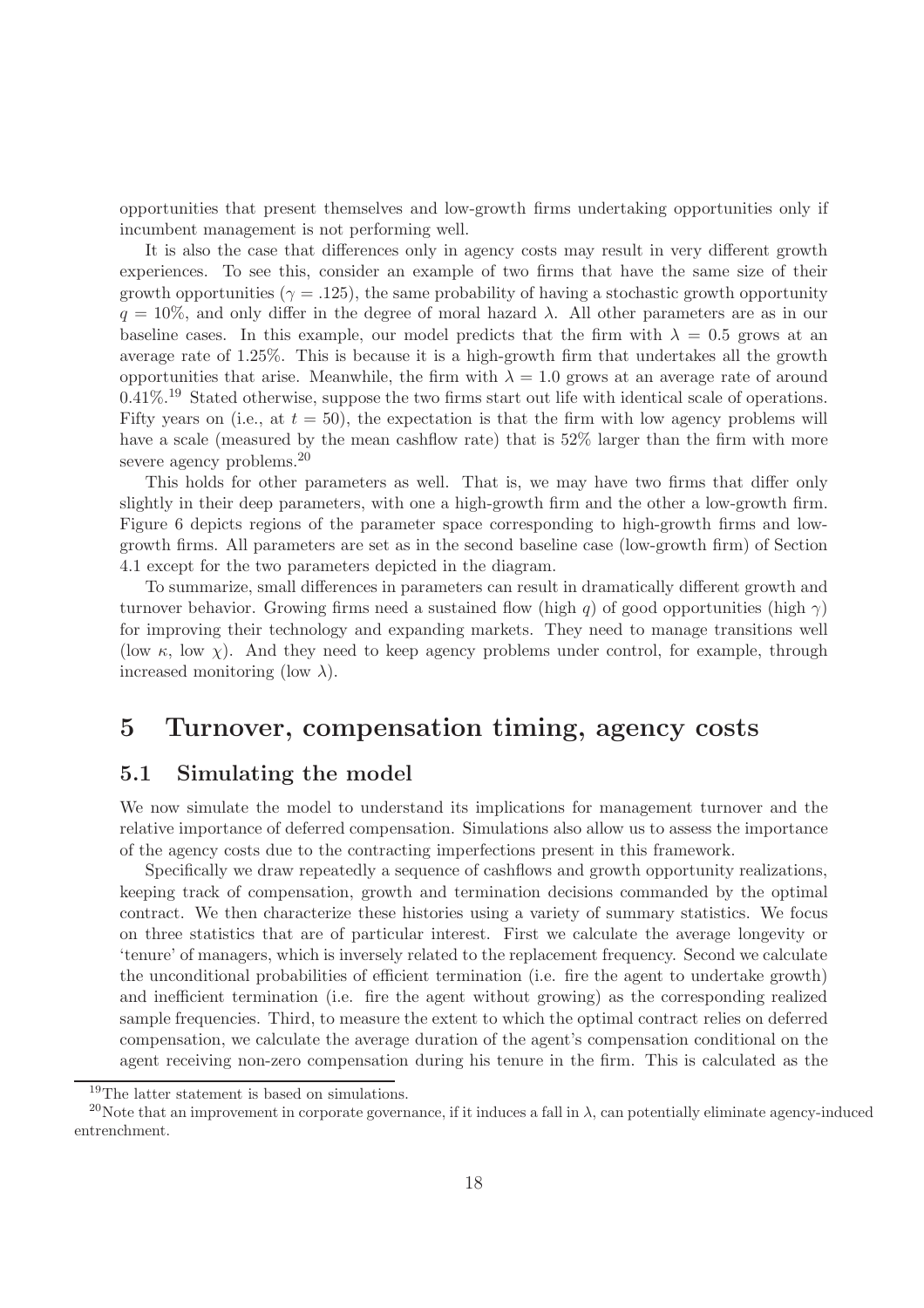opportunities that present themselves and low-growth firms undertaking opportunities only if incumbent management is not performing well.

It is also the case that differences only in agency costs may result in very different growth experiences. To see this, consider an example of two firms that have the same size of their growth opportunities ($\gamma = .125$), the same probability of having a stochastic growth opportunity $q = 10\%$, and only differ in the degree of moral hazard $\lambda$. All other parameters are as in our baseline cases. In this example, our model predicts that the firm with $\lambda = 0.5$ grows at an average rate of 1.25%. This is because it is a high-growth firm that undertakes all the growth opportunities that arise. Meanwhile, the firm with $\lambda = 1.0$ grows at an average rate of around 0.41%.[19] Stated otherwise, suppose the two firms start out life with identical scale of operations. Fifty years on (i.e., at $t = 50$), the expectation is that the firm with low agency problems will have a scale (measured by the mean cashflow rate) that is 52% larger than the firm with more severe agency problems.[20]

This holds for other parameters as well. That is, we may have two firms that differ only slightly in their deep parameters, with one a high-growth firm and the other a low-growth firm. Figure 6 depicts regions of the parameter space corresponding to high-growth firms and low-growth firms. All parameters are set as in the second baseline case (low-growth firm) of Section 4.1 except for the two parameters depicted in the diagram.

To summarize, small differences in parameters can result in dramatically different growth and turnover behavior. Growing firms need a sustained flow (high $q$) of good opportunities (high $\gamma$) for improving their technology and expanding markets. They need to manage transitions well (low $\kappa$, low $\chi$). And they need to keep agency problems under control, for example, through increased monitoring (low $\lambda$).

# 5 Turnover, compensation timing, agency costs

## 5.1 Simulating the model

We now simulate the model to understand its implications for management turnover and the relative importance of deferred compensation. Simulations also allow us to assess the importance of the agency costs due to the contracting imperfections present in this framework.

Specifically we draw repeatedly a sequence of cashflows and growth opportunity realizations, keeping track of compensation, growth and termination decisions commanded by the optimal contract. We then characterize these histories using a variety of summary statistics. We focus on three statistics that are of particular interest. First we calculate the average longevity or 'tenure' of managers, which is inversely related to the replacement frequency. Second we calculate the unconditional probabilities of efficient termination (i.e. fire the agent to undertake growth) and inefficient termination (i.e. fire the agent without growing) as the corresponding realized sample frequencies. Third, to measure the extent to which the optimal contract relies on deferred compensation, we calculate the average duration of the agent's compensation conditional on the agent receiving non-zero compensation during his tenure in the firm. This is calculated as the

[19] The latter statement is based on simulations.

[20] Note that an improvement in corporate governance, if it induces a fall in $\lambda$, can potentially eliminate agency-induced entrenchment.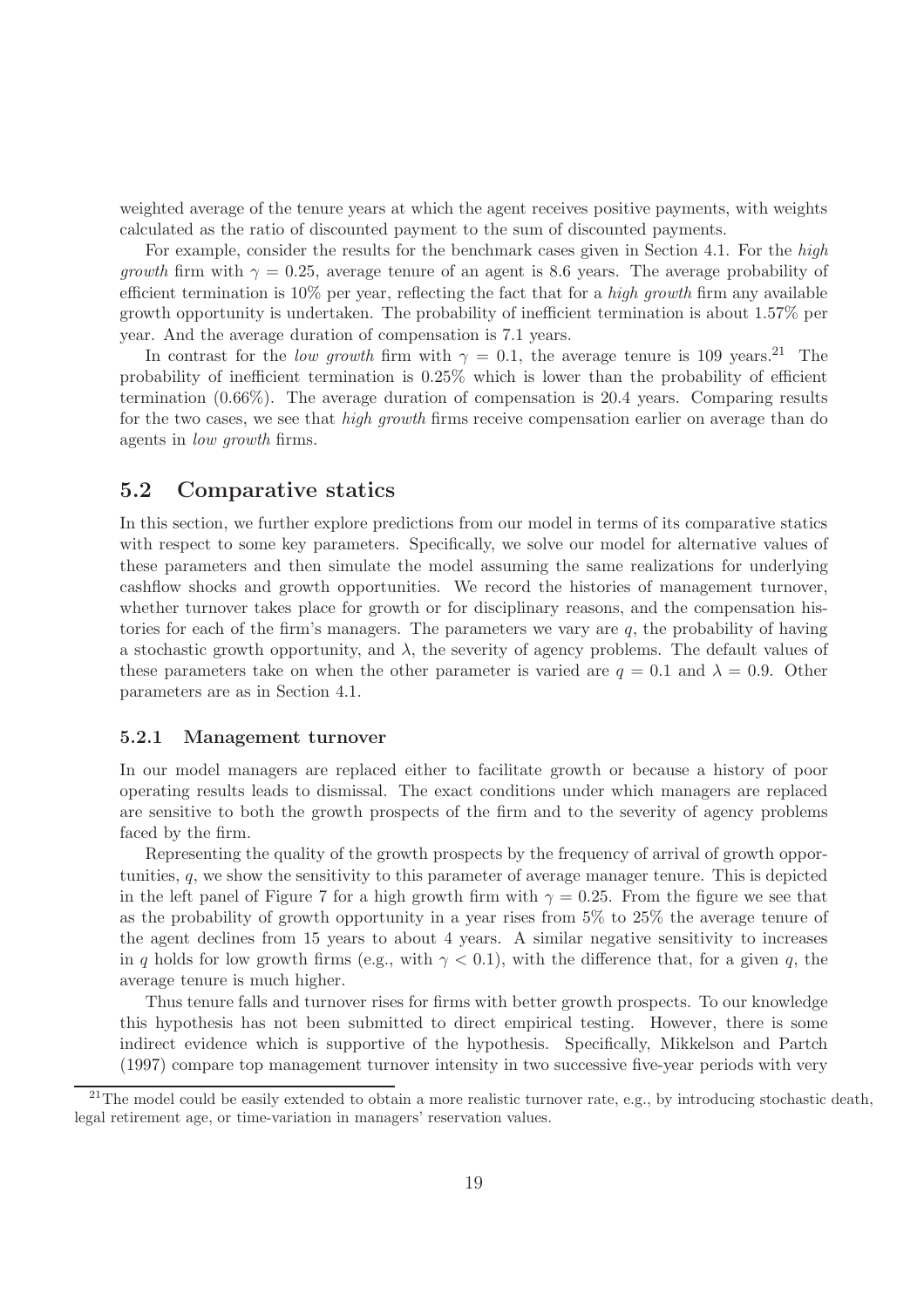weighted average of the tenure years at which the agent receives positive payments, with weights calculated as the ratio of discounted payment to the sum of discounted payments.

For example, consider the results for the benchmark cases given in Section 4.1. For the *high growth* firm with $\gamma = 0.25$, average tenure of an agent is 8.6 years. The average probability of efficient termination is 10% per year, reflecting the fact that for a *high growth* firm any available growth opportunity is undertaken. The probability of inefficient termination is about 1.57% per year. And the average duration of compensation is 7.1 years.

In contrast for the *low growth* firm with $\gamma = 0.1$, the average tenure is 109 years.[21] The probability of inefficient termination is 0.25% which is lower than the probability of efficient termination (0.66%). The average duration of compensation is 20.4 years. Comparing results for the two cases, we see that *high growth* firms receive compensation earlier on average than do agents in *low growth* firms.

## 5.2 Comparative statics

In this section, we further explore predictions from our model in terms of its comparative statics with respect to some key parameters. Specifically, we solve our model for alternative values of these parameters and then simulate the model assuming the same realizations for underlying cashflow shocks and growth opportunities. We record the histories of management turnover, whether turnover takes place for growth or for disciplinary reasons, and the compensation histories for each of the firm's managers. The parameters we vary are $q$, the probability of having a stochastic growth opportunity, and $\lambda$, the severity of agency problems. The default values of these parameters take on when the other parameter is varied are $q = 0.1$ and $\lambda = 0.9$. Other parameters are as in Section 4.1.

### 5.2.1 Management turnover

In our model managers are replaced either to facilitate growth or because a history of poor operating results leads to dismissal. The exact conditions under which managers are replaced are sensitive to both the growth prospects of the firm and to the severity of agency problems faced by the firm.

Representing the quality of the growth prospects by the frequency of arrival of growth opportunities, $q$, we show the sensitivity to this parameter of average manager tenure. This is depicted in the left panel of Figure 7 for a high growth firm with $\gamma = 0.25$. From the figure we see that as the probability of growth opportunity in a year rises from 5% to 25% the average tenure of the agent declines from 15 years to about 4 years. A similar negative sensitivity to increases in $q$ holds for low growth firms (e.g., with $\gamma < 0.1$), with the difference that, for a given $q$, the average tenure is much higher.

Thus tenure falls and turnover rises for firms with better growth prospects. To our knowledge this hypothesis has not been submitted to direct empirical testing. However, there is some indirect evidence which is supportive of the hypothesis. Specifically, Mikkelson and Partch (1997) compare top management turnover intensity in two successive five-year periods with very

[21] The model could be easily extended to obtain a more realistic turnover rate, e.g., by introducing stochastic death, legal retirement age, or time-variation in managers' reservation values.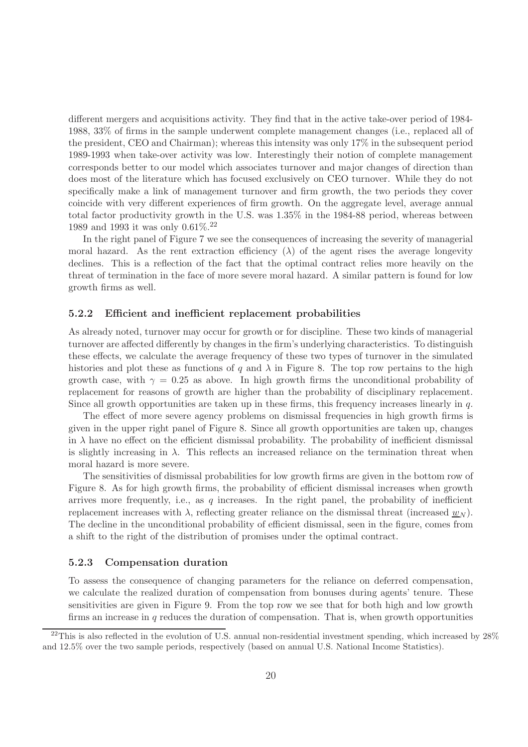different mergers and acquisitions activity. They find that in the active take-over period of 1984-1988, 33% of firms in the sample underwent complete management changes (i.e., replaced all of the president, CEO and Chairman); whereas this intensity was only 17% in the subsequent period 1989-1993 when take-over activity was low. Interestingly their notion of complete management corresponds better to our model which associates turnover and major changes of direction than does most of the literature which has focused exclusively on CEO turnover. While they do not specifically make a link of management turnover and firm growth, the two periods they cover coincide with very different experiences of firm growth. On the aggregate level, average annual total factor productivity growth in the U.S. was 1.35% in the 1984-88 period, whereas between 1989 and 1993 it was only 0.61%.[22]

In the right panel of Figure 7 we see the consequences of increasing the severity of managerial moral hazard. As the rent extraction efficiency ($\lambda$) of the agent rises the average longevity declines. This is a reflection of the fact that the optimal contract relies more heavily on the threat of termination in the face of more severe moral hazard. A similar pattern is found for low growth firms as well.

### 5.2.2 Efficient and inefficient replacement probabilities

As already noted, turnover may occur for growth or for discipline. These two kinds of managerial turnover are affected differently by changes in the firm's underlying characteristics. To distinguish these effects, we calculate the average frequency of these two types of turnover in the simulated histories and plot these as functions of $q$ and $\lambda$ in Figure 8. The top row pertains to the high growth case, with $\gamma = 0.25$ as above. In high growth firms the unconditional probability of replacement for reasons of growth are higher than the probability of disciplinary replacement. Since all growth opportunities are taken up in these firms, this frequency increases linearly in $q$.

The effect of more severe agency problems on dismissal frequencies in high growth firms is given in the upper right panel of Figure 8. Since all growth opportunities are taken up, changes in $\lambda$ have no effect on the efficient dismissal probability. The probability of inefficient dismissal is slightly increasing in $\lambda$. This reflects an increased reliance on the termination threat when moral hazard is more severe.

The sensitivities of dismissal probabilities for low growth firms are given in the bottom row of Figure 8. As for high growth firms, the probability of efficient dismissal increases when growth arrives more frequently, i.e., as $q$ increases. In the right panel, the probability of inefficient replacement increases with $\lambda$, reflecting greater reliance on the dismissal threat (increased $\underline{w}_N$). The decline in the unconditional probability of efficient dismissal, seen in the figure, comes from a shift to the right of the distribution of promises under the optimal contract.

### 5.2.3 Compensation duration

To assess the consequence of changing parameters for the reliance on deferred compensation, we calculate the realized duration of compensation from bonuses during agents' tenure. These sensitivities are given in Figure 9. From the top row we see that for both high and low growth firms an increase in $q$ reduces the duration of compensation. That is, when growth opportunities

[22] This is also reflected in the evolution of U.S. annual non-residential investment spending, which increased by 28% and 12.5% over the two sample periods, respectively (based on annual U.S. National Income Statistics).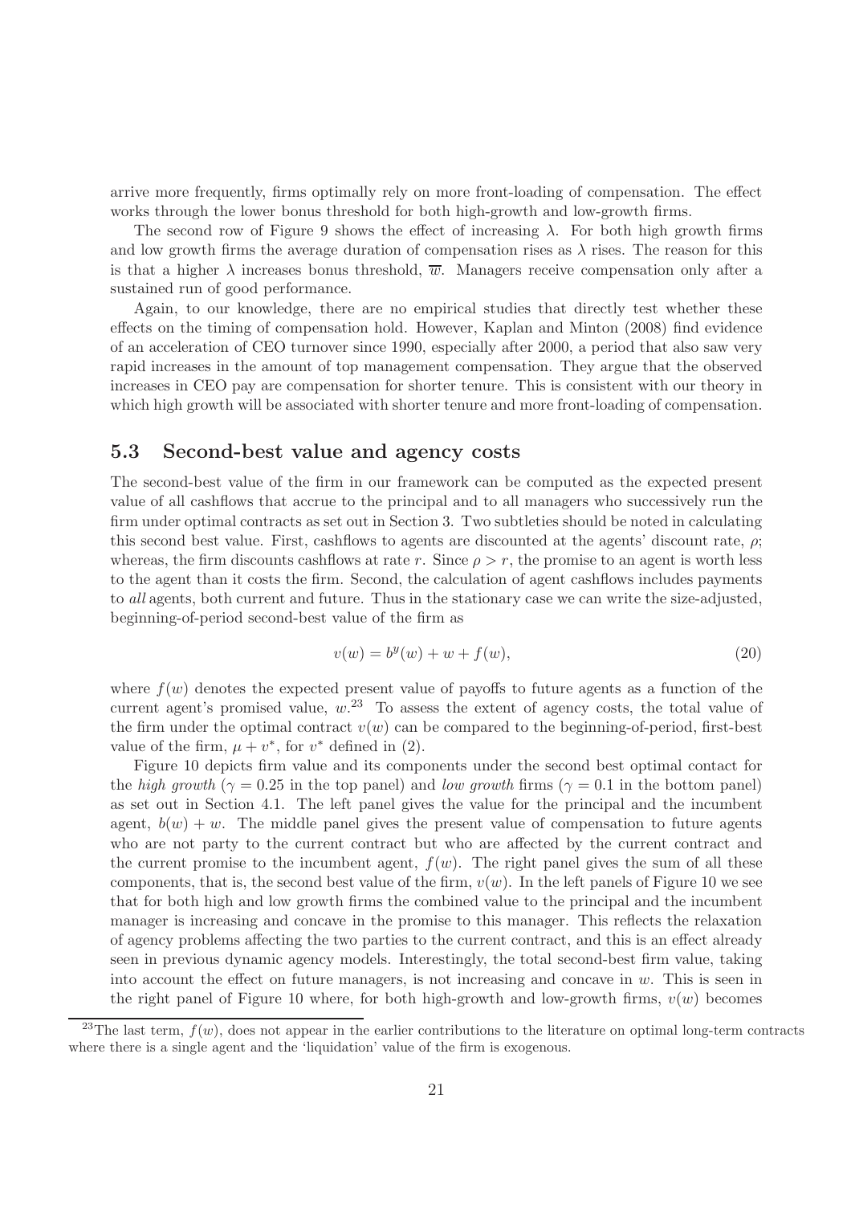arrive more frequently, firms optimally rely on more front-loading of compensation. The effect works through the lower bonus threshold for both high-growth and low-growth firms.

The second row of Figure 9 shows the effect of increasing $\lambda$. For both high growth firms and low growth firms the average duration of compensation rises as $\lambda$ rises. The reason for this is that a higher $\lambda$ increases bonus threshold, $\overline{w}$. Managers receive compensation only after a sustained run of good performance.

Again, to our knowledge, there are no empirical studies that directly test whether these effects on the timing of compensation hold. However, Kaplan and Minton (2008) find evidence of an acceleration of CEO turnover since 1990, especially after 2000, a period that also saw very rapid increases in the amount of top management compensation. They argue that the observed increases in CEO pay are compensation for shorter tenure. This is consistent with our theory in which high growth will be associated with shorter tenure and more front-loading of compensation.

## 5.3 Second-best value and agency costs

The second-best value of the firm in our framework can be computed as the expected present value of all cashflows that accrue to the principal and to all managers who successively run the firm under optimal contracts as set out in Section 3. Two subtleties should be noted in calculating this second best value. First, cashflows to agents are discounted at the agents' discount rate, $\rho$; whereas, the firm discounts cashflows at rate $r$. Since $\rho > r$, the promise to an agent is worth less to the agent than it costs the firm. Second, the calculation of agent cashflows includes payments to *all* agents, both current and future. Thus in the stationary case we can write the size-adjusted, beginning-of-period second-best value of the firm as

$$v(w) = b^y(w) + w + f(w), \tag{20}$$

where $f(w)$ denotes the expected present value of payoffs to future agents as a function of the current agent's promised value, $w$.[23] To assess the extent of agency costs, the total value of the firm under the optimal contract $v(w)$ can be compared to the beginning-of-period, first-best value of the firm, $\mu + v^*$, for $v^*$ defined in (2).

Figure 10 depicts firm value and its components under the second best optimal contact for the *high growth* ($\gamma = 0.25$ in the top panel) and *low growth* firms ($\gamma = 0.1$ in the bottom panel) as set out in Section 4.1. The left panel gives the value for the principal and the incumbent agent, $b(w) + w$. The middle panel gives the present value of compensation to future agents who are not party to the current contract but who are affected by the current contract and the current promise to the incumbent agent, $f(w)$. The right panel gives the sum of all these components, that is, the second best value of the firm, $v(w)$. In the left panels of Figure 10 we see that for both high and low growth firms the combined value to the principal and the incumbent manager is increasing and concave in the promise to this manager. This reflects the relaxation of agency problems affecting the two parties to the current contract, and this is an effect already seen in previous dynamic agency models. Interestingly, the total second-best firm value, taking into account the effect on future managers, is not increasing and concave in $w$. This is seen in the right panel of Figure 10 where, for both high-growth and low-growth firms, $v(w)$ becomes

[23] The last term, $f(w)$, does not appear in the earlier contributions to the literature on optimal long-term contracts where there is a single agent and the 'liquidation' value of the firm is exogenous.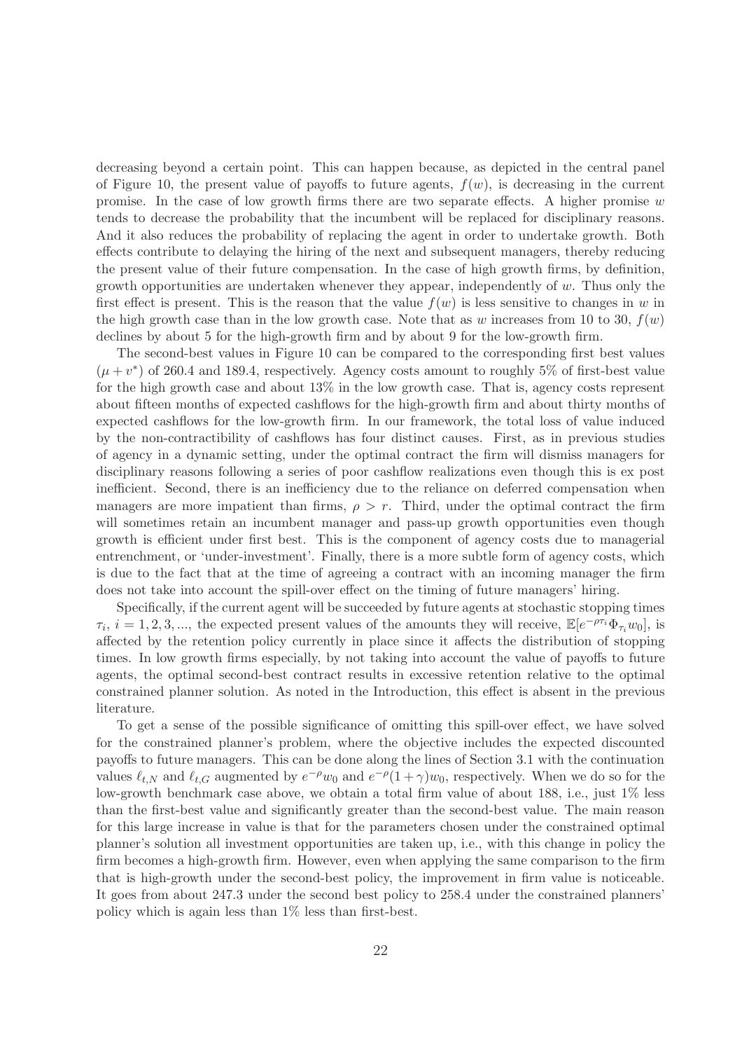decreasing beyond a certain point. This can happen because, as depicted in the central panel of Figure 10, the present value of payoffs to future agents, $f(w)$, is decreasing in the current promise. In the case of low growth firms there are two separate effects. A higher promise $w$ tends to decrease the probability that the incumbent will be replaced for disciplinary reasons. And it also reduces the probability of replacing the agent in order to undertake growth. Both effects contribute to delaying the hiring of the next and subsequent managers, thereby reducing the present value of their future compensation. In the case of high growth firms, by definition, growth opportunities are undertaken whenever they appear, independently of $w$. Thus only the first effect is present. This is the reason that the value $f(w)$ is less sensitive to changes in $w$ in the high growth case than in the low growth case. Note that as $w$ increases from 10 to 30, $f(w)$ declines by about 5 for the high-growth firm and by about 9 for the low-growth firm.

The second-best values in Figure 10 can be compared to the corresponding first best values $(\mu + v^*)$ of 260.4 and 189.4, respectively. Agency costs amount to roughly 5% of first-best value for the high growth case and about 13% in the low growth case. That is, agency costs represent about fifteen months of expected cashflows for the high-growth firm and about thirty months of expected cashflows for the low-growth firm. In our framework, the total loss of value induced by the non-contractibility of cashflows has four distinct causes. First, as in previous studies of agency in a dynamic setting, under the optimal contract the firm will dismiss managers for disciplinary reasons following a series of poor cashflow realizations even though this is ex post inefficient. Second, there is an inefficiency due to the reliance on deferred compensation when managers are more impatient than firms, $\rho > r$. Third, under the optimal contract the firm will sometimes retain an incumbent manager and pass-up growth opportunities even though growth is efficient under first best. This is the component of agency costs due to managerial entrenchment, or 'under-investment'. Finally, there is a more subtle form of agency costs, which is due to the fact that at the time of agreeing a contract with an incoming manager the firm does not take into account the spill-over effect on the timing of future managers' hiring.

Specifically, if the current agent will be succeeded by future agents at stochastic stopping times $\tau_i$, $i = 1, 2, 3, ...$, the expected present values of the amounts they will receive, $\mathbb{E}[e^{-\rho\tau_i}\Phi_{\tau_i} w_0]$, is affected by the retention policy currently in place since it affects the distribution of stopping times. In low growth firms especially, by not taking into account the value of payoffs to future agents, the optimal second-best contract results in excessive retention relative to the optimal constrained planner solution. As noted in the Introduction, this effect is absent in the previous literature.

To get a sense of the possible significance of omitting this spill-over effect, we have solved for the constrained planner's problem, where the objective includes the expected discounted payoffs to future managers. This can be done along the lines of Section 3.1 with the continuation values $\ell_{t,N}$ and $\ell_{t,G}$ augmented by $e^{-\rho}w_0$ and $e^{-\rho}(1+\gamma)w_0$, respectively. When we do so for the low-growth benchmark case above, we obtain a total firm value of about 188, i.e., just 1% less than the first-best value and significantly greater than the second-best value. The main reason for this large increase in value is that for the parameters chosen under the constrained optimal planner's solution all investment opportunities are taken up, i.e., with this change in policy the firm becomes a high-growth firm. However, even when applying the same comparison to the firm that is high-growth under the second-best policy, the improvement in firm value is noticeable. It goes from about 247.3 under the second best policy to 258.4 under the constrained planners' policy which is again less than 1% less than first-best.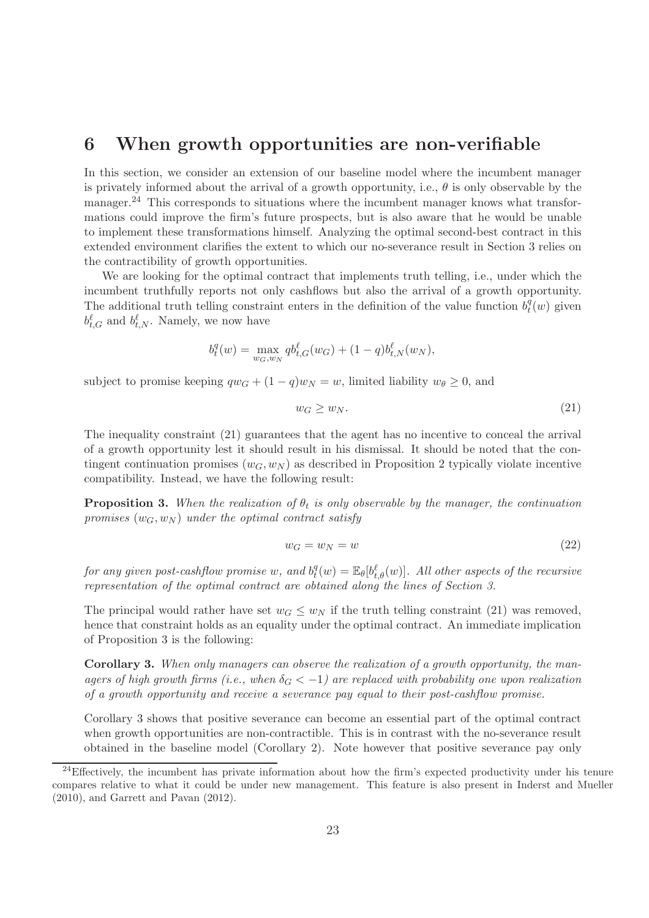# 6 When growth opportunities are non-verifiable

In this section, we consider an extension of our baseline model where the incumbent manager is privately informed about the arrival of a growth opportunity, i.e., $\theta$ is only observable by the manager.[24] This corresponds to situations where the incumbent manager knows what transformations could improve the firm's future prospects, but is also aware that he would be unable to implement these transformations himself. Analyzing the optimal second-best contract in this extended environment clarifies the extent to which our no-severance result in Section 3 relies on the contractibility of growth opportunities.

We are looking for the optimal contract that implements truth telling, i.e., under which the incumbent truthfully reports not only cashflows but also the arrival of a growth opportunity. The additional truth telling constraint enters in the definition of the value function $b_t^q(w)$ given $b_{t,G}^\ell$ and $b_{t,N}^\ell$. Namely, we now have

$$b_t^q(w) = \max_{w_G, w_N} q b_{t,G}^\ell(w_G) + (1-q) b_{t,N}^\ell(w_N),$$

subject to promise keeping $q w_G + (1-q) w_N = w$, limited liability $w_\theta \geq 0$, and

$$w_G \geq w_N. \tag{21}$$

The inequality constraint (21) guarantees that the agent has no incentive to conceal the arrival of a growth opportunity lest it should result in his dismissal. It should be noted that the contingent continuation promises $(w_G, w_N)$ as described in Proposition 2 typically violate incentive compatibility. Instead, we have the following result:

**Proposition 3.** *When the realization of $\theta_t$ is only observable by the manager, the continuation promises $(w_G, w_N)$ under the optimal contract satisfy*

$$w_G = w_N = w \tag{22}$$

*for any given post-cashflow promise $w$, and $b_t^q(w) = \mathbb{E}_\theta[b_{t,\theta}^\ell(w)]$. All other aspects of the recursive representation of the optimal contract are obtained along the lines of Section 3.*

The principal would rather have set $w_G \leq w_N$ if the truth telling constraint (21) was removed, hence that constraint holds as an equality under the optimal contract. An immediate implication of Proposition 3 is the following:

**Corollary 3.** *When only managers can observe the realization of a growth opportunity, the managers of high growth firms (i.e., when $\delta_G < -1$) are replaced with probability one upon realization of a growth opportunity and receive a severance pay equal to their post-cashflow promise.*

Corollary 3 shows that positive severance can become an essential part of the optimal contract when growth opportunities are non-contractible. This is in contrast with the no-severance result obtained in the baseline model (Corollary 2). Note however that positive severance pay only

[24] Effectively, the incumbent has private information about how the firm's expected productivity under his tenure compares relative to what it could be under new management. This feature is also present in Inderst and Mueller (2010), and Garrett and Pavan (2012).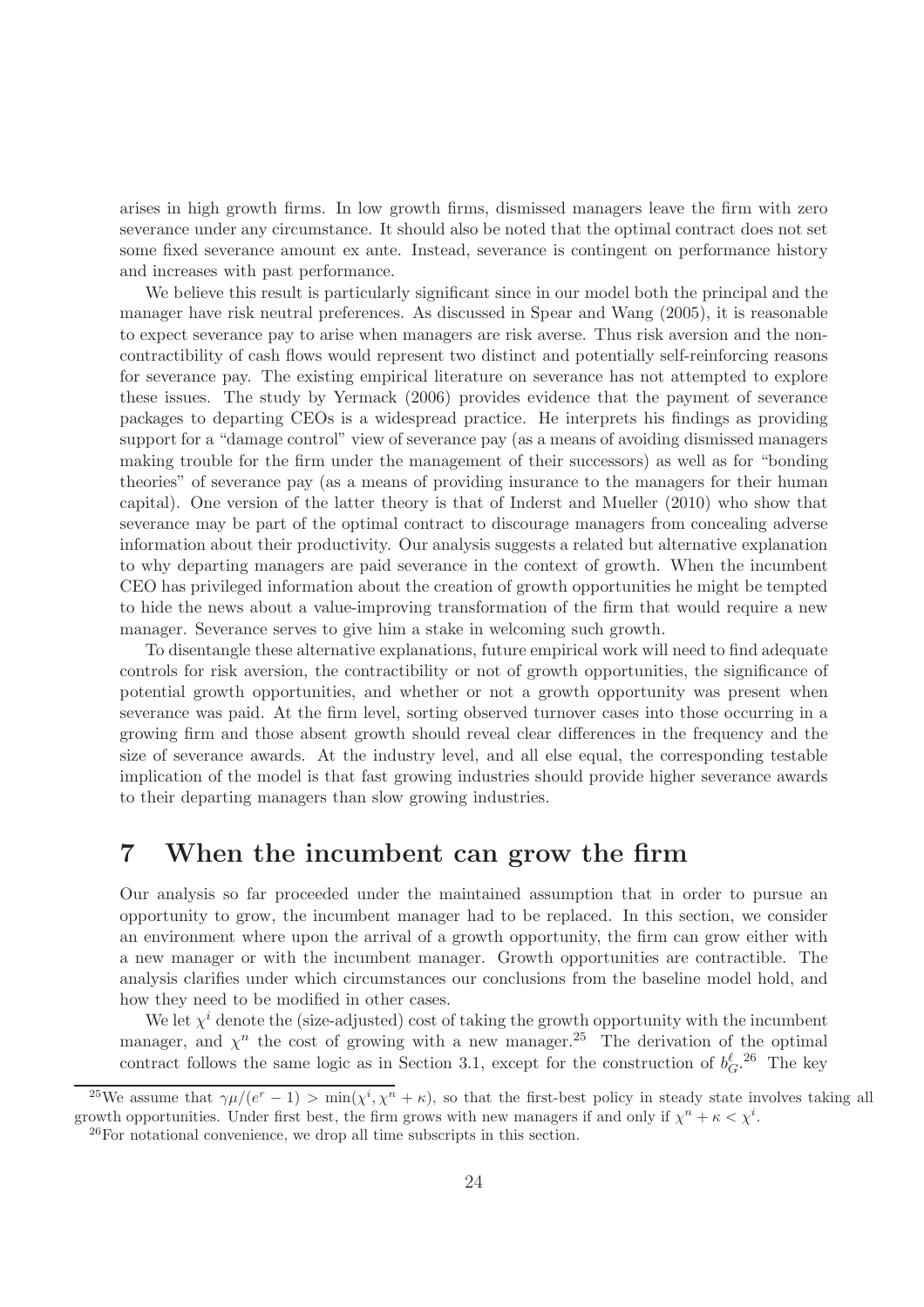arises in high growth firms. In low growth firms, dismissed managers leave the firm with zero severance under any circumstance. It should also be noted that the optimal contract does not set some fixed severance amount ex ante. Instead, severance is contingent on performance history and increases with past performance.

We believe this result is particularly significant since in our model both the principal and the manager have risk neutral preferences. As discussed in Spear and Wang (2005), it is reasonable to expect severance pay to arise when managers are risk averse. Thus risk aversion and the non-contractibility of cash flows would represent two distinct and potentially self-reinforcing reasons for severance pay. The existing empirical literature on severance has not attempted to explore these issues. The study by Yermack (2006) provides evidence that the payment of severance packages to departing CEOs is a widespread practice. He interprets his findings as providing support for a "damage control" view of severance pay (as a means of avoiding dismissed managers making trouble for the firm under the management of their successors) as well as for "bonding theories" of severance pay (as a means of providing insurance to the managers for their human capital). One version of the latter theory is that of Inderst and Mueller (2010) who show that severance may be part of the optimal contract to discourage managers from concealing adverse information about their productivity. Our analysis suggests a related but alternative explanation to why departing managers are paid severance in the context of growth. When the incumbent CEO has privileged information about the creation of growth opportunities he might be tempted to hide the news about a value-improving transformation of the firm that would require a new manager. Severance serves to give him a stake in welcoming such growth.

To disentangle these alternative explanations, future empirical work will need to find adequate controls for risk aversion, the contractibility or not of growth opportunities, the significance of potential growth opportunities, and whether or not a growth opportunity was present when severance was paid. At the firm level, sorting observed turnover cases into those occurring in a growing firm and those absent growth should reveal clear differences in the frequency and the size of severance awards. At the industry level, and all else equal, the corresponding testable implication of the model is that fast growing industries should provide higher severance awards to their departing managers than slow growing industries.

# 7 When the incumbent can grow the firm

Our analysis so far proceeded under the maintained assumption that in order to pursue an opportunity to grow, the incumbent manager had to be replaced. In this section, we consider an environment where upon the arrival of a growth opportunity, the firm can grow either with a new manager or with the incumbent manager. Growth opportunities are contractible. The analysis clarifies under which circumstances our conclusions from the baseline model hold, and how they need to be modified in other cases.

We let $\chi^i$ denote the (size-adjusted) cost of taking the growth opportunity with the incumbent manager, and $\chi^n$ the cost of growing with a new manager.[25] The derivation of the optimal contract follows the same logic as in Section 3.1, except for the construction of $b^{\ell}_G$.[26] The key

[25] We assume that $\gamma\mu/(e^r - 1) > \min(\chi^i, \chi^n + \kappa)$, so that the first-best policy in steady state involves taking all growth opportunities. Under first best, the firm grows with new managers if and only if $\chi^n + \kappa < \chi^i$.

[26] For notational convenience, we drop all time subscripts in this section.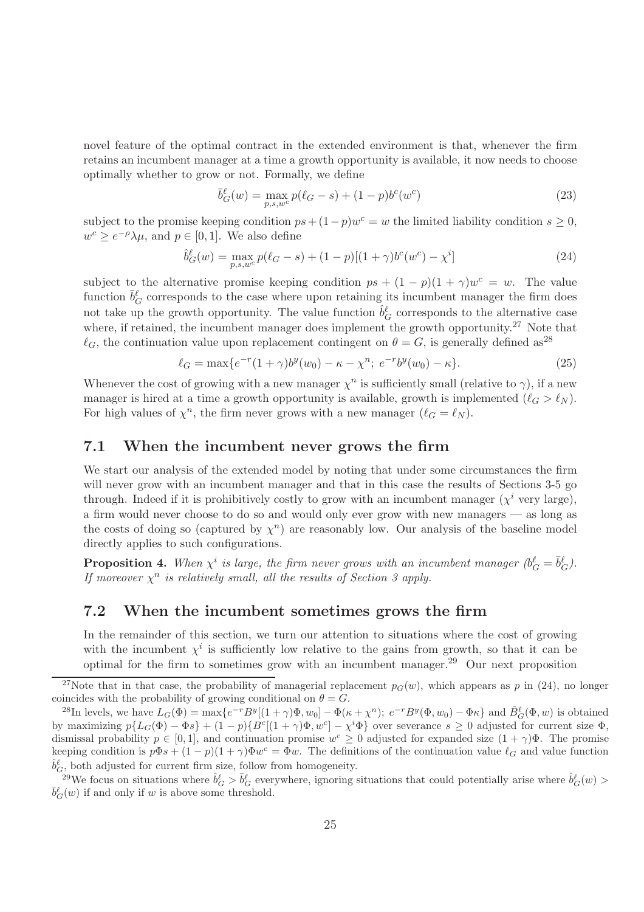novel feature of the optimal contract in the extended environment is that, whenever the firm retains an incumbent manager at a time a growth opportunity is available, it now needs to choose optimally whether to grow or not. Formally, we define

$$\bar{b}_G^\ell(w) = \max_{p,s,w^c} p(\ell_G - s) + (1-p)b^c(w^c) \tag{23}$$

subject to the promise keeping condition $ps + (1-p)w^c = w$ the limited liability condition $s \geq 0$, $w^c \geq e^{-\rho}\lambda\mu$, and $p \in [0,1]$. We also define

$$\hat{b}_G^\ell(w) = \max_{p,s,w^c} p(\ell_G - s) + (1-p)[(1+\gamma)b^c(w^c) - \chi^i] \tag{24}$$

subject to the alternative promise keeping condition $ps + (1-p)(1+\gamma)w^c = w$. The value function $\bar{b}_G^\ell$ corresponds to the case where upon retaining its incumbent manager the firm does not take up the growth opportunity. The value function $\hat{b}_G^\ell$ corresponds to the alternative case where, if retained, the incumbent manager does implement the growth opportunity.[27] Note that $\ell_G$, the continuation value upon replacement contingent on $\theta = G$, is generally defined as[28]

$$\ell_G = \max\{e^{-r}(1+\gamma)b^y(w_0) - \kappa - \chi^n;\; e^{-r}b^y(w_0) - \kappa\}. \tag{25}$$

Whenever the cost of growing with a new manager $\chi^n$ is sufficiently small (relative to $\gamma$), if a new manager is hired at a time a growth opportunity is available, growth is implemented ($\ell_G > \ell_N$). For high values of $\chi^n$, the firm never grows with a new manager ($\ell_G = \ell_N$).

## 7.1 When the incumbent never grows the firm

We start our analysis of the extended model by noting that under some circumstances the firm will never grow with an incumbent manager and that in this case the results of Sections 3-5 go through. Indeed if it is prohibitively costly to grow with an incumbent manager ($\chi^i$ very large), a firm would never choose to do so and would only ever grow with new managers — as long as the costs of doing so (captured by $\chi^n$) are reasonably low. Our analysis of the baseline model directly applies to such configurations.

**Proposition 4.** *When $\chi^i$ is large, the firm never grows with an incumbent manager ($b_G^\ell = \bar{b}_G^\ell$). If moreover $\chi^n$ is relatively small, all the results of Section 3 apply.*

## 7.2 When the incumbent sometimes grows the firm

In the remainder of this section, we turn our attention to situations where the cost of growing with the incumbent $\chi^i$ is sufficiently low relative to the gains from growth, so that it can be optimal for the firm to sometimes grow with an incumbent manager.[29] Our next proposition

---

[27] Note that in that case, the probability of managerial replacement $p_G(w)$, which appears as $p$ in (24), no longer coincides with the probability of growing conditional on $\theta = G$.

[28] In levels, we have $L_G(\Phi) = \max\{e^{-r}B^y[(1+\gamma)\Phi, w_0] - \Phi(\kappa + \chi^n);\; e^{-r}B^y(\Phi, w_0) - \Phi\kappa\}$ and $\hat{B}_G^\ell(\Phi, w)$ is obtained by maximizing $p\{L_G(\Phi) - \Phi s\} + (1-p)\{B^c[(1+\gamma)\Phi, w^c] - \chi^i\Phi\}$ over severance $s \geq 0$ adjusted for current size $\Phi$, dismissal probability $p \in [0,1]$, and continuation promise $w^c \geq 0$ adjusted for expanded size $(1+\gamma)\Phi$. The promise keeping condition is $p\Phi s + (1-p)(1+\gamma)\Phi w^c = \Phi w$. The definitions of the continuation value $\ell_G$ and value function $\hat{b}_G^\ell$, both adjusted for current firm size, follow from homogeneity.

[29] We focus on situations where $\hat{b}_G^\ell > \bar{b}_G^\ell$ everywhere, ignoring situations that could potentially arise where $\hat{b}_G^\ell(w) > \bar{b}_G^\ell(w)$ if and only if $w$ is above some threshold.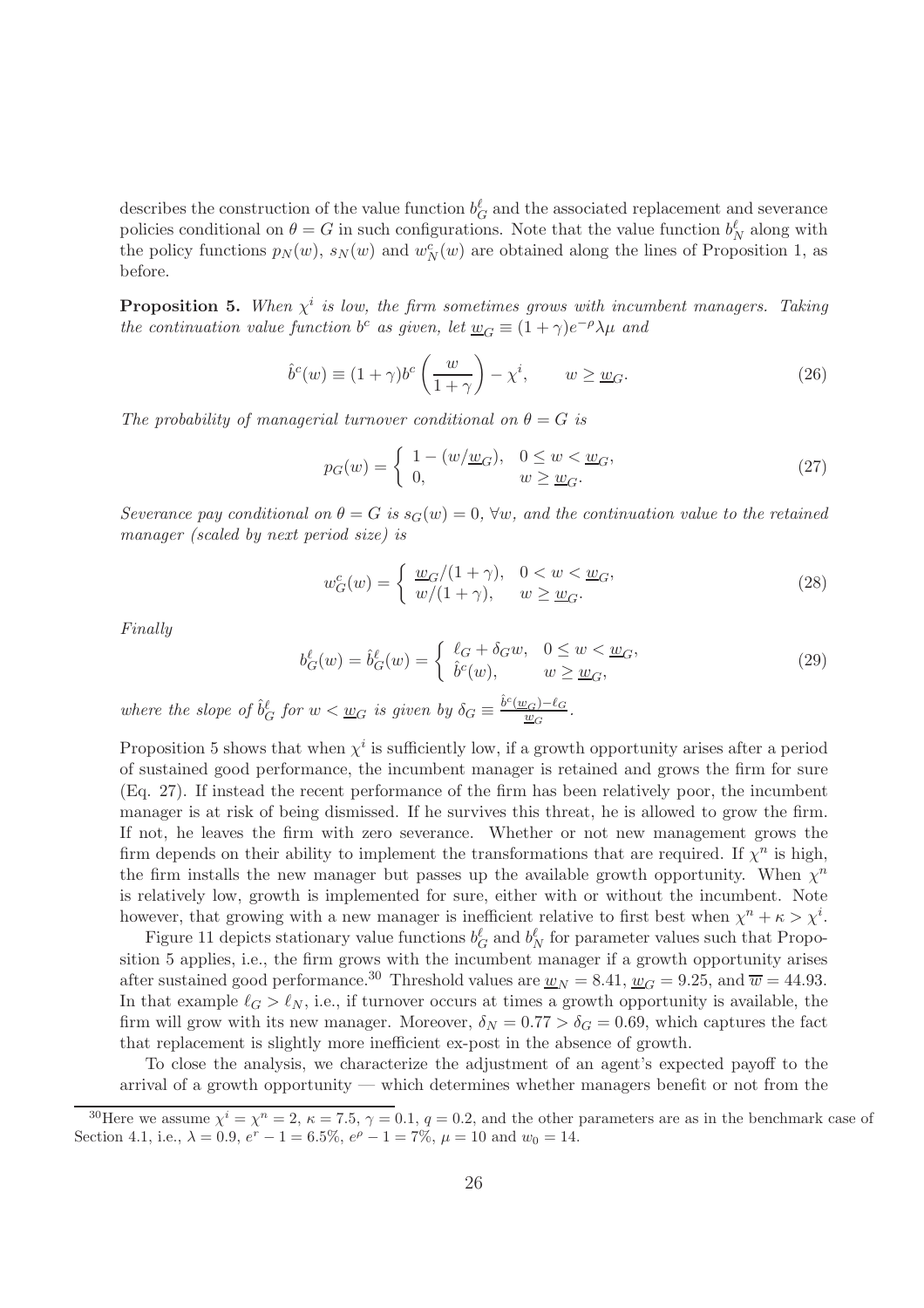describes the construction of the value function $b^\ell_G$ and the associated replacement and severance policies conditional on $\theta = G$ in such configurations. Note that the value function $b^\ell_N$ along with the policy functions $p_N(w)$, $s_N(w)$ and $w^c_N(w)$ are obtained along the lines of Proposition 1, as before.

**Proposition 5.** *When $\chi^i$ is low, the firm sometimes grows with incumbent managers. Taking the continuation value function $b^c$ as given, let $\underline{w}_G \equiv (1+\gamma)e^{-\rho}\lambda\mu$ and*

$$\hat{b}^c(w) \equiv (1+\gamma)b^c\left(\frac{w}{1+\gamma}\right) - \chi^i, \qquad w \geq \underline{w}_G. \tag{26}$$

*The probability of managerial turnover conditional on $\theta = G$ is*

$$p_G(w) = \begin{cases} 1 - (w/\underline{w}_G), & 0 \leq w < \underline{w}_G, \\ 0, & w \geq \underline{w}_G. \end{cases} \tag{27}$$

*Severance pay conditional on $\theta = G$ is $s_G(w) = 0$, $\forall w$, and the continuation value to the retained manager (scaled by next period size) is*

$$w^c_G(w) = \begin{cases} \underline{w}_G/(1+\gamma), & 0 < w < \underline{w}_G, \\ w/(1+\gamma), & w \geq \underline{w}_G. \end{cases} \tag{28}$$

*Finally*

$$b^\ell_G(w) = \hat{b}^\ell_G(w) = \begin{cases} \ell_G + \delta_G w, & 0 \leq w < \underline{w}_G, \\ \hat{b}^c(w), & w \geq \underline{w}_G, \end{cases} \tag{29}$$

*where the slope of $\hat{b}^\ell_G$ for $w < \underline{w}_G$ is given by $\delta_G \equiv \frac{\hat{b}^c(\underline{w}_G) - \ell_G}{\underline{w}_G}$.*

Proposition 5 shows that when $\chi^i$ is sufficiently low, if a growth opportunity arises after a period of sustained good performance, the incumbent manager is retained and grows the firm for sure (Eq. 27). If instead the recent performance of the firm has been relatively poor, the incumbent manager is at risk of being dismissed. If he survives this threat, he is allowed to grow the firm. If not, he leaves the firm with zero severance. Whether or not new management grows the firm depends on their ability to implement the transformations that are required. If $\chi^n$ is high, the firm installs the new manager but passes up the available growth opportunity. When $\chi^n$ is relatively low, growth is implemented for sure, either with or without the incumbent. Note however, that growing with a new manager is inefficient relative to first best when $\chi^n + \kappa > \chi^i$.

Figure 11 depicts stationary value functions $b^\ell_G$ and $b^\ell_N$ for parameter values such that Proposition 5 applies, i.e., the firm grows with the incumbent manager if a growth opportunity arises after sustained good performance.[30] Threshold values are $\underline{w}_N = 8.41$, $\underline{w}_G = 9.25$, and $\overline{w} = 44.93$. In that example $\ell_G > \ell_N$, i.e., if turnover occurs at times a growth opportunity is available, the firm will grow with its new manager. Moreover, $\delta_N = 0.77 > \delta_G = 0.69$, which captures the fact that replacement is slightly more inefficient ex-post in the absence of growth.

To close the analysis, we characterize the adjustment of an agent's expected payoff to the arrival of a growth opportunity — which determines whether managers benefit or not from the

[30] Here we assume $\chi^i = \chi^n = 2$, $\kappa = 7.5$, $\gamma = 0.1$, $q = 0.2$, and the other parameters are as in the benchmark case of Section 4.1, i.e., $\lambda = 0.9$, $e^r - 1 = 6.5\%$, $e^\rho - 1 = 7\%$, $\mu = 10$ and $w_0 = 14$.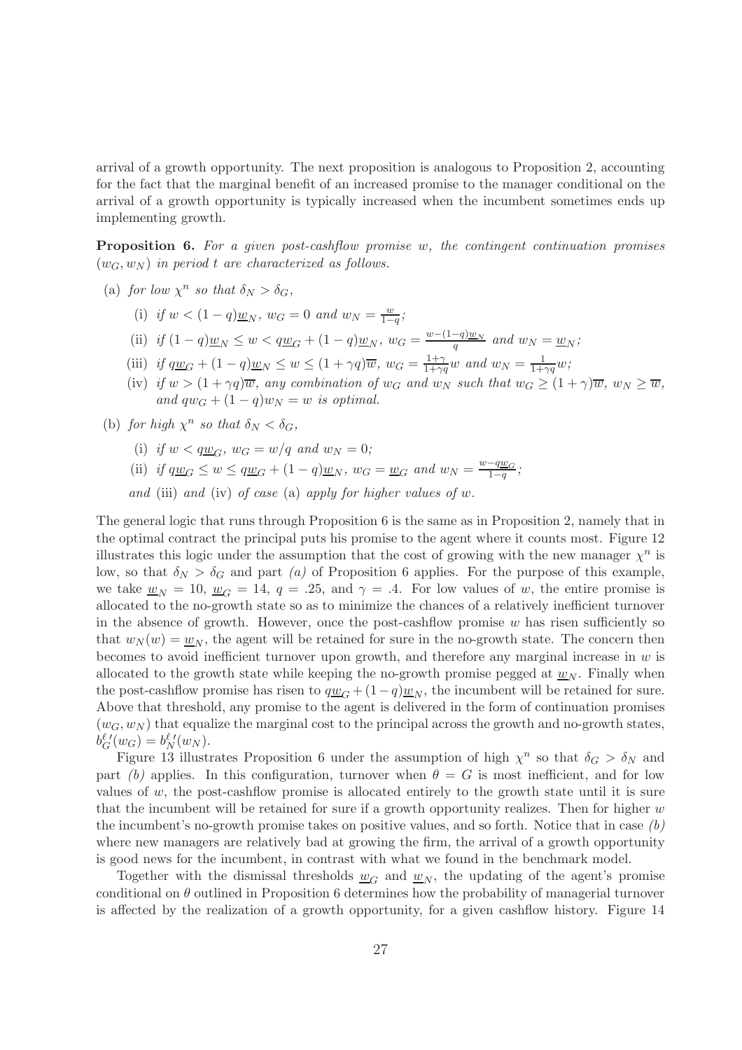arrival of a growth opportunity. The next proposition is analogous to Proposition 2, accounting for the fact that the marginal benefit of an increased promise to the manager conditional on the arrival of a growth opportunity is typically increased when the incumbent sometimes ends up implementing growth.

**Proposition 6.** *For a given post-cashflow promise $w$, the contingent continuation promises $(w_G, w_N)$ in period $t$ are characterized as follows.*

(a) *for low $\chi^n$ so that $\delta_N > \delta_G$,*

   (i) *if $w < (1-q)\underline{w}_N$, $w_G = 0$ and $w_N = \frac{w}{1-q}$;*

   (ii) *if $(1-q)\underline{w}_N \leq w < q\underline{w}_G + (1-q)\underline{w}_N$, $w_G = \frac{w-(1-q)\underline{w}_N}{q}$ and $w_N = \underline{w}_N$;*

   (iii) *if $q\underline{w}_G + (1-q)\underline{w}_N \leq w \leq (1+\gamma q)\overline{w}$, $w_G = \frac{1+\gamma}{1+\gamma q}w$ and $w_N = \frac{1}{1+\gamma q}w$;*

   (iv) *if $w > (1+\gamma q)\overline{w}$, any combination of $w_G$ and $w_N$ such that $w_G \geq (1+\gamma)\overline{w}$, $w_N \geq \overline{w}$, and $qw_G + (1-q)w_N = w$ is optimal.*

(b) *for high $\chi^n$ so that $\delta_N < \delta_G$,*

   (i) *if $w < q\underline{w}_G$, $w_G = w/q$ and $w_N = 0$;*

   (ii) *if $q\underline{w}_G \leq w \leq q\underline{w}_G + (1-q)\underline{w}_N$, $w_G = \underline{w}_G$ and $w_N = \frac{w-q\underline{w}_G}{1-q}$;*

   *and* (iii) *and* (iv) *of case* (a) *apply for higher values of $w$.*

The general logic that runs through Proposition 6 is the same as in Proposition 2, namely that in the optimal contract the principal puts his promise to the agent where it counts most. Figure 12 illustrates this logic under the assumption that the cost of growing with the new manager $\chi^n$ is low, so that $\delta_N > \delta_G$ and part *(a)* of Proposition 6 applies. For the purpose of this example, we take $\underline{w}_N = 10$, $\underline{w}_G = 14$, $q = .25$, and $\gamma = .4$. For low values of $w$, the entire promise is allocated to the no-growth state so as to minimize the chances of a relatively inefficient turnover in the absence of growth. However, once the post-cashflow promise $w$ has risen sufficiently so that $w_N(w) = \underline{w}_N$, the agent will be retained for sure in the no-growth state. The concern then becomes to avoid inefficient turnover upon growth, and therefore any marginal increase in $w$ is allocated to the growth state while keeping the no-growth promise pegged at $\underline{w}_N$. Finally when the post-cashflow promise has risen to $q\underline{w}_G + (1-q)\underline{w}_N$, the incumbent will be retained for sure. Above that threshold, any promise to the agent is delivered in the form of continuation promises $(w_G, w_N)$ that equalize the marginal cost to the principal across the growth and no-growth states, $b_G^{\ell\prime}(w_G) = b_N^{\ell\prime}(w_N)$.

Figure 13 illustrates Proposition 6 under the assumption of high $\chi^n$ so that $\delta_G > \delta_N$ and part *(b)* applies. In this configuration, turnover when $\theta = G$ is most inefficient, and for low values of $w$, the post-cashflow promise is allocated entirely to the growth state until it is sure that the incumbent will be retained for sure if a growth opportunity realizes. Then for higher $w$ the incumbent's no-growth promise takes on positive values, and so forth. Notice that in case *(b)* where new managers are relatively bad at growing the firm, the arrival of a growth opportunity is good news for the incumbent, in contrast with what we found in the benchmark model.

Together with the dismissal thresholds $\underline{w}_G$ and $\underline{w}_N$, the updating of the agent's promise conditional on $\theta$ outlined in Proposition 6 determines how the probability of managerial turnover is affected by the realization of a growth opportunity, for a given cashflow history. Figure 14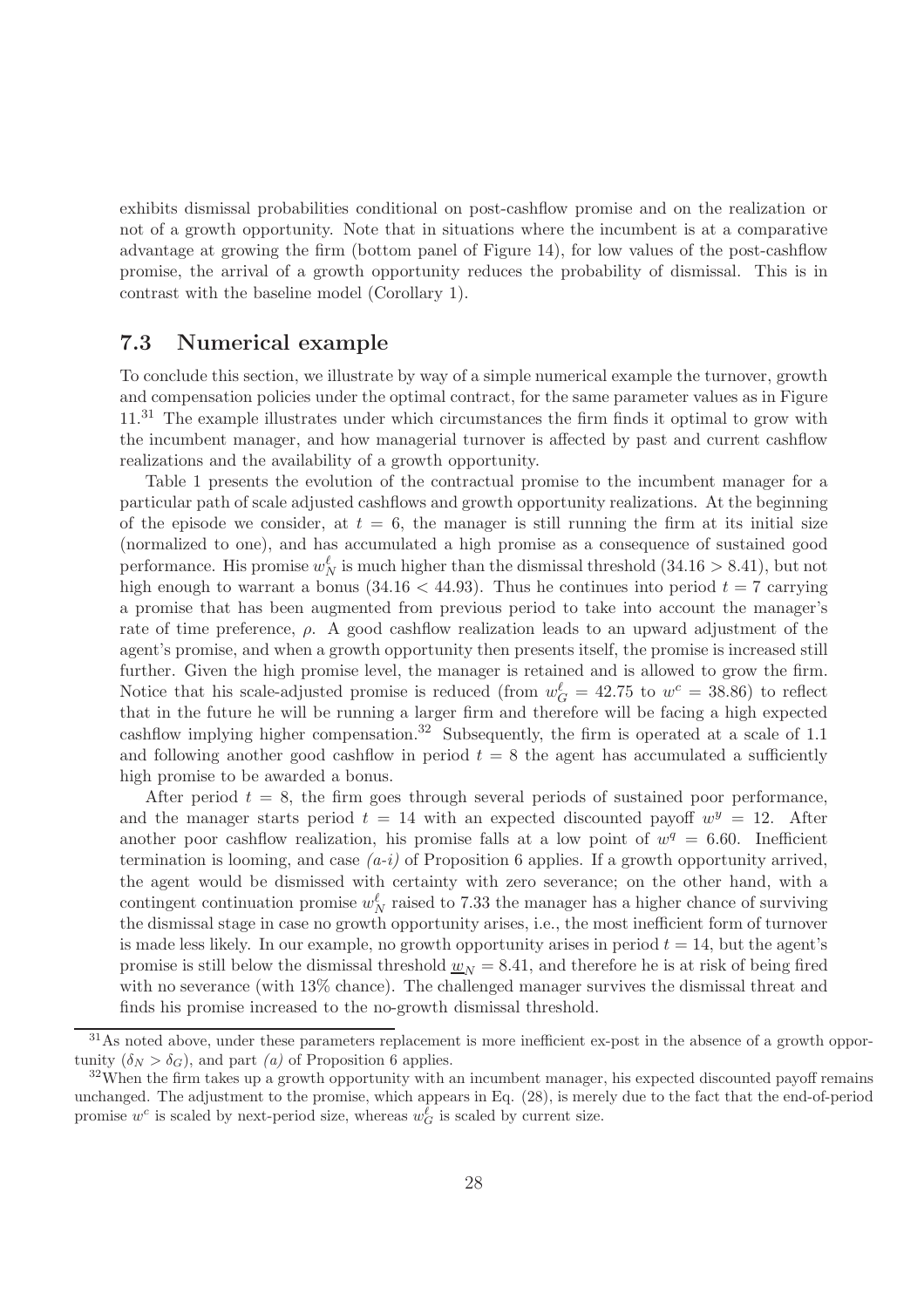exhibits dismissal probabilities conditional on post-cashflow promise and on the realization or not of a growth opportunity. Note that in situations where the incumbent is at a comparative advantage at growing the firm (bottom panel of Figure 14), for low values of the post-cashflow promise, the arrival of a growth opportunity reduces the probability of dismissal. This is in contrast with the baseline model (Corollary 1).

## 7.3 Numerical example

To conclude this section, we illustrate by way of a simple numerical example the turnover, growth and compensation policies under the optimal contract, for the same parameter values as in Figure 11.[31] The example illustrates under which circumstances the firm finds it optimal to grow with the incumbent manager, and how managerial turnover is affected by past and current cashflow realizations and the availability of a growth opportunity.

Table 1 presents the evolution of the contractual promise to the incumbent manager for a particular path of scale adjusted cashflows and growth opportunity realizations. At the beginning of the episode we consider, at $t = 6$, the manager is still running the firm at its initial size (normalized to one), and has accumulated a high promise as a consequence of sustained good performance. His promise $w_N^\ell$ is much higher than the dismissal threshold ($34.16 > 8.41$), but not high enough to warrant a bonus ($34.16 < 44.93$). Thus he continues into period $t = 7$ carrying a promise that has been augmented from previous period to take into account the manager's rate of time preference, $\rho$. A good cashflow realization leads to an upward adjustment of the agent's promise, and when a growth opportunity then presents itself, the promise is increased still further. Given the high promise level, the manager is retained and is allowed to grow the firm. Notice that his scale-adjusted promise is reduced (from $w_G^\ell = 42.75$ to $w^c = 38.86$) to reflect that in the future he will be running a larger firm and therefore will be facing a high expected cashflow implying higher compensation.[32] Subsequently, the firm is operated at a scale of 1.1 and following another good cashflow in period $t = 8$ the agent has accumulated a sufficiently high promise to be awarded a bonus.

After period $t = 8$, the firm goes through several periods of sustained poor performance, and the manager starts period $t = 14$ with an expected discounted payoff $w^y = 12$. After another poor cashflow realization, his promise falls at a low point of $w^q = 6.60$. Inefficient termination is looming, and case *(a-i)* of Proposition 6 applies. If a growth opportunity arrived, the agent would be dismissed with certainty with zero severance; on the other hand, with a contingent continuation promise $w_N^\ell$ raised to 7.33 the manager has a higher chance of surviving the dismissal stage in case no growth opportunity arises, i.e., the most inefficient form of turnover is made less likely. In our example, no growth opportunity arises in period $t = 14$, but the agent's promise is still below the dismissal threshold $\underline{w}_N = 8.41$, and therefore he is at risk of being fired with no severance (with 13% chance). The challenged manager survives the dismissal threat and finds his promise increased to the no-growth dismissal threshold.

---

[31] As noted above, under these parameters replacement is more inefficient ex-post in the absence of a growth opportunity ($\delta_N > \delta_G$), and part *(a)* of Proposition 6 applies.

[32] When the firm takes up a growth opportunity with an incumbent manager, his expected discounted payoff remains unchanged. The adjustment to the promise, which appears in Eq. (28), is merely due to the fact that the end-of-period promise $w^c$ is scaled by next-period size, whereas $w_G^\ell$ is scaled by current size.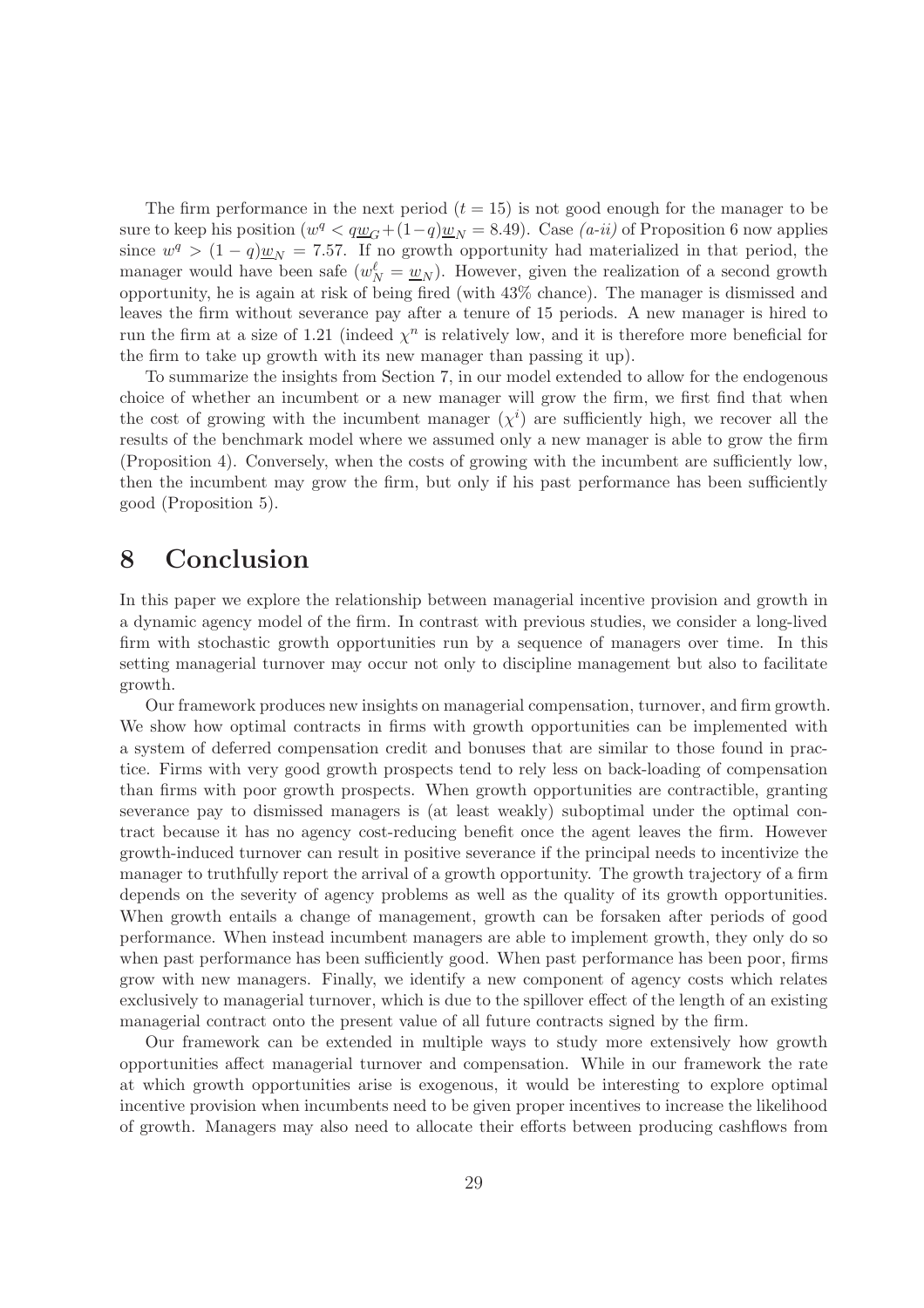The firm performance in the next period ($t = 15$) is not good enough for the manager to be sure to keep his position ($w^q < q\underline{w}_G + (1-q)\underline{w}_N = 8.49$). Case *(a-ii)* of Proposition 6 now applies since $w^q > (1-q)\underline{w}_N = 7.57$. If no growth opportunity had materialized in that period, the manager would have been safe ($w^\ell_N = \underline{w}_N$). However, given the realization of a second growth opportunity, he is again at risk of being fired (with 43% chance). The manager is dismissed and leaves the firm without severance pay after a tenure of 15 periods. A new manager is hired to run the firm at a size of 1.21 (indeed $\chi^n$ is relatively low, and it is therefore more beneficial for the firm to take up growth with its new manager than passing it up).

To summarize the insights from Section 7, in our model extended to allow for the endogenous choice of whether an incumbent or a new manager will grow the firm, we first find that when the cost of growing with the incumbent manager ($\chi^i$) are sufficiently high, we recover all the results of the benchmark model where we assumed only a new manager is able to grow the firm (Proposition 4). Conversely, when the costs of growing with the incumbent are sufficiently low, then the incumbent may grow the firm, but only if his past performance has been sufficiently good (Proposition 5).

# 8 Conclusion

In this paper we explore the relationship between managerial incentive provision and growth in a dynamic agency model of the firm. In contrast with previous studies, we consider a long-lived firm with stochastic growth opportunities run by a sequence of managers over time. In this setting managerial turnover may occur not only to discipline management but also to facilitate growth.

Our framework produces new insights on managerial compensation, turnover, and firm growth. We show how optimal contracts in firms with growth opportunities can be implemented with a system of deferred compensation credit and bonuses that are similar to those found in practice. Firms with very good growth prospects tend to rely less on back-loading of compensation than firms with poor growth prospects. When growth opportunities are contractible, granting severance pay to dismissed managers is (at least weakly) suboptimal under the optimal contract because it has no agency cost-reducing benefit once the agent leaves the firm. However growth-induced turnover can result in positive severance if the principal needs to incentivize the manager to truthfully report the arrival of a growth opportunity. The growth trajectory of a firm depends on the severity of agency problems as well as the quality of its growth opportunities. When growth entails a change of management, growth can be forsaken after periods of good performance. When instead incumbent managers are able to implement growth, they only do so when past performance has been sufficiently good. When past performance has been poor, firms grow with new managers. Finally, we identify a new component of agency costs which relates exclusively to managerial turnover, which is due to the spillover effect of the length of an existing managerial contract onto the present value of all future contracts signed by the firm.

Our framework can be extended in multiple ways to study more extensively how growth opportunities affect managerial turnover and compensation. While in our framework the rate at which growth opportunities arise is exogenous, it would be interesting to explore optimal incentive provision when incumbents need to be given proper incentives to increase the likelihood of growth. Managers may also need to allocate their efforts between producing cashflows from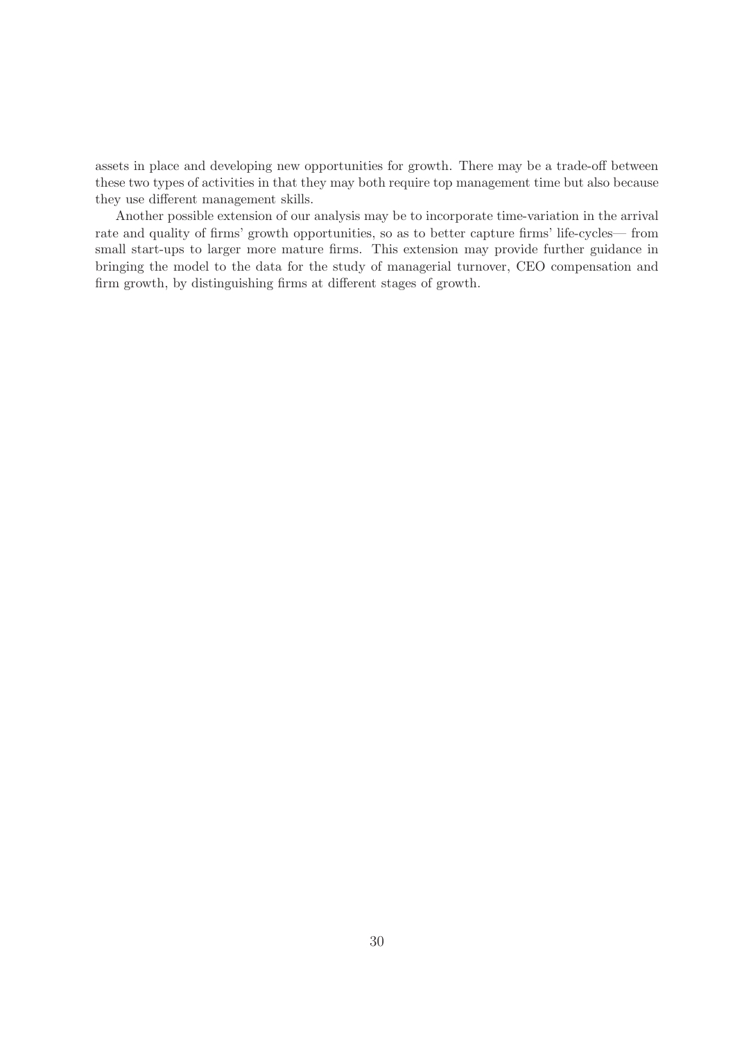assets in place and developing new opportunities for growth. There may be a trade-off between these two types of activities in that they may both require top management time but also because they use different management skills.

Another possible extension of our analysis may be to incorporate time-variation in the arrival rate and quality of firms' growth opportunities, so as to better capture firms' life-cycles— from small start-ups to larger more mature firms. This extension may provide further guidance in bringing the model to the data for the study of managerial turnover, CEO compensation and firm growth, by distinguishing firms at different stages of growth.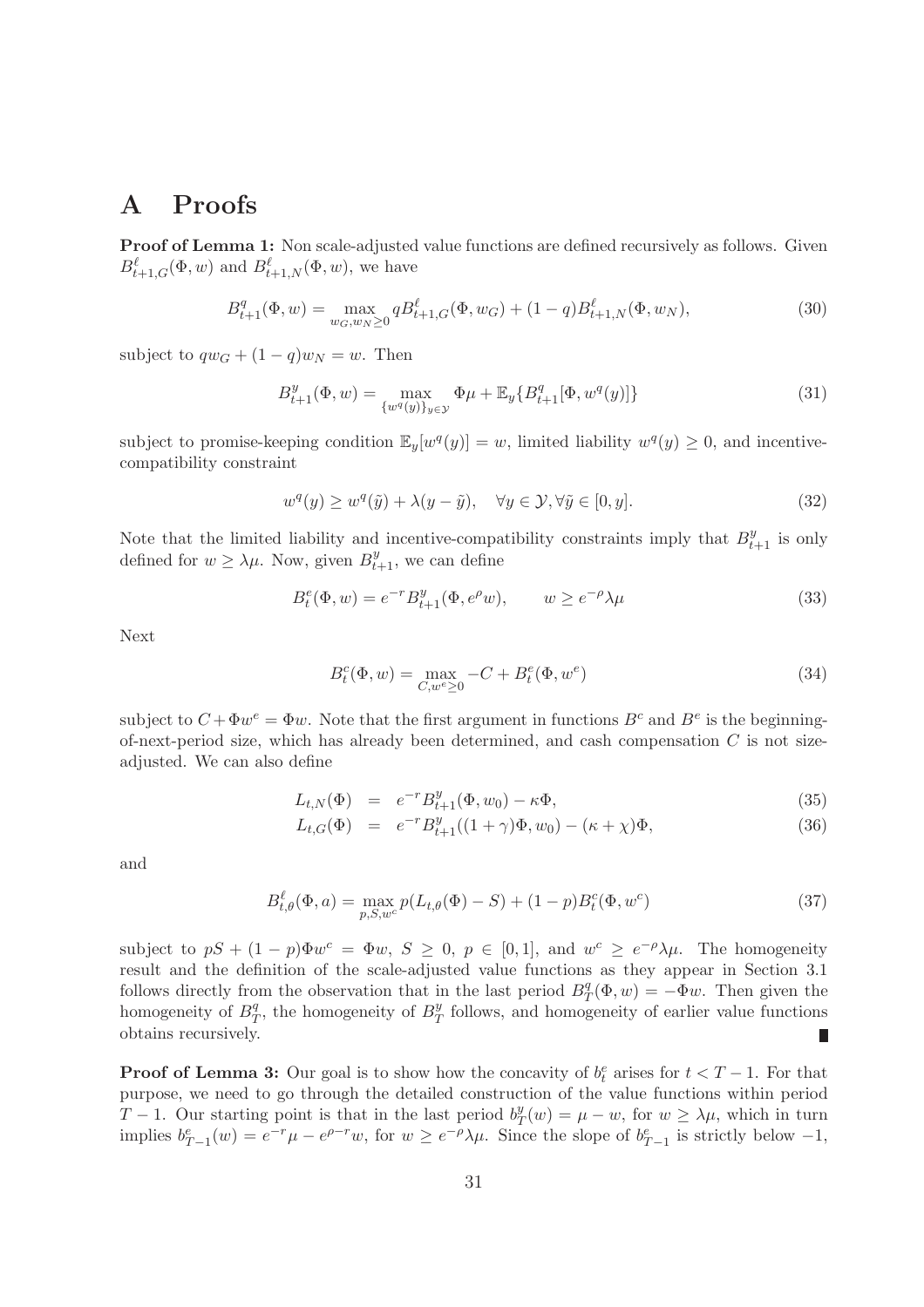# A Proofs

**Proof of Lemma 1:** Non scale-adjusted value functions are defined recursively as follows. Given $B^{\ell}_{t+1,G}(\Phi, w)$ and $B^{\ell}_{t+1,N}(\Phi, w)$, we have

$$B^{q}_{t+1}(\Phi, w) = \max_{w_G, w_N \geq 0} qB^{\ell}_{t+1,G}(\Phi, w_G) + (1-q)B^{\ell}_{t+1,N}(\Phi, w_N), \tag{30}$$

subject to $qw_G + (1-q)w_N = w$. Then

$$B^{y}_{t+1}(\Phi, w) = \max_{\{w^q(y)\}_{y \in \mathcal{Y}}} \Phi\mu + \mathbb{E}_y\{B^{q}_{t+1}[\Phi, w^q(y)]\} \tag{31}$$

subject to promise-keeping condition $\mathbb{E}_y[w^q(y)] = w$, limited liability $w^q(y) \geq 0$, and incentive-compatibility constraint

$$w^q(y) \geq w^q(\tilde{y}) + \lambda(y - \tilde{y}), \quad \forall y \in \mathcal{Y}, \forall \tilde{y} \in [0, y]. \tag{32}$$

Note that the limited liability and incentive-compatibility constraints imply that $B^{y}_{t+1}$ is only defined for $w \geq \lambda\mu$. Now, given $B^{y}_{t+1}$, we can define

$$B^{e}_{t}(\Phi, w) = e^{-r}B^{y}_{t+1}(\Phi, e^{\rho}w), \qquad w \geq e^{-\rho}\lambda\mu \tag{33}$$

Next

$$B^{c}_{t}(\Phi, w) = \max_{C, w^e \geq 0} -C + B^{e}_{t}(\Phi, w^e) \tag{34}$$

subject to $C + \Phi w^e = \Phi w$. Note that the first argument in functions $B^c$ and $B^e$ is the beginning-of-next-period size, which has already been determined, and cash compensation $C$ is not size-adjusted. We can also define

$$L_{t,N}(\Phi) = e^{-r}B^{y}_{t+1}(\Phi, w_0) - \kappa\Phi, \tag{35}$$

$$L_{t,G}(\Phi) = e^{-r}B^{y}_{t+1}((1+\gamma)\Phi, w_0) - (\kappa + \chi)\Phi, \tag{36}$$

and

$$B^{\ell}_{t,\theta}(\Phi, a) = \max_{p, S, w^c} p(L_{t,\theta}(\Phi) - S) + (1-p)B^{c}_{t}(\Phi, w^c) \tag{37}$$

subject to $pS + (1-p)\Phi w^c = \Phi w$, $S \geq 0$, $p \in [0, 1]$, and $w^c \geq e^{-\rho}\lambda\mu$. The homogeneity result and the definition of the scale-adjusted value functions as they appear in Section 3.1 follows directly from the observation that in the last period $B^{q}_{T}(\Phi, w) = -\Phi w$. Then given the homogeneity of $B^{q}_{T}$, the homogeneity of $B^{y}_{T}$ follows, and homogeneity of earlier value functions obtains recursively. ∎

**Proof of Lemma 3:** Our goal is to show how the concavity of $b^e_t$ arises for $t < T-1$. For that purpose, we need to go through the detailed construction of the value functions within period $T-1$. Our starting point is that in the last period $b^{y}_{T}(w) = \mu - w$, for $w \geq \lambda\mu$, which in turn implies $b^{e}_{T-1}(w) = e^{-r}\mu - e^{\rho - r}w$, for $w \geq e^{-\rho}\lambda\mu$. Since the slope of $b^{e}_{T-1}$ is strictly below $-1$,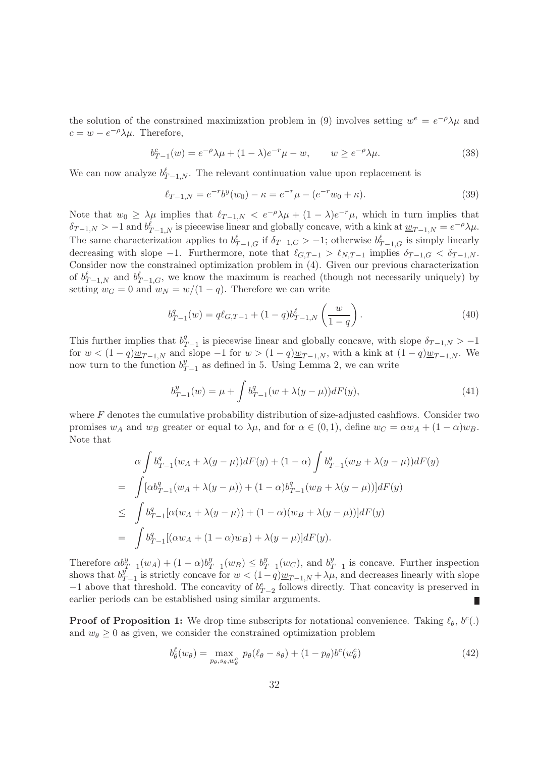the solution of the constrained maximization problem in (9) involves setting $w^e = e^{-\rho}\lambda\mu$ and $c = w - e^{-\rho}\lambda\mu$. Therefore,

$$b^c_{T-1}(w) = e^{-\rho}\lambda\mu + (1-\lambda)e^{-r}\mu - w, \qquad w \geq e^{-\rho}\lambda\mu. \tag{38}$$

We can now analyze $b^\ell_{T-1,N}$. The relevant continuation value upon replacement is

$$\ell_{T-1,N} = e^{-r}b^y(w_0) - \kappa = e^{-r}\mu - (e^{-r}w_0 + \kappa). \tag{39}$$

Note that $w_0 \geq \lambda\mu$ implies that $\ell_{T-1,N} < e^{-\rho}\lambda\mu + (1-\lambda)e^{-r}\mu$, which in turn implies that $\delta_{T-1,N} > -1$ and $b^\ell_{T-1,N}$ is piecewise linear and globally concave, with a kink at $\underline{w}_{T-1,N} = e^{-\rho}\lambda\mu$. The same characterization applies to $b^\ell_{T-1,G}$ if $\delta_{T-1,G} > -1$; otherwise $b^\ell_{T-1,G}$ is simply linearly decreasing with slope $-1$. Furthermore, note that $\ell_{G,T-1} > \ell_{N,T-1}$ implies $\delta_{T-1,G} < \delta_{T-1,N}$. Consider now the constrained optimization problem in (4). Given our previous characterization of $b^\ell_{T-1,N}$ and $b^\ell_{T-1,G}$, we know the maximum is reached (though not necessarily uniquely) by setting $w_G = 0$ and $w_N = w/(1-q)$. Therefore we can write

$$b^q_{T-1}(w) = q\ell_{G,T-1} + (1-q)b^\ell_{T-1,N}\left(\frac{w}{1-q}\right). \tag{40}$$

This further implies that $b^q_{T-1}$ is piecewise linear and globally concave, with slope $\delta_{T-1,N} > -1$ for $w < (1-q)\underline{w}_{T-1,N}$ and slope $-1$ for $w > (1-q)\underline{w}_{T-1,N}$, with a kink at $(1-q)\underline{w}_{T-1,N}$. We now turn to the function $b^y_{T-1}$ as defined in 5. Using Lemma 2, we can write

$$b^y_{T-1}(w) = \mu + \int b^q_{T-1}(w + \lambda(y-\mu))dF(y), \tag{41}$$

where $F$ denotes the cumulative probability distribution of size-adjusted cashflows. Consider two promises $w_A$ and $w_B$ greater or equal to $\lambda\mu$, and for $\alpha \in (0,1)$, define $w_C = \alpha w_A + (1-\alpha)w_B$. Note that

$$\begin{aligned}
& \alpha \int b^q_{T-1}(w_A + \lambda(y-\mu))dF(y) + (1-\alpha)\int b^q_{T-1}(w_B + \lambda(y-\mu))dF(y) \\
= & \int [\alpha b^q_{T-1}(w_A + \lambda(y-\mu)) + (1-\alpha)b^q_{T-1}(w_B + \lambda(y-\mu))]dF(y) \\
\leq & \int b^q_{T-1}[\alpha(w_A + \lambda(y-\mu)) + (1-\alpha)(w_B + \lambda(y-\mu))]dF(y) \\
= & \int b^q_{T-1}[(\alpha w_A + (1-\alpha)w_B) + \lambda(y-\mu)]dF(y).
\end{aligned}$$

Therefore $\alpha b^y_{T-1}(w_A) + (1-\alpha)b^y_{T-1}(w_B) \leq b^y_{T-1}(w_C)$, and $b^y_{T-1}$ is concave. Further inspection shows that $b^y_{T-1}$ is strictly concave for $w < (1-q)\underline{w}_{T-1,N} + \lambda\mu$, and decreases linearly with slope $-1$ above that threshold. The concavity of $b^e_{T-2}$ follows directly. That concavity is preserved in earlier periods can be established using similar arguments. ∎

**Proof of Proposition 1:** We drop time subscripts for notational convenience. Taking $\ell_\theta$, $b^c(.)$ and $w_\theta \geq 0$ as given, we consider the constrained optimization problem

$$b^\ell_\theta(w_\theta) = \max_{p_\theta, s_\theta, w^c_\theta} \; p_\theta(\ell_\theta - s_\theta) + (1-p_\theta)b^c(w^c_\theta) \tag{42}$$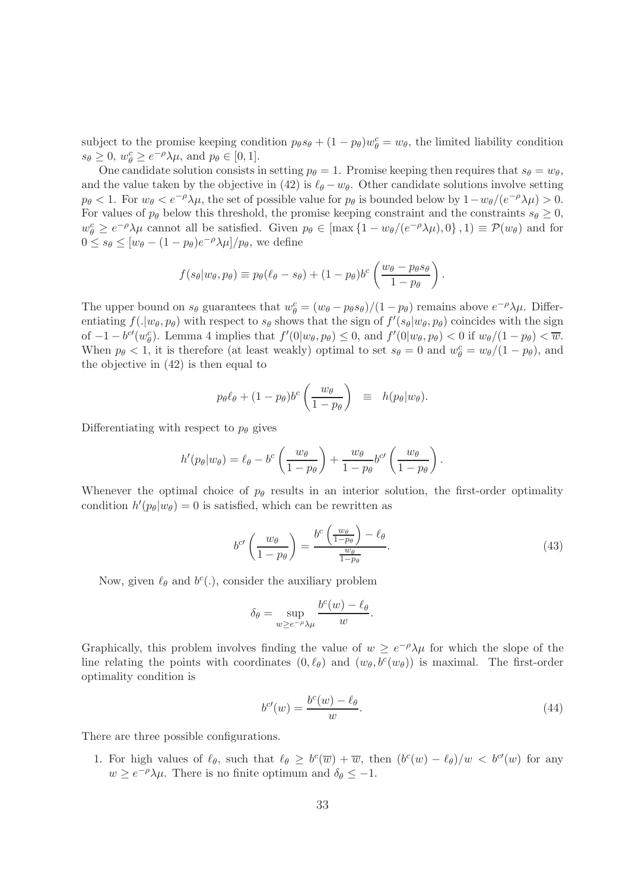subject to the promise keeping condition $p_\theta s_\theta + (1-p_\theta)w^c_\theta = w_\theta$, the limited liability condition $s_\theta \geq 0$, $w^c_\theta \geq e^{-\rho}\lambda\mu$, and $p_\theta \in [0,1]$.

One candidate solution consists in setting $p_\theta = 1$. Promise keeping then requires that $s_\theta = w_\theta$, and the value taken by the objective in (42) is $\ell_\theta - w_\theta$. Other candidate solutions involve setting $p_\theta < 1$. For $w_\theta < e^{-\rho}\lambda\mu$, the set of possible value for $p_\theta$ is bounded below by $1 - w_\theta/(e^{-\rho}\lambda\mu) > 0$. For values of $p_\theta$ below this threshold, the promise keeping constraint and the constraints $s_\theta \geq 0$, $w^c_\theta \geq e^{-\rho}\lambda\mu$ cannot all be satisfied. Given $p_\theta \in [\max\{1 - w_\theta/(e^{-\rho}\lambda\mu), 0\}, 1) \equiv \mathcal{P}(w_\theta)$ and for $0 \leq s_\theta \leq [w_\theta - (1-p_\theta)e^{-\rho}\lambda\mu]/p_\theta$, we define

$$f(s_\theta|w_\theta, p_\theta) \equiv p_\theta(\ell_\theta - s_\theta) + (1-p_\theta)b^c\left(\frac{w_\theta - p_\theta s_\theta}{1-p_\theta}\right).$$

The upper bound on $s_\theta$ guarantees that $w^c_\theta = (w_\theta - p_\theta s_\theta)/(1-p_\theta)$ remains above $e^{-\rho}\lambda\mu$. Differentiating $f(.|w_\theta, p_\theta)$ with respect to $s_\theta$ shows that the sign of $f'(s_\theta|w_\theta, p_\theta)$ coincides with the sign of $-1 - b^{c\prime}(w^c_\theta)$. Lemma 4 implies that $f'(0|w_\theta, p_\theta) \leq 0$, and $f'(0|w_\theta, p_\theta) < 0$ if $w_\theta/(1-p_\theta) < \overline{w}$. When $p_\theta < 1$, it is therefore (at least weakly) optimal to set $s_\theta = 0$ and $w^c_\theta = w_\theta/(1-p_\theta)$, and the objective in (42) is then equal to

$$p_\theta \ell_\theta + (1-p_\theta)b^c\left(\frac{w_\theta}{1-p_\theta}\right) \equiv h(p_\theta|w_\theta).$$

Differentiating with respect to $p_\theta$ gives

$$h'(p_\theta|w_\theta) = \ell_\theta - b^c\left(\frac{w_\theta}{1-p_\theta}\right) + \frac{w_\theta}{1-p_\theta}b^{c\prime}\left(\frac{w_\theta}{1-p_\theta}\right).$$

Whenever the optimal choice of $p_\theta$ results in an interior solution, the first-order optimality condition $h'(p_\theta|w_\theta) = 0$ is satisfied, which can be rewritten as

$$b^{c\prime}\left(\frac{w_\theta}{1-p_\theta}\right) = \frac{b^c\left(\frac{w_\theta}{1-p_\theta}\right) - \ell_\theta}{\frac{w_\theta}{1-p_\theta}}. \tag{43}$$

Now, given $\ell_\theta$ and $b^c(.)$, consider the auxiliary problem

$$\delta_\theta = \sup_{w \geq e^{-\rho}\lambda\mu} \frac{b^c(w) - \ell_\theta}{w}.$$

Graphically, this problem involves finding the value of $w \geq e^{-\rho}\lambda\mu$ for which the slope of the line relating the points with coordinates $(0, \ell_\theta)$ and $(w_\theta, b^c(w_\theta))$ is maximal. The first-order optimality condition is

$$b^{c\prime}(w) = \frac{b^c(w) - \ell_\theta}{w}. \tag{44}$$

There are three possible configurations.

1. For high values of $\ell_\theta$, such that $\ell_\theta \geq b^c(\overline{w}) + \overline{w}$, then $(b^c(w) - \ell_\theta)/w < b^{c\prime}(w)$ for any $w \geq e^{-\rho}\lambda\mu$. There is no finite optimum and $\delta_\theta \leq -1$.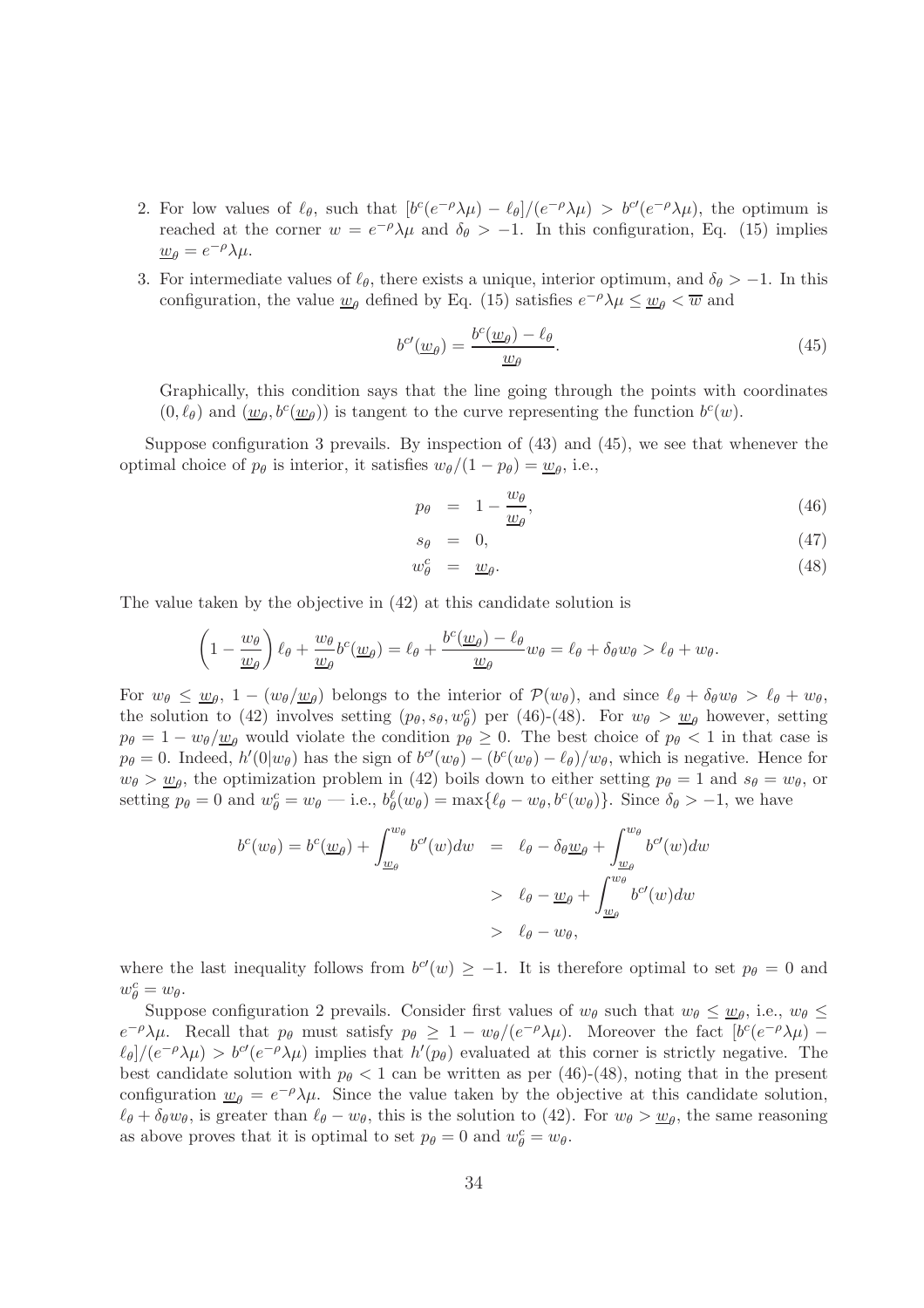2. For low values of $\ell_\theta$, such that $[b^c(e^{-\rho}\lambda\mu) - \ell_\theta]/(e^{-\rho}\lambda\mu) > b^{c\prime}(e^{-\rho}\lambda\mu)$, the optimum is reached at the corner $w = e^{-\rho}\lambda\mu$ and $\delta_\theta > -1$. In this configuration, Eq. (15) implies $\underline{w}_\theta = e^{-\rho}\lambda\mu$.

3. For intermediate values of $\ell_\theta$, there exists a unique, interior optimum, and $\delta_\theta > -1$. In this configuration, the value $\underline{w}_\theta$ defined by Eq. (15) satisfies $e^{-\rho}\lambda\mu \leq \underline{w}_\theta < \overline{w}$ and

$$b^{c\prime}(\underline{w}_\theta) = \frac{b^c(\underline{w}_\theta) - \ell_\theta}{\underline{w}_\theta}. \tag{45}$$

Graphically, this condition says that the line going through the points with coordinates $(0, \ell_\theta)$ and $(\underline{w}_\theta, b^c(\underline{w}_\theta))$ is tangent to the curve representing the function $b^c(w)$.

Suppose configuration 3 prevails. By inspection of (43) and (45), we see that whenever the optimal choice of $p_\theta$ is interior, it satisfies $w_\theta/(1 - p_\theta) = \underline{w}_\theta$, i.e.,

$$p_\theta = 1 - \frac{w_\theta}{\underline{w}_\theta}, \tag{46}$$

$$s_\theta = 0, \tag{47}$$

$$w^c_\theta = \underline{w}_\theta. \tag{48}$$

The value taken by the objective in (42) at this candidate solution is

$$\left(1 - \frac{w_\theta}{\underline{w}_\theta}\right)\ell_\theta + \frac{w_\theta}{\underline{w}_\theta} b^c(\underline{w}_\theta) = \ell_\theta + \frac{b^c(\underline{w}_\theta) - \ell_\theta}{\underline{w}_\theta} w_\theta = \ell_\theta + \delta_\theta w_\theta > \ell_\theta + w_\theta.$$

For $w_\theta \leq \underline{w}_\theta$, $1 - (w_\theta/\underline{w}_\theta)$ belongs to the interior of $\mathcal{P}(w_\theta)$, and since $\ell_\theta + \delta_\theta w_\theta > \ell_\theta + w_\theta$, the solution to (42) involves setting $(p_\theta, s_\theta, w^c_\theta)$ per (46)-(48). For $w_\theta > \underline{w}_\theta$ however, setting $p_\theta = 1 - w_\theta/\underline{w}_\theta$ would violate the condition $p_\theta \geq 0$. The best choice of $p_\theta < 1$ in that case is $p_\theta = 0$. Indeed, $h'(0|w_\theta)$ has the sign of $b^{c\prime}(w_\theta) - (b^c(w_\theta) - \ell_\theta)/w_\theta$, which is negative. Hence for $w_\theta > \underline{w}_\theta$, the optimization problem in (42) boils down to either setting $p_\theta = 1$ and $s_\theta = w_\theta$, or setting $p_\theta = 0$ and $w^c_\theta = w_\theta$ — i.e., $b^\ell_\theta(w_\theta) = \max\{\ell_\theta - w_\theta, b^c(w_\theta)\}$. Since $\delta_\theta > -1$, we have

$$\begin{aligned}
b^c(w_\theta) = b^c(\underline{w}_\theta) + \int_{\underline{w}_\theta}^{w_\theta} b^{c\prime}(w)dw &= \ell_\theta - \delta_\theta \underline{w}_\theta + \int_{\underline{w}_\theta}^{w_\theta} b^{c\prime}(w)dw \\
&> \ell_\theta - \underline{w}_\theta + \int_{\underline{w}_\theta}^{w_\theta} b^{c\prime}(w)dw \\
&> \ell_\theta - w_\theta,
\end{aligned}$$

where the last inequality follows from $b^{c\prime}(w) \geq -1$. It is therefore optimal to set $p_\theta = 0$ and $w^c_\theta = w_\theta$.

Suppose configuration 2 prevails. Consider first values of $w_\theta$ such that $w_\theta \leq \underline{w}_\theta$, i.e., $w_\theta \leq e^{-\rho}\lambda\mu$. Recall that $p_\theta$ must satisfy $p_\theta \geq 1 - w_\theta/(e^{-\rho}\lambda\mu)$. Moreover the fact $[b^c(e^{-\rho}\lambda\mu) - \ell_\theta]/(e^{-\rho}\lambda\mu) > b^{c\prime}(e^{-\rho}\lambda\mu)$ implies that $h'(p_\theta)$ evaluated at this corner is strictly negative. The best candidate solution with $p_\theta < 1$ can be written as per (46)-(48), noting that in the present configuration $\underline{w}_\theta = e^{-\rho}\lambda\mu$. Since the value taken by the objective at this candidate solution, $\ell_\theta + \delta_\theta w_\theta$, is greater than $\ell_\theta - w_\theta$, this is the solution to (42). For $w_\theta > \underline{w}_\theta$, the same reasoning as above proves that it is optimal to set $p_\theta = 0$ and $w^c_\theta = w_\theta$.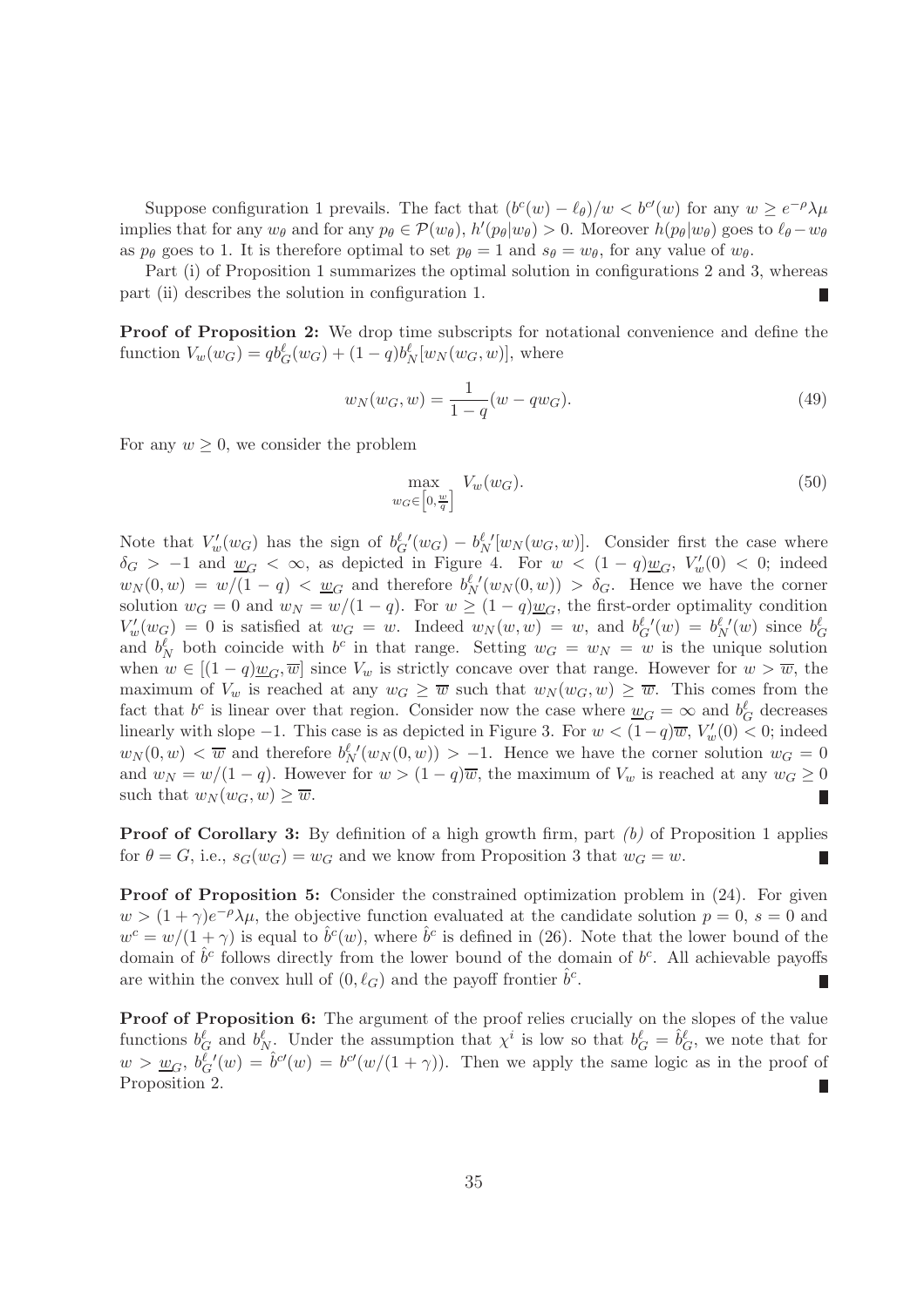Suppose configuration 1 prevails. The fact that $(b^c(w) - \ell_\theta)/w < b^{c\prime}(w)$ for any $w \geq e^{-\rho}\lambda\mu$ implies that for any $w_\theta$ and for any $p_\theta \in \mathcal{P}(w_\theta)$, $h'(p_\theta|w_\theta) > 0$. Moreover $h(p_\theta|w_\theta)$ goes to $\ell_\theta - w_\theta$ as $p_\theta$ goes to 1. It is therefore optimal to set $p_\theta = 1$ and $s_\theta = w_\theta$, for any value of $w_\theta$.

Part (i) of Proposition 1 summarizes the optimal solution in configurations 2 and 3, whereas part (ii) describes the solution in configuration 1. ∎

**Proof of Proposition 2:** We drop time subscripts for notational convenience and define the function $V_w(w_G) = qb^\ell_G(w_G) + (1-q)b^\ell_N[w_N(w_G, w)]$, where

$$w_N(w_G, w) = \frac{1}{1-q}(w - qw_G). \tag{49}$$

For any $w \geq 0$, we consider the problem

$$\max_{w_G \in \left[0, \frac{w}{q}\right]} V_w(w_G). \tag{50}$$

Note that $V'_w(w_G)$ has the sign of $b^{\ell\prime}_G(w_G) - b^{\ell\prime}_N[w_N(w_G, w)]$. Consider first the case where $\delta_G > -1$ and $\underline{w}_G < \infty$, as depicted in Figure 4. For $w < (1-q)\underline{w}_G$, $V'_w(0) < 0$; indeed $w_N(0, w) = w/(1-q) < \underline{w}_G$ and therefore $b^{\ell\prime}_N(w_N(0,w)) > \delta_G$. Hence we have the corner solution $w_G = 0$ and $w_N = w/(1-q)$. For $w \geq (1-q)\underline{w}_G$, the first-order optimality condition $V'_w(w_G) = 0$ is satisfied at $w_G = w$. Indeed $w_N(w, w) = w$, and $b^{\ell\prime}_G(w) = b^{\ell\prime}_N(w)$ since $b^\ell_G$ and $b^\ell_N$ both coincide with $b^c$ in that range. Setting $w_G = w_N = w$ is the unique solution when $w \in [(1-q)\underline{w}_G, \overline{w}]$ since $V_w$ is strictly concave over that range. However for $w > \overline{w}$, the maximum of $V_w$ is reached at any $w_G \geq \overline{w}$ such that $w_N(w_G, w) \geq \overline{w}$. This comes from the fact that $b^c$ is linear over that region. Consider now the case where $\underline{w}_G = \infty$ and $b^\ell_G$ decreases linearly with slope $-1$. This case is as depicted in Figure 3. For $w < (1-q)\overline{w}$, $V'_w(0) < 0$; indeed $w_N(0, w) < \overline{w}$ and therefore $b^{\ell\prime}_N(w_N(0,w)) > -1$. Hence we have the corner solution $w_G = 0$ and $w_N = w/(1-q)$. However for $w > (1-q)\overline{w}$, the maximum of $V_w$ is reached at any $w_G \geq 0$ such that $w_N(w_G, w) \geq \overline{w}$. ∎

**Proof of Corollary 3:** By definition of a high growth firm, part *(b)* of Proposition 1 applies for $\theta = G$, i.e., $s_G(w_G) = w_G$ and we know from Proposition 3 that $w_G = w$. ∎

**Proof of Proposition 5:** Consider the constrained optimization problem in (24). For given $w > (1+\gamma)e^{-\rho}\lambda\mu$, the objective function evaluated at the candidate solution $p = 0$, $s = 0$ and $w^c = w/(1+\gamma)$ is equal to $\hat{b}^c(w)$, where $\hat{b}^c$ is defined in (26). Note that the lower bound of the domain of $\hat{b}^c$ follows directly from the lower bound of the domain of $b^c$. All achievable payoffs are within the convex hull of $(0, \ell_G)$ and the payoff frontier $\hat{b}^c$. ∎

**Proof of Proposition 6:** The argument of the proof relies crucially on the slopes of the value functions $b^\ell_G$ and $b^\ell_N$. Under the assumption that $\chi^i$ is low so that $b^\ell_G = \hat{b}^\ell_G$, we note that for $w > \underline{w}_G$, $b^{\ell\prime}_G(w) = \hat{b}^{c\prime}(w) = b^{c\prime}(w/(1+\gamma))$. Then we apply the same logic as in the proof of Proposition 2. ∎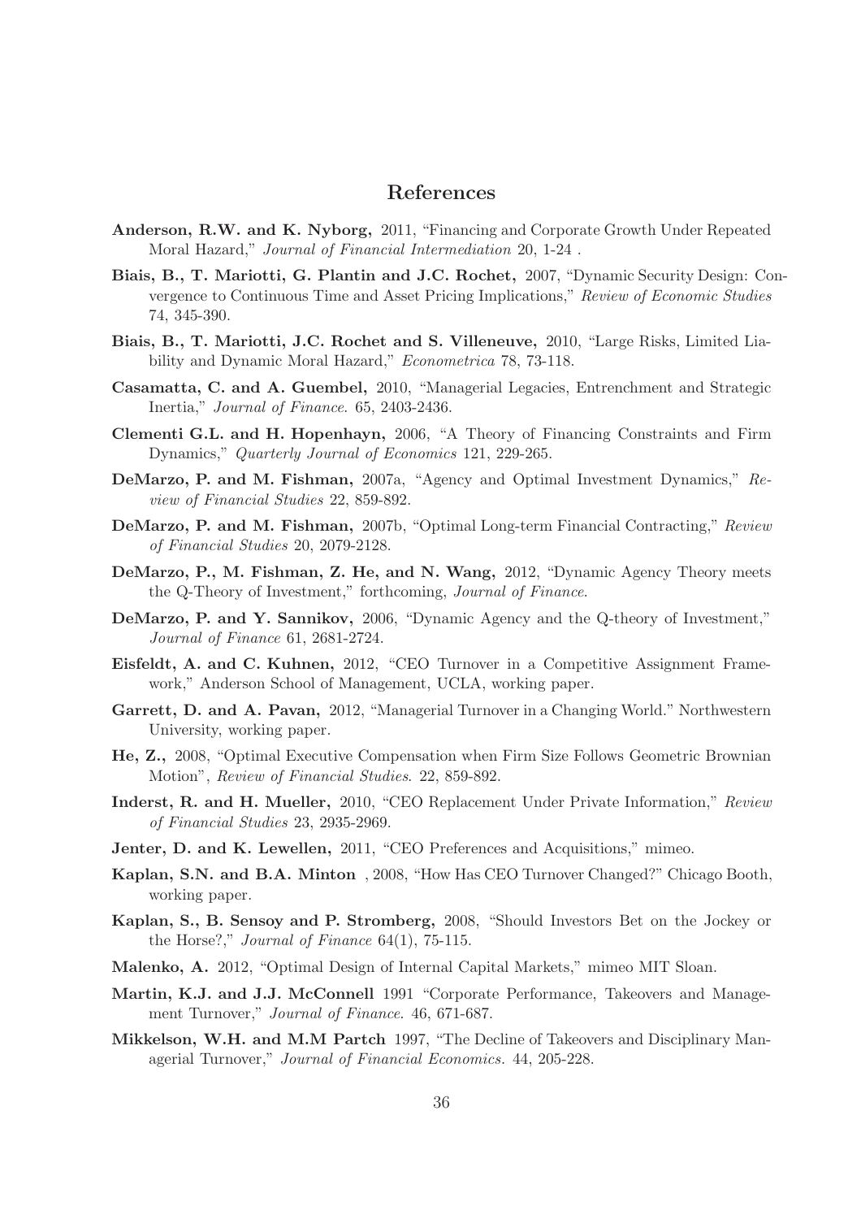## References

**Anderson, R.W. and K. Nyborg,** 2011, "Financing and Corporate Growth Under Repeated Moral Hazard," *Journal of Financial Intermediation* 20, 1-24 .

**Biais, B., T. Mariotti, G. Plantin and J.C. Rochet,** 2007, "Dynamic Security Design: Convergence to Continuous Time and Asset Pricing Implications," *Review of Economic Studies* 74, 345-390.

**Biais, B., T. Mariotti, J.C. Rochet and S. Villeneuve,** 2010, "Large Risks, Limited Liability and Dynamic Moral Hazard," *Econometrica* 78, 73-118.

**Casamatta, C. and A. Guembel,** 2010, "Managerial Legacies, Entrenchment and Strategic Inertia," *Journal of Finance*. 65, 2403-2436.

**Clementi G.L. and H. Hopenhayn,** 2006, "A Theory of Financing Constraints and Firm Dynamics," *Quarterly Journal of Economics* 121, 229-265.

**DeMarzo, P. and M. Fishman,** 2007a, "Agency and Optimal Investment Dynamics," *Review of Financial Studies* 22, 859-892.

**DeMarzo, P. and M. Fishman,** 2007b, "Optimal Long-term Financial Contracting," *Review of Financial Studies* 20, 2079-2128.

**DeMarzo, P., M. Fishman, Z. He, and N. Wang,** 2012, "Dynamic Agency Theory meets the Q-Theory of Investment," forthcoming, *Journal of Finance*.

**DeMarzo, P. and Y. Sannikov,** 2006, "Dynamic Agency and the Q-theory of Investment," *Journal of Finance* 61, 2681-2724.

**Eisfeldt, A. and C. Kuhnen,** 2012, "CEO Turnover in a Competitive Assignment Framework," Anderson School of Management, UCLA, working paper.

**Garrett, D. and A. Pavan,** 2012, "Managerial Turnover in a Changing World." Northwestern University, working paper.

**He, Z.,** 2008, "Optimal Executive Compensation when Firm Size Follows Geometric Brownian Motion", *Review of Financial Studies*. 22, 859-892.

**Inderst, R. and H. Mueller,** 2010, "CEO Replacement Under Private Information," *Review of Financial Studies* 23, 2935-2969.

**Jenter, D. and K. Lewellen,** 2011, "CEO Preferences and Acquisitions," mimeo.

**Kaplan, S.N. and B.A. Minton** , 2008, "How Has CEO Turnover Changed?" Chicago Booth, working paper.

**Kaplan, S., B. Sensoy and P. Stromberg,** 2008, "Should Investors Bet on the Jockey or the Horse?," *Journal of Finance* 64(1), 75-115.

**Malenko, A.** 2012, "Optimal Design of Internal Capital Markets," mimeo MIT Sloan.

**Martin, K.J. and J.J. McConnell** 1991 "Corporate Performance, Takeovers and Management Turnover," *Journal of Finance*. 46, 671-687.

**Mikkelson, W.H. and M.M Partch** 1997, "The Decline of Takeovers and Disciplinary Managerial Turnover," *Journal of Financial Economics*. 44, 205-228.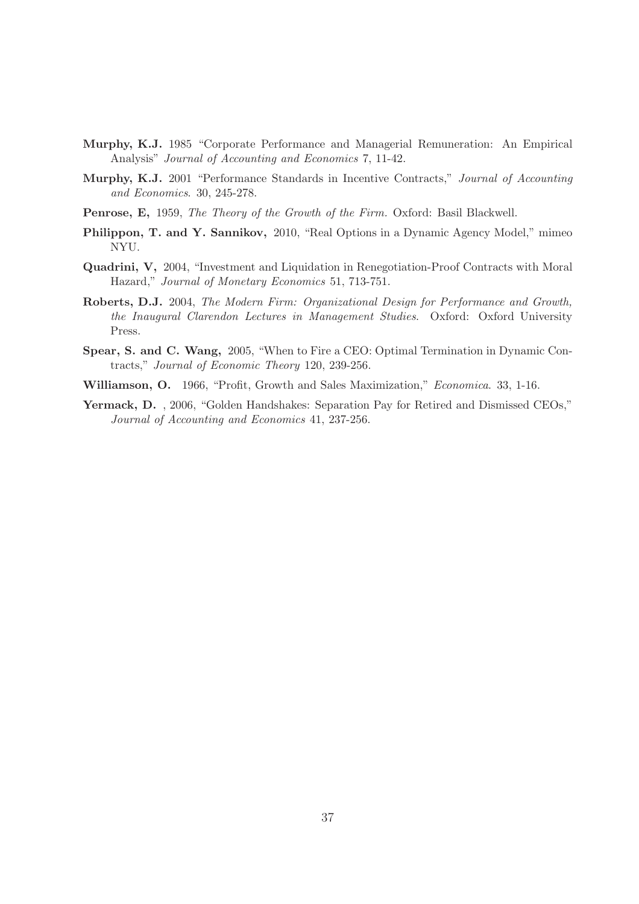**Murphy, K.J.** 1985 "Corporate Performance and Managerial Remuneration: An Empirical Analysis" *Journal of Accounting and Economics* 7, 11-42.

**Murphy, K.J.** 2001 "Performance Standards in Incentive Contracts," *Journal of Accounting and Economics*. 30, 245-278.

**Penrose, E,** 1959, *The Theory of the Growth of the Firm.* Oxford: Basil Blackwell.

**Philippon, T. and Y. Sannikov,** 2010, "Real Options in a Dynamic Agency Model," mimeo NYU.

**Quadrini, V,** 2004, "Investment and Liquidation in Renegotiation-Proof Contracts with Moral Hazard," *Journal of Monetary Economics* 51, 713-751.

**Roberts, D.J.** 2004, *The Modern Firm: Organizational Design for Performance and Growth, the Inaugural Clarendon Lectures in Management Studies*. Oxford: Oxford University Press.

**Spear, S. and C. Wang,** 2005, "When to Fire a CEO: Optimal Termination in Dynamic Contracts," *Journal of Economic Theory* 120, 239-256.

**Williamson, O.** 1966, "Profit, Growth and Sales Maximization," *Economica*. 33, 1-16.

**Yermack, D.** , 2006, "Golden Handshakes: Separation Pay for Retired and Dismissed CEOs," *Journal of Accounting and Economics* 41, 237-256.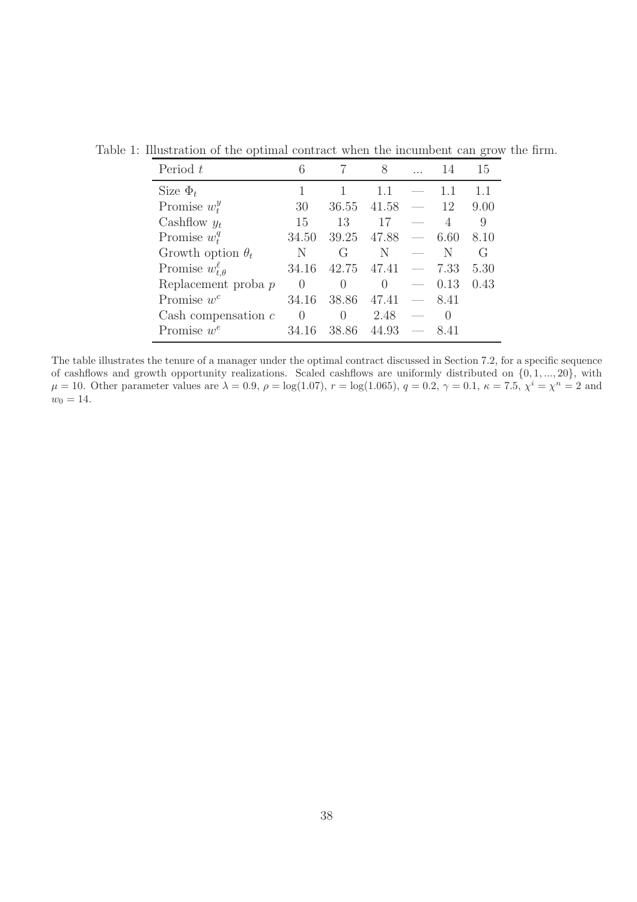Table 1: Illustration of the optimal contract when the incumbent can grow the firm.

| Period $t$ | 6 | 7 | 8 | ... | 14 | 15 |
|---|---|---|---|---|---|---|
| Size $\Phi_t$ | 1 | 1 | 1.1 | — | 1.1 | 1.1 |
| Promise $w_t^y$ | 30 | 36.55 | 41.58 | — | 12 | 9.00 |
| Cashflow $y_t$ | 15 | 13 | 17 | — | 4 | 9 |
| Promise $w_t^q$ | 34.50 | 39.25 | 47.88 | — | 6.60 | 8.10 |
| Growth option $\theta_t$ | N | G | N | — | N | G |
| Promise $w_{t,\theta}^\ell$ | 34.16 | 42.75 | 47.41 | — | 7.33 | 5.30 |
| Replacement proba $p$ | 0 | 0 | 0 | — | 0.13 | 0.43 |
| Promise $w^c$ | 34.16 | 38.86 | 47.41 | — | 8.41 | |
| Cash compensation $c$ | 0 | 0 | 2.48 | — | 0 | |
| Promise $w^e$ | 34.16 | 38.86 | 44.93 | — | 8.41 | |

The table illustrates the tenure of a manager under the optimal contract discussed in Section 7.2, for a specific sequence of cashflows and growth opportunity realizations. Scaled cashflows are uniformly distributed on $\{0, 1, ..., 20\}$, with $\mu = 10$. Other parameter values are $\lambda = 0.9$, $\rho = \log(1.07)$, $r = \log(1.065)$, $q = 0.2$, $\gamma = 0.1$, $\kappa = 7.5$, $\chi^i = \chi^n = 2$ and $w_0 = 14$.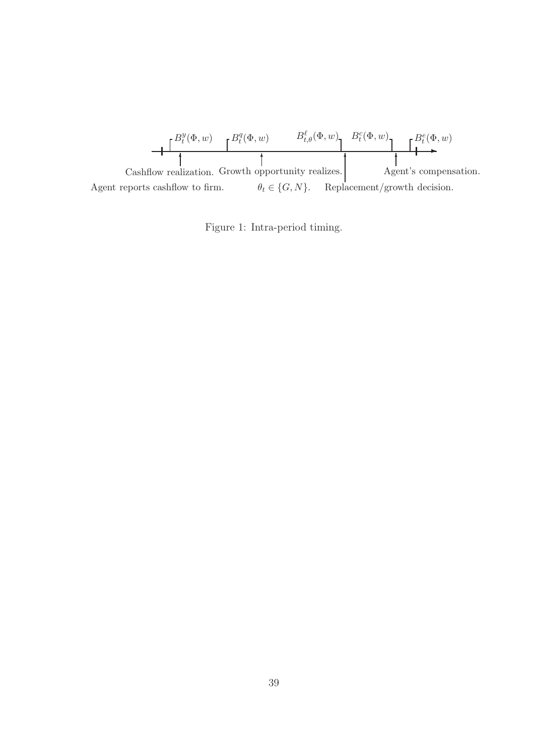$B^y_t(\Phi, w)$ $B^q_t(\Phi, w)$ $B^\ell_{t,\theta}(\Phi, w)$ $B^c_t(\Phi, w)$ $B^e_t(\Phi, w)$

Cashflow realization. Growth opportunity realizes. Agent's compensation.

Agent reports cashflow to firm. $\theta_t \in \{G, N\}$. Replacement/growth decision.

Figure 1: Intra-period timing.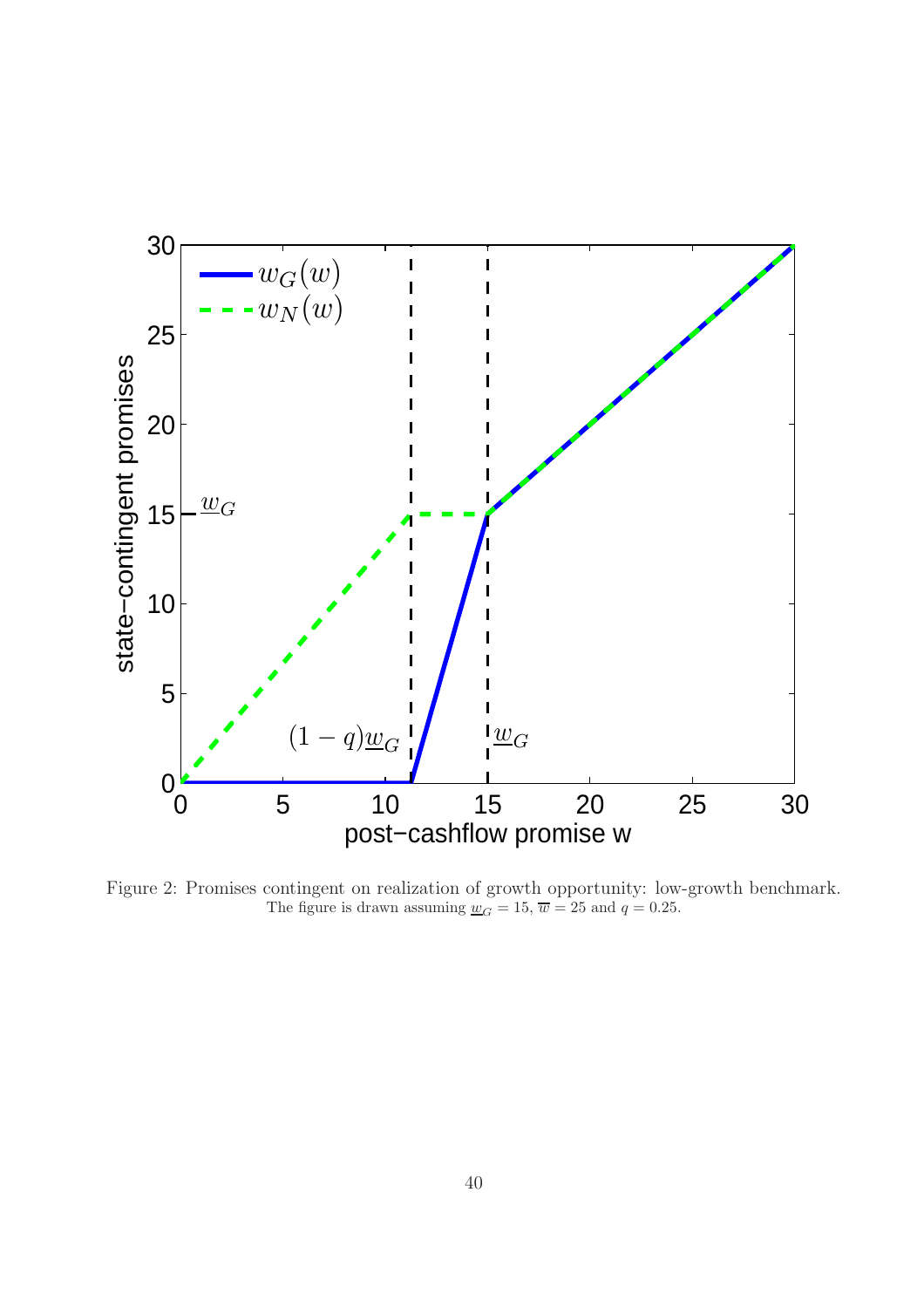Figure 2: Promises contingent on realization of growth opportunity: low-growth benchmark. The figure is drawn assuming $\underline{w}_G = 15$, $\overline{w} = 25$ and $q = 0.25$.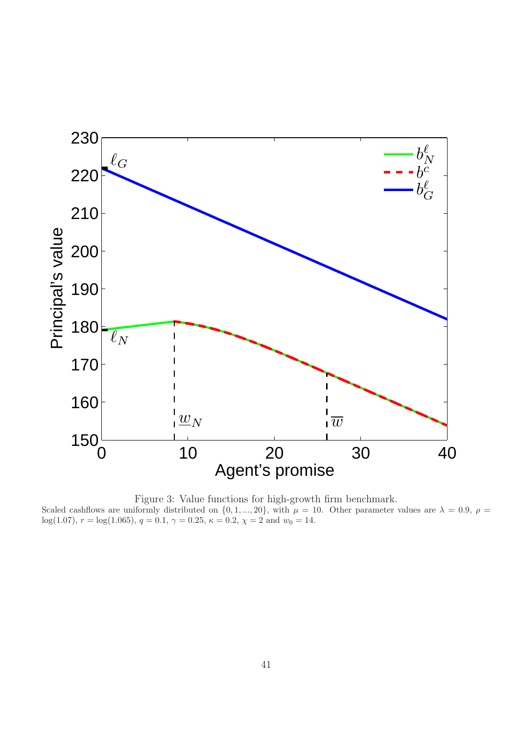Figure 3: Value functions for high-growth firm benchmark.

Scaled cashflows are uniformly distributed on $\{0, 1, ..., 20\}$, with $\mu = 10$. Other parameter values are $\lambda = 0.9$, $\rho = \log(1.07)$, $r = \log(1.065)$, $q = 0.1$, $\gamma = 0.25$, $\kappa = 0.2$, $\chi = 2$ and $w_0 = 14$.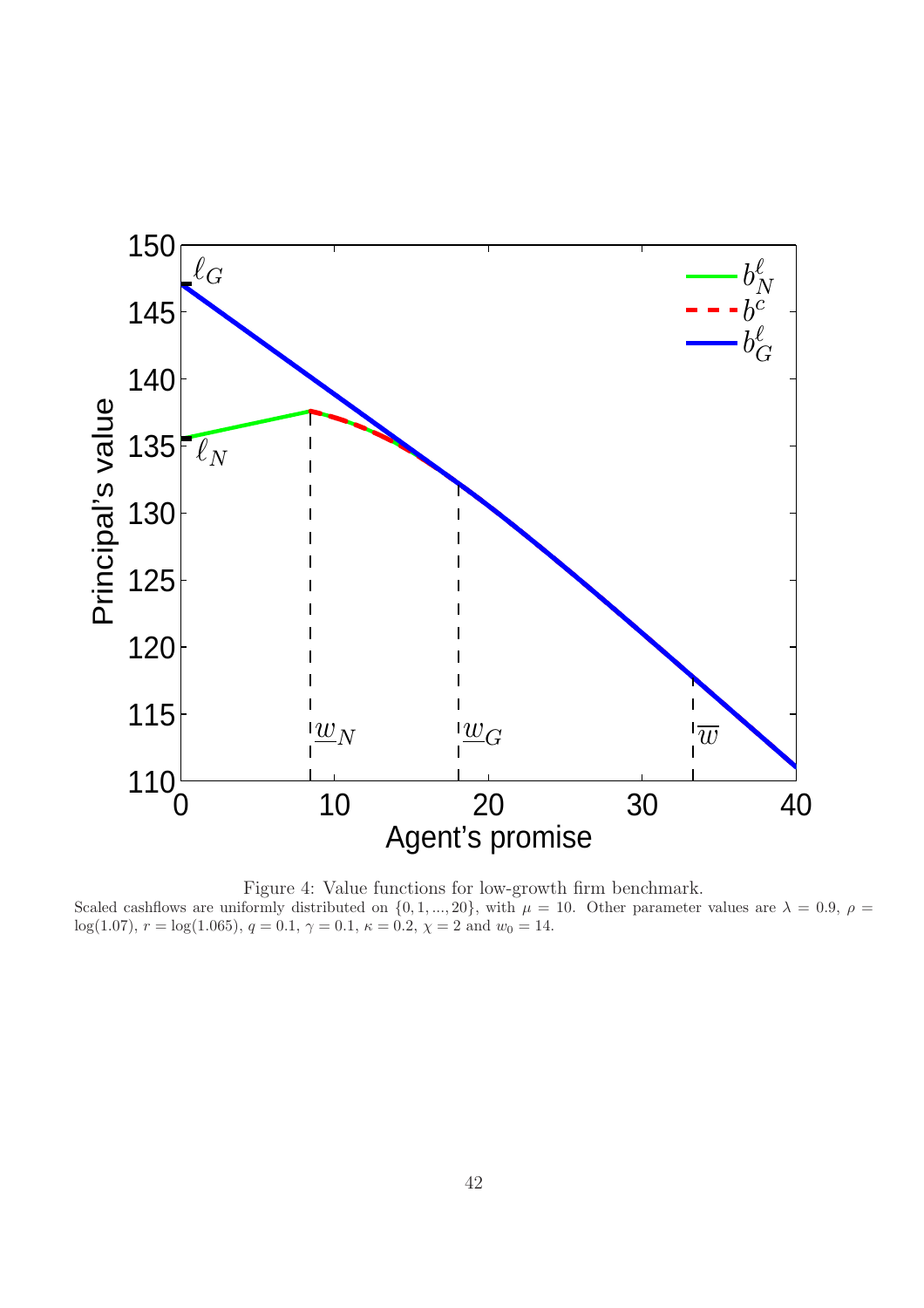Figure 4: Value functions for low-growth firm benchmark.

Scaled cashflows are uniformly distributed on $\{0, 1, ..., 20\}$, with $\mu = 10$. Other parameter values are $\lambda = 0.9$, $\rho = \log(1.07)$, $r = \log(1.065)$, $q = 0.1$, $\gamma = 0.1$, $\kappa = 0.2$, $\chi = 2$ and $w_0 = 14$.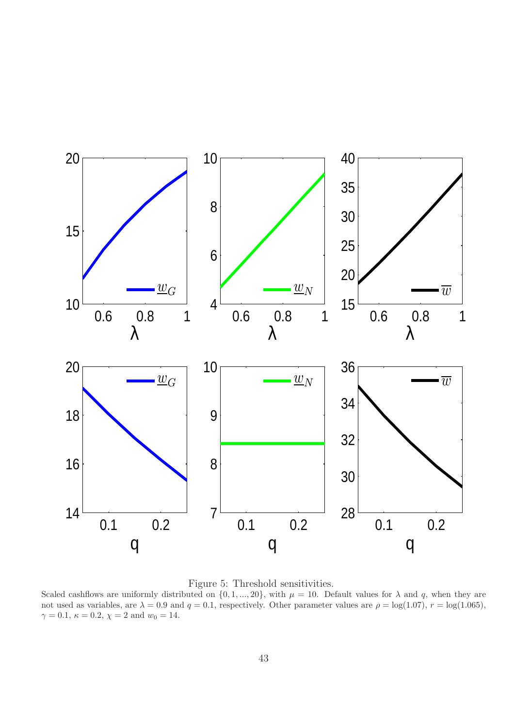Figure 5: Threshold sensitivities.

Scaled cashflows are uniformly distributed on $\{0, 1, ..., 20\}$, with $\mu = 10$. Default values for $\lambda$ and $q$, when they are not used as variables, are $\lambda = 0.9$ and $q = 0.1$, respectively. Other parameter values are $\rho = \log(1.07)$, $r = \log(1.065)$, $\gamma = 0.1$, $\kappa = 0.2$, $\chi = 2$ and $w_0 = 14$.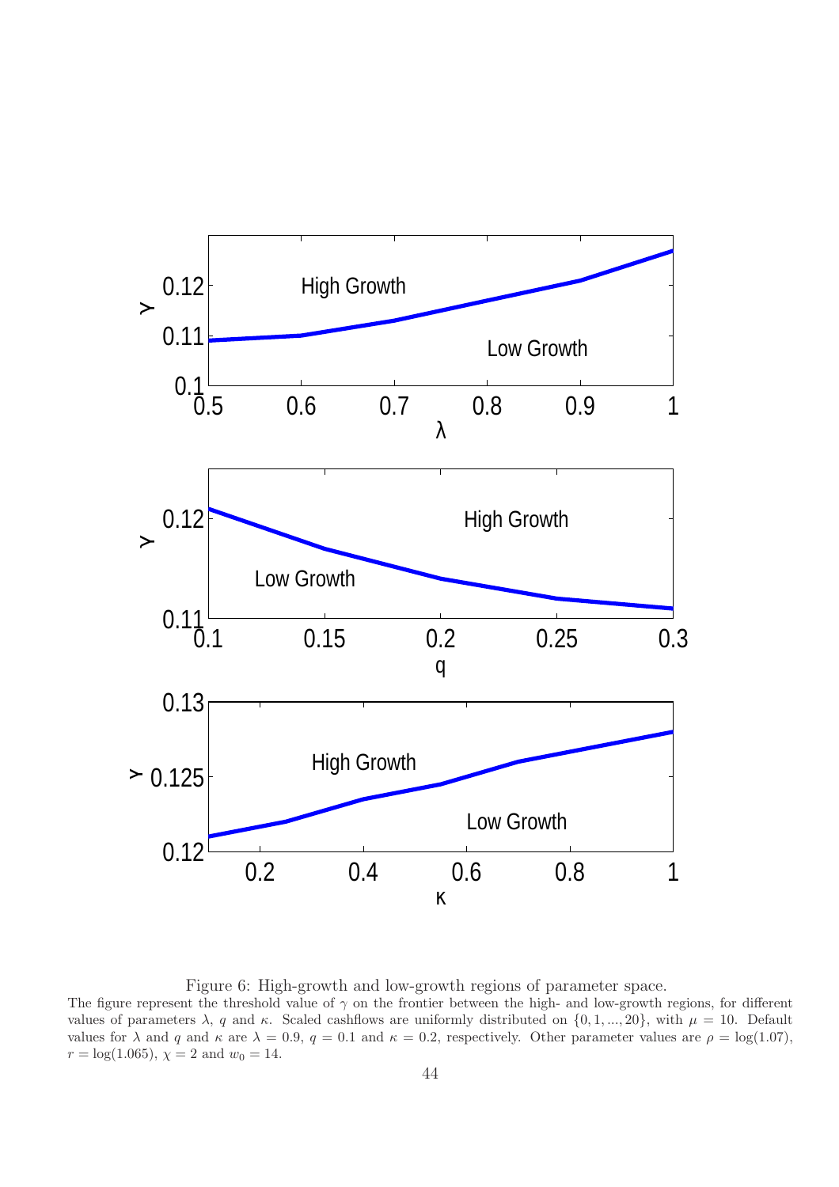Figure 6: High-growth and low-growth regions of parameter space.

The figure represent the threshold value of $\gamma$ on the frontier between the high- and low-growth regions, for different values of parameters $\lambda$, $q$ and $\kappa$. Scaled cashflows are uniformly distributed on $\{0, 1, ..., 20\}$, with $\mu = 10$. Default values for $\lambda$ and $q$ and $\kappa$ are $\lambda = 0.9$, $q = 0.1$ and $\kappa = 0.2$, respectively. Other parameter values are $\rho = \log(1.07)$, $r = \log(1.065)$, $\chi = 2$ and $w_0 = 14$.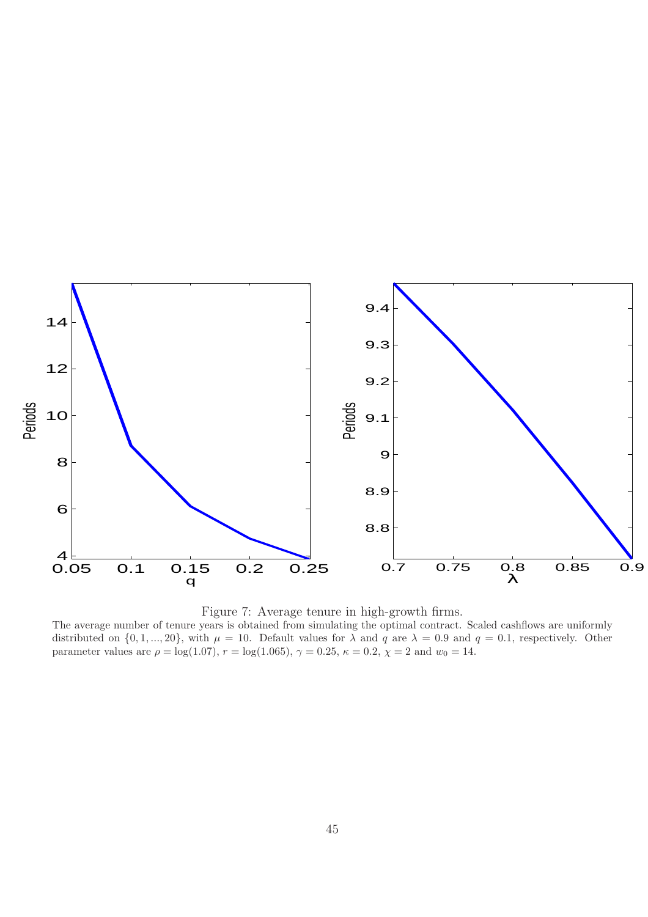Figure 7: Average tenure in high-growth firms.

The average number of tenure years is obtained from simulating the optimal contract. Scaled cashflows are uniformly distributed on $\{0, 1, ..., 20\}$, with $\mu = 10$. Default values for $\lambda$ and $q$ are $\lambda = 0.9$ and $q = 0.1$, respectively. Other parameter values are $\rho = \log(1.07)$, $r = \log(1.065)$, $\gamma = 0.25$, $\kappa = 0.2$, $\chi = 2$ and $w_0 = 14$.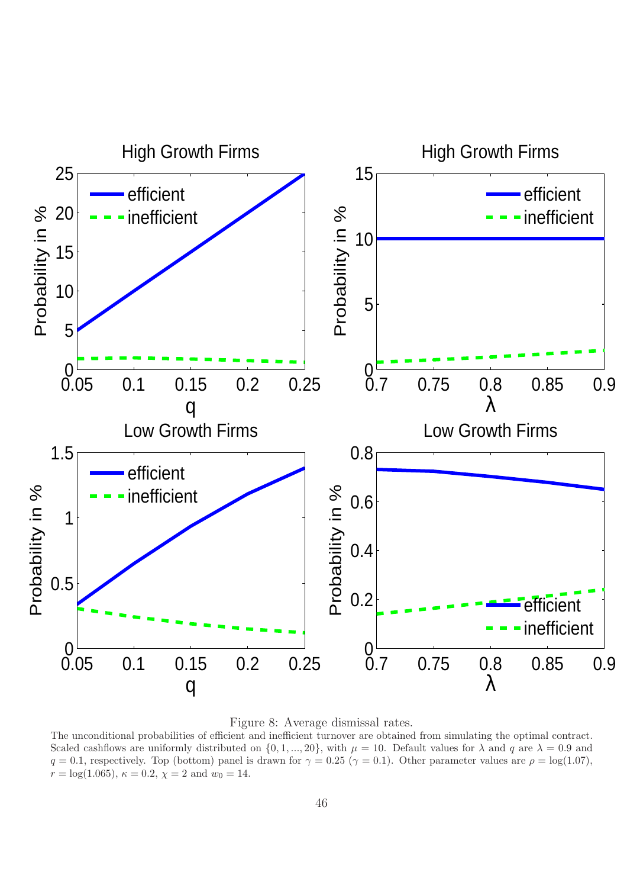Figure 8: Average dismissal rates.

The unconditional probabilities of efficient and inefficient turnover are obtained from simulating the optimal contract. Scaled cashflows are uniformly distributed on $\{0, 1, ..., 20\}$, with $\mu = 10$. Default values for $\lambda$ and $q$ are $\lambda = 0.9$ and $q = 0.1$, respectively. Top (bottom) panel is drawn for $\gamma = 0.25$ ($\gamma = 0.1$). Other parameter values are $\rho = \log(1.07)$, $r = \log(1.065)$, $\kappa = 0.2$, $\chi = 2$ and $w_0 = 14$.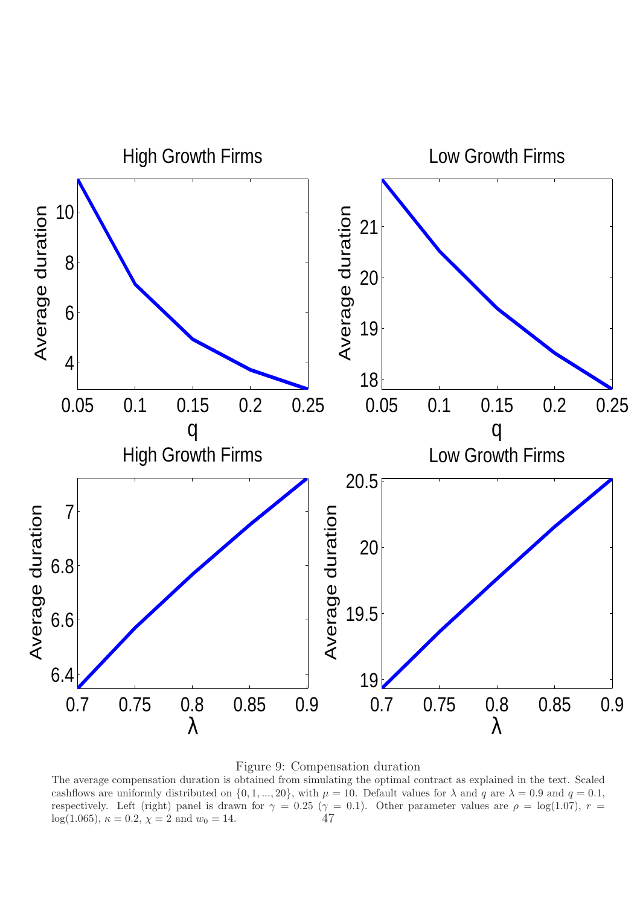Figure 9: Compensation duration

The average compensation duration is obtained from simulating the optimal contract as explained in the text. Scaled cashflows are uniformly distributed on $\{0, 1, ..., 20\}$, with $\mu = 10$. Default values for $\lambda$ and $q$ are $\lambda = 0.9$ and $q = 0.1$, respectively. Left (right) panel is drawn for $\gamma = 0.25$ ($\gamma = 0.1$). Other parameter values are $\rho = \log(1.07)$, $r = \log(1.065)$, $\kappa = 0.2$, $\chi = 2$ and $w_0 = 14$.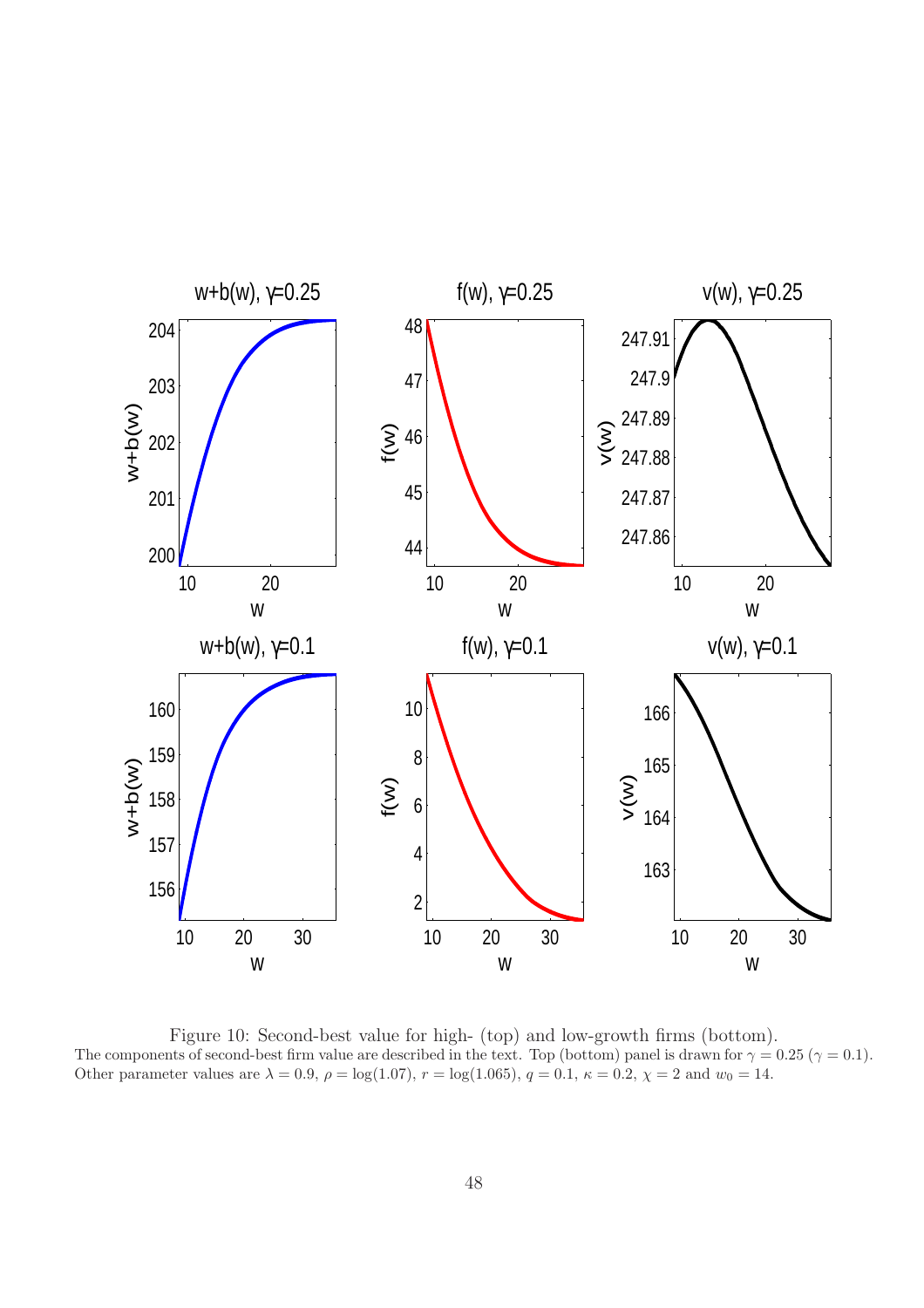Figure 10: Second-best value for high- (top) and low-growth firms (bottom).
The components of second-best firm value are described in the text. Top (bottom) panel is drawn for $\gamma = 0.25$ ($\gamma = 0.1$). Other parameter values are $\lambda = 0.9$, $\rho = \log(1.07)$, $r = \log(1.065)$, $q = 0.1$, $\kappa = 0.2$, $\chi = 2$ and $w_0 = 14$.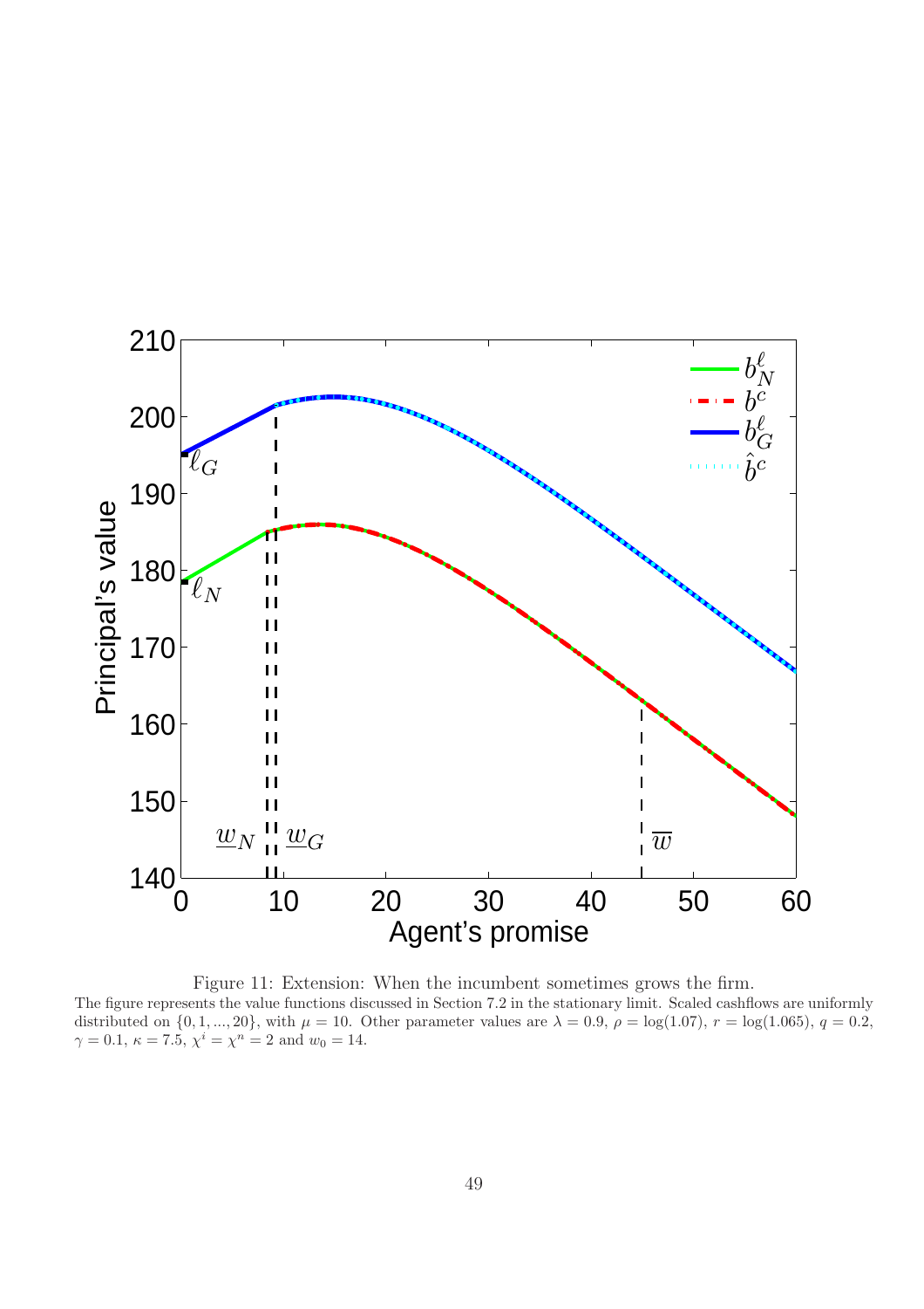Figure 11: Extension: When the incumbent sometimes grows the firm.

The figure represents the value functions discussed in Section 7.2 in the stationary limit. Scaled cashflows are uniformly distributed on $\{0, 1, ..., 20\}$, with $\mu = 10$. Other parameter values are $\lambda = 0.9$, $\rho = \log(1.07)$, $r = \log(1.065)$, $q = 0.2$, $\gamma = 0.1$, $\kappa = 7.5$, $\chi^i = \chi^n = 2$ and $w_0 = 14$.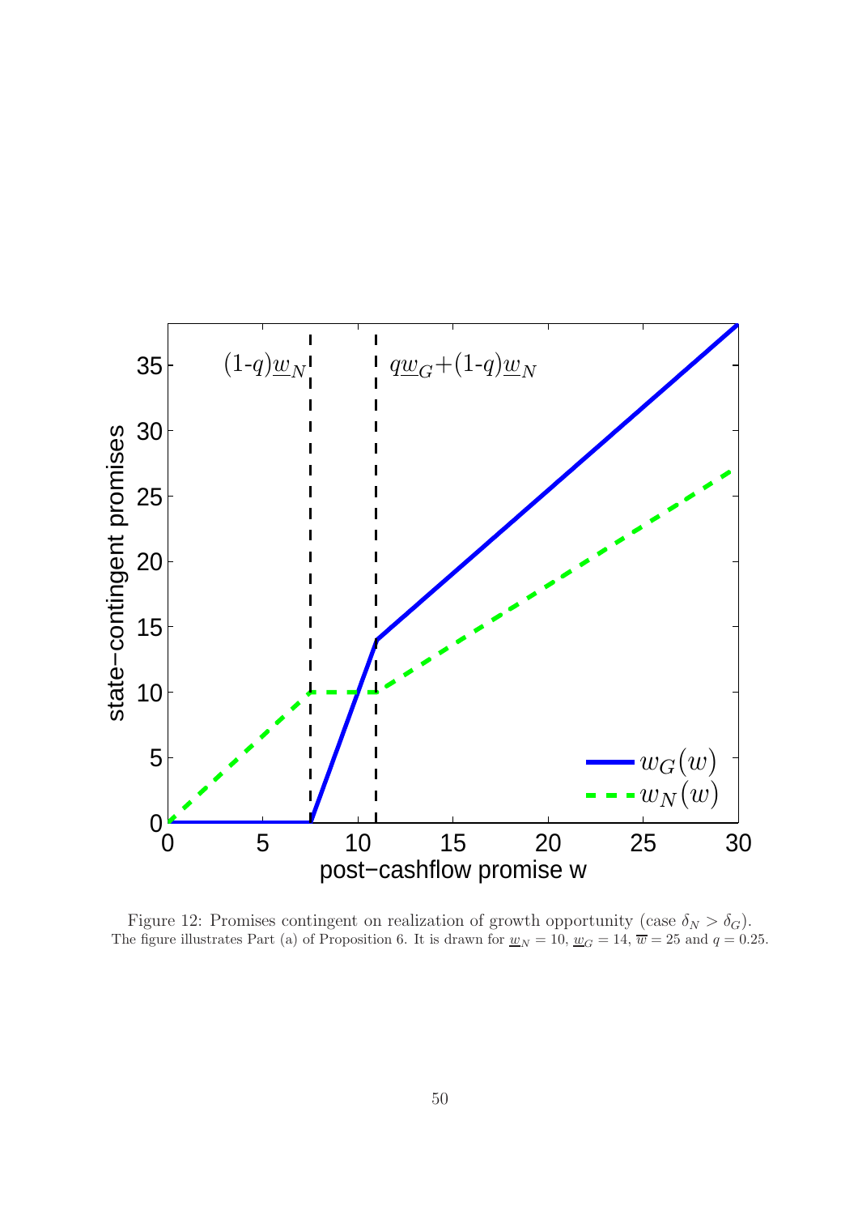Figure 12: Promises contingent on realization of growth opportunity (case $\delta_N > \delta_G$). The figure illustrates Part (a) of Proposition 6. It is drawn for $\underline{w}_N = 10$, $\underline{w}_G = 14$, $\overline{w} = 25$ and $q = 0.25$.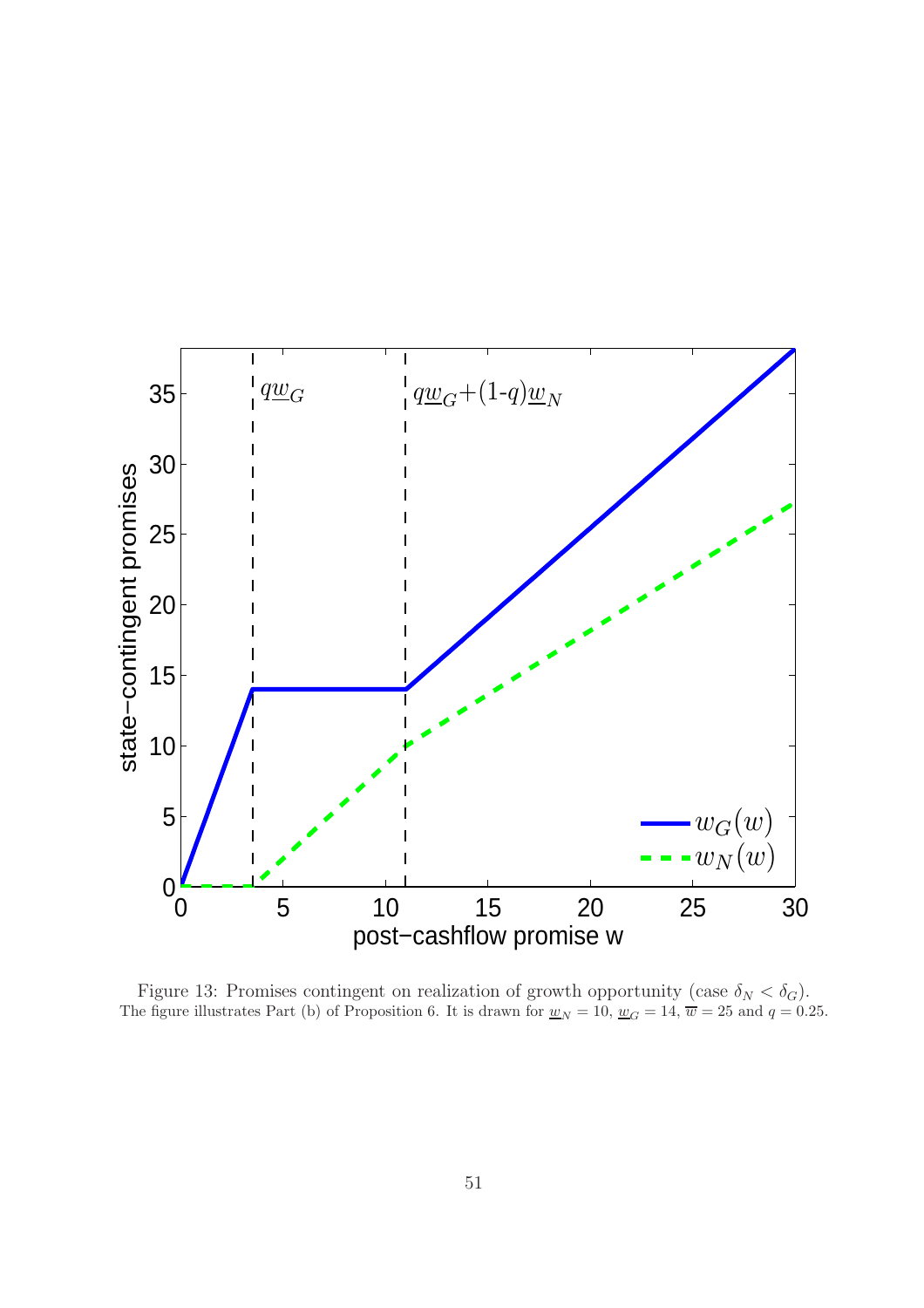Figure 13: Promises contingent on realization of growth opportunity (case $\delta_N < \delta_G$). The figure illustrates Part (b) of Proposition 6. It is drawn for $\underline{w}_N = 10$, $\underline{w}_G = 14$, $\overline{w} = 25$ and $q = 0.25$.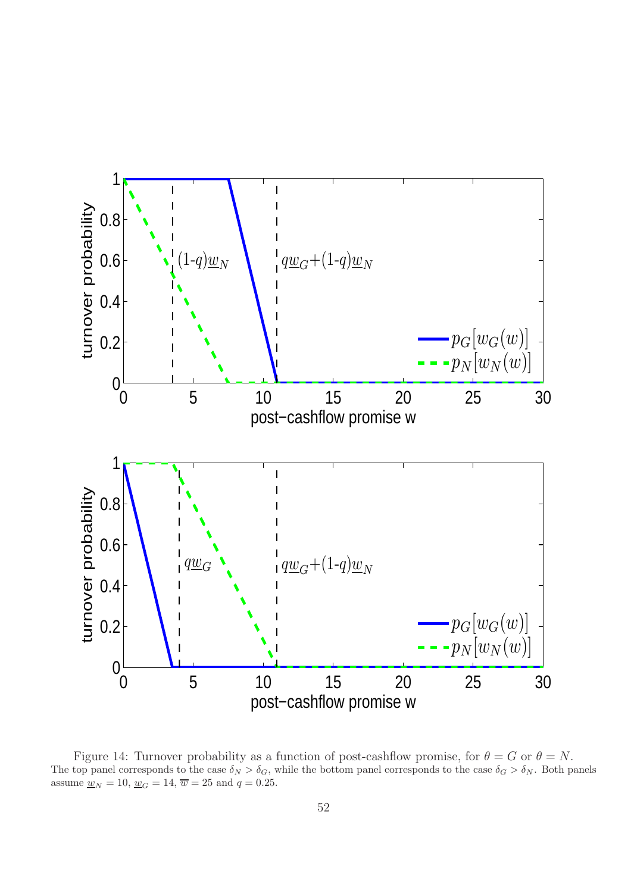turnover probability

1
0.8
0.6
0.4
0.2
0

0 5 10 15 20 25 30

post−cashflow promise w

$(1\text{-}q)\underline{w}_N$

$q\underline{w}_G+(1\text{-}q)\underline{w}_N$

$p_G[w_G(w)]$

$p_N[w_N(w)]$

turnover probability

1
0.8
0.6
0.4
0.2
0

0 5 10 15 20 25 30

post−cashflow promise w

$q\underline{w}_G$

$q\underline{w}_G+(1\text{-}q)\underline{w}_N$

$p_G[w_G(w)]$

$p_N[w_N(w)]$

Figure 14: Turnover probability as a function of post-cashflow promise, for $\theta = G$ or $\theta = N$. The top panel corresponds to the case $\delta_N > \delta_G$, while the bottom panel corresponds to the case $\delta_G > \delta_N$. Both panels assume $\underline{w}_N = 10$, $\underline{w}_G = 14$, $\overline{w} = 25$ and $q = 0.25$.